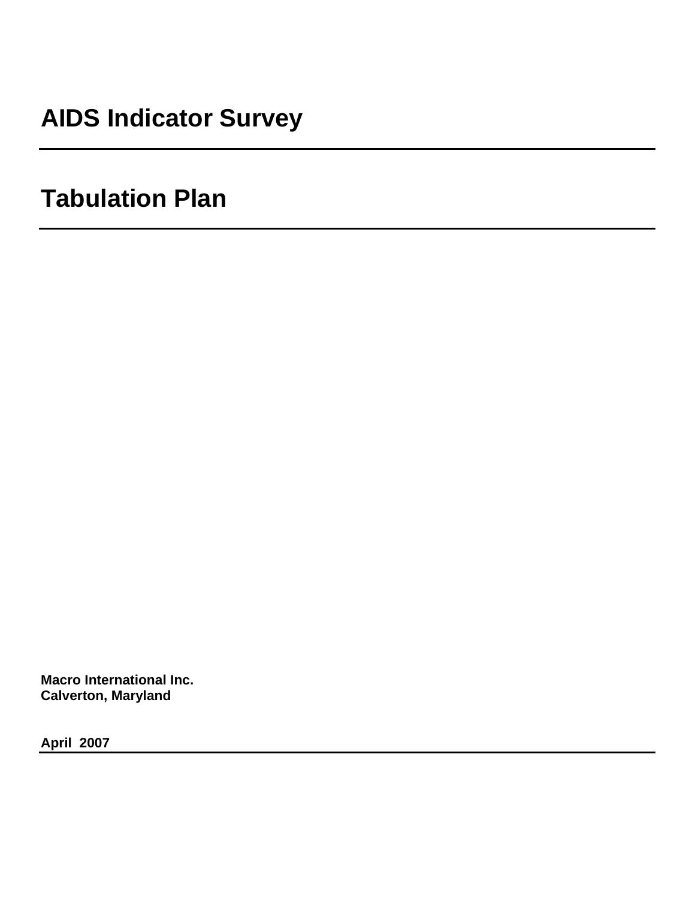# AIDS Indicator Survey

# Tabulation Plan

**Macro International Inc.**
**Calverton, Maryland**

**April 2007**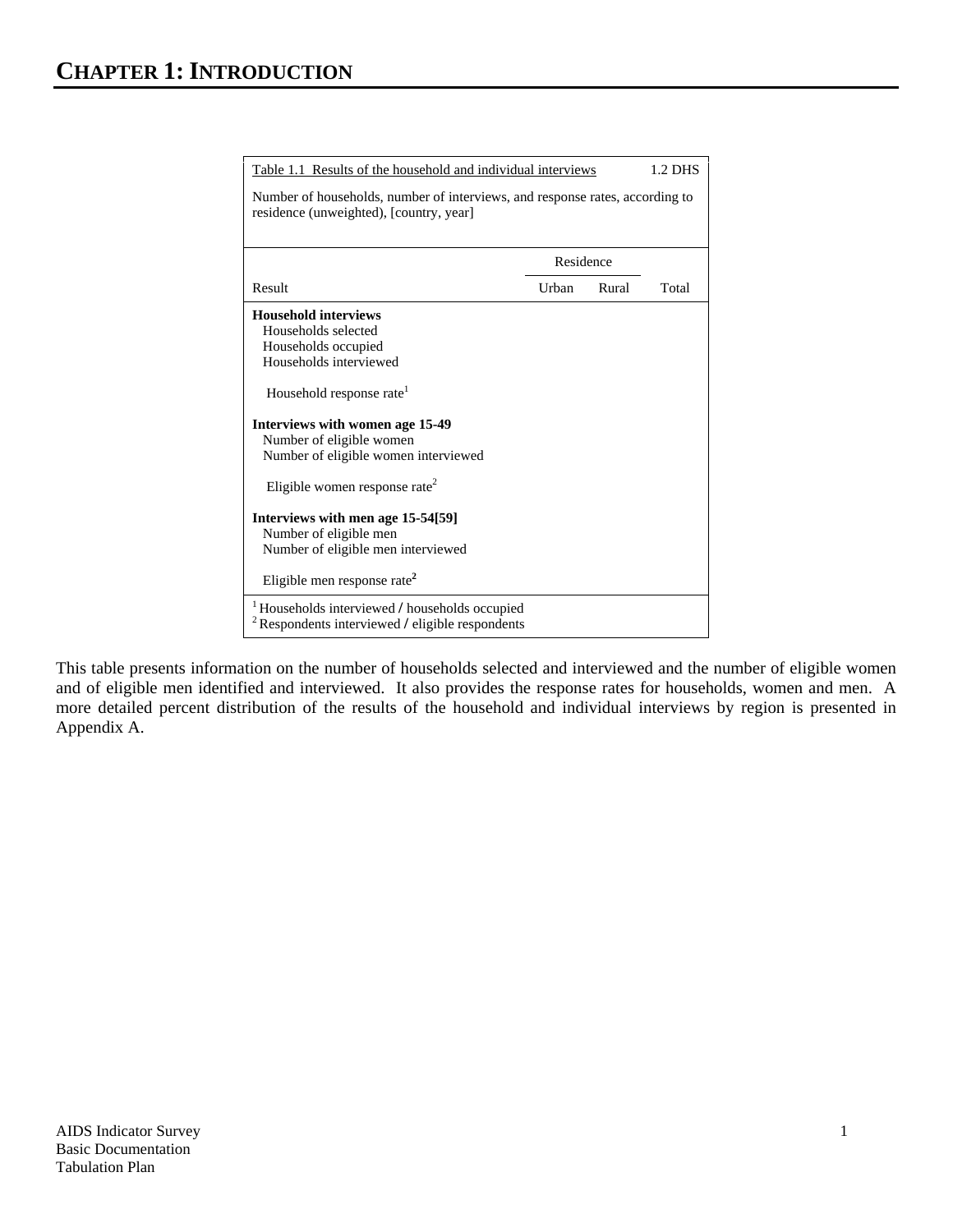# CHAPTER 1: INTRODUCTION

| Table 1.1 Results of the household and individual interviews | | | 1.2 DHS |
|---|---|---|---|
| Number of households, number of interviews, and response rates, according to residence (unweighted), [country, year] | | | |
| | Residence | | |
| Result | Urban | Rural | Total |
| **Household interviews** | | | |
| Households selected | | | |
| Households occupied | | | |
| Households interviewed | | | |
| Household response rate[1] | | | |
| **Interviews with women age 15-49** | | | |
| Number of eligible women | | | |
| Number of eligible women interviewed | | | |
| Eligible women response rate[2] | | | |
| **Interviews with men age 15-54[59]** | | | |
| Number of eligible men | | | |
| Number of eligible men interviewed | | | |
| Eligible men response rate[2] | | | |

[1] Households interviewed / households occupied
[2] Respondents interviewed / eligible respondents

This table presents information on the number of households selected and interviewed and the number of eligible women and of eligible men identified and interviewed. It also provides the response rates for households, women and men. A more detailed percent distribution of the results of the household and individual interviews by region is presented in Appendix A.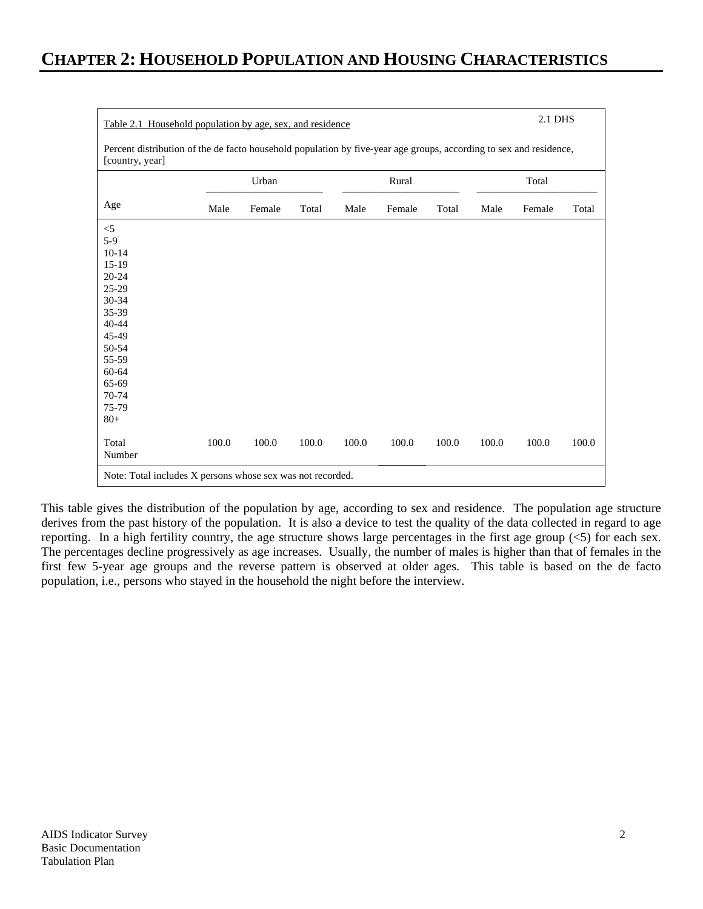# CHAPTER 2: HOUSEHOLD POPULATION AND HOUSING CHARACTERISTICS

Table 2.1 Household population by age, sex, and residence

2.1 DHS

Percent distribution of the de facto household population by five-year age groups, according to sex and residence, [country, year]

| Age | Urban | | | Rural | | | Total | | |
|---|---|---|---|---|---|---|---|---|---|
| | Male | Female | Total | Male | Female | Total | Male | Female | Total |
| <5 | | | | | | | | | |
| 5-9 | | | | | | | | | |
| 10-14 | | | | | | | | | |
| 15-19 | | | | | | | | | |
| 20-24 | | | | | | | | | |
| 25-29 | | | | | | | | | |
| 30-34 | | | | | | | | | |
| 35-39 | | | | | | | | | |
| 40-44 | | | | | | | | | |
| 45-49 | | | | | | | | | |
| 50-54 | | | | | | | | | |
| 55-59 | | | | | | | | | |
| 60-64 | | | | | | | | | |
| 65-69 | | | | | | | | | |
| 70-74 | | | | | | | | | |
| 75-79 | | | | | | | | | |
| 80+ | | | | | | | | | |
| Total | 100.0 | 100.0 | 100.0 | 100.0 | 100.0 | 100.0 | 100.0 | 100.0 | 100.0 |
| Number | | | | | | | | | |

Note: Total includes X persons whose sex was not recorded.

This table gives the distribution of the population by age, according to sex and residence. The population age structure derives from the past history of the population. It is also a device to test the quality of the data collected in regard to age reporting. In a high fertility country, the age structure shows large percentages in the first age group (<5) for each sex. The percentages decline progressively as age increases. Usually, the number of males is higher than that of females in the first few 5-year age groups and the reverse pattern is observed at older ages. This table is based on the de facto population, i.e., persons who stayed in the household the night before the interview.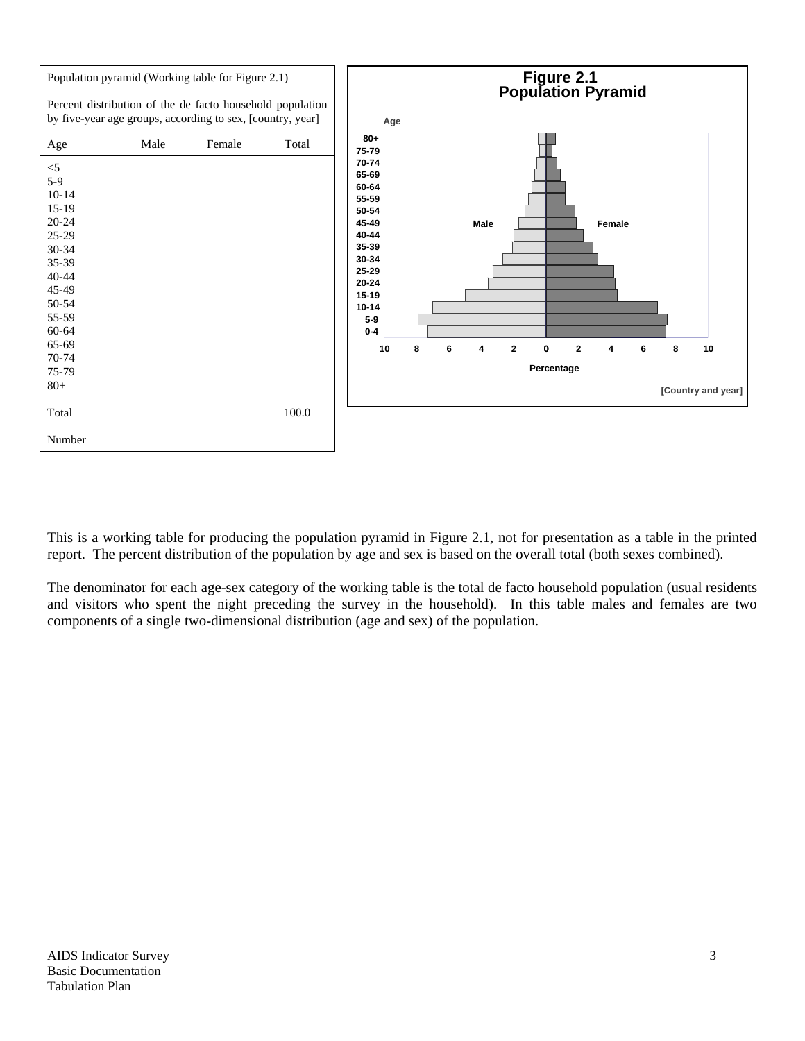Population pyramid (Working table for Figure 2.1)

Percent distribution of the de facto household population by five-year age groups, according to sex, [country, year]

| Age | Male | Female | Total |
|---|---|---|---|
| <5 | | | |
| 5-9 | | | |
| 10-14 | | | |
| 15-19 | | | |
| 20-24 | | | |
| 25-29 | | | |
| 30-34 | | | |
| 35-39 | | | |
| 40-44 | | | |
| 45-49 | | | |
| 50-54 | | | |
| 55-59 | | | |
| 60-64 | | | |
| 65-69 | | | |
| 70-74 | | | |
| 75-79 | | | |
| 80+ | | | |
| Total | | | 100.0 |
| Number | | | |

**Figure 2.1**
**Population Pyramid**

[Country and year]

This is a working table for producing the population pyramid in Figure 2.1, not for presentation as a table in the printed report. The percent distribution of the population by age and sex is based on the overall total (both sexes combined).

The denominator for each age-sex category of the working table is the total de facto household population (usual residents and visitors who spent the night preceding the survey in the household). In this table males and females are two components of a single two-dimensional distribution (age and sex) of the population.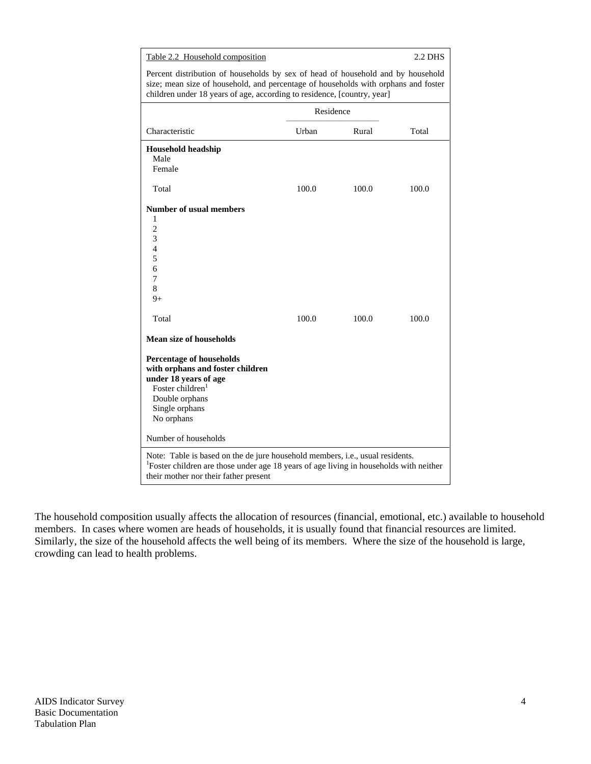Table 2.2 Household composition — 2.2 DHS

Percent distribution of households by sex of head of household and by household size; mean size of household, and percentage of households with orphans and foster children under 18 years of age, according to residence, [country, year]

| Characteristic | Residence | | Total |
|---|---|---|---|
| | Urban | Rural | |
| **Household headship** | | | |
| Male | | | |
| Female | | | |
| Total | 100.0 | 100.0 | 100.0 |
| **Number of usual members** | | | |
| 1 | | | |
| 2 | | | |
| 3 | | | |
| 4 | | | |
| 5 | | | |
| 6 | | | |
| 7 | | | |
| 8 | | | |
| 9+ | | | |
| Total | 100.0 | 100.0 | 100.0 |
| **Mean size of households** | | | |
| **Percentage of households with orphans and foster children under 18 years of age** | | | |
| Foster children[1] | | | |
| Double orphans | | | |
| Single orphans | | | |
| No orphans | | | |
| Number of households | | | |

Note: Table is based on the de jure household members, i.e., usual residents.
[1]Foster children are those under age 18 years of age living in households with neither their mother nor their father present

The household composition usually affects the allocation of resources (financial, emotional, etc.) available to household members. In cases where women are heads of households, it is usually found that financial resources are limited. Similarly, the size of the household affects the well being of its members. Where the size of the household is large, crowding can lead to health problems.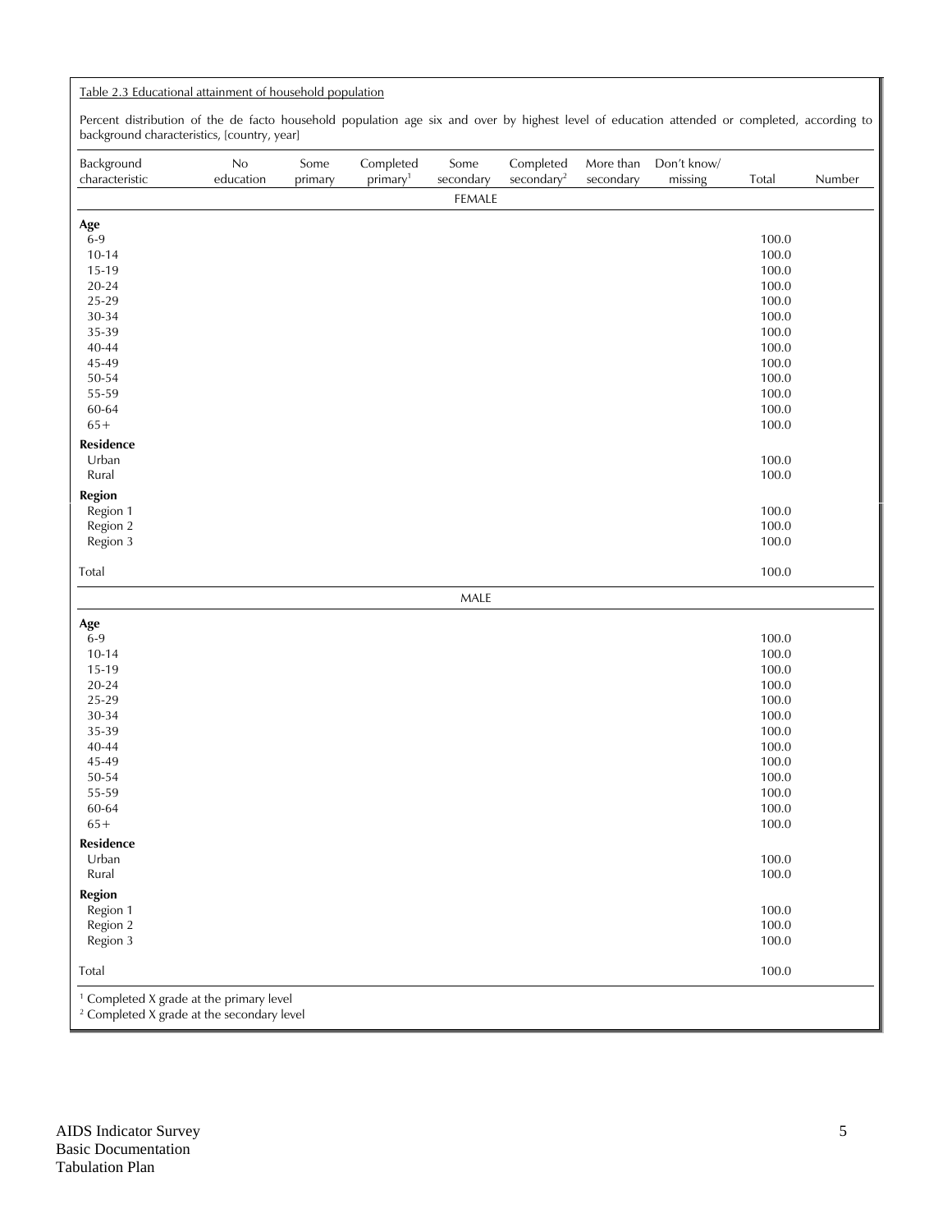Table 2.3 Educational attainment of household population

Percent distribution of the de facto household population age six and over by highest level of education attended or completed, according to background characteristics, [country, year]

| Background characteristic | No education | Some primary | Completed primary[1] | Some secondary | Completed secondary[2] | More than secondary | Don't know/ missing | Total | Number |
|---|---|---|---|---|---|---|---|---|---|
| | | | | FEMALE | | | | | |
| **Age** | | | | | | | | | |
| 6-9 | | | | | | | | 100.0 | |
| 10-14 | | | | | | | | 100.0 | |
| 15-19 | | | | | | | | 100.0 | |
| 20-24 | | | | | | | | 100.0 | |
| 25-29 | | | | | | | | 100.0 | |
| 30-34 | | | | | | | | 100.0 | |
| 35-39 | | | | | | | | 100.0 | |
| 40-44 | | | | | | | | 100.0 | |
| 45-49 | | | | | | | | 100.0 | |
| 50-54 | | | | | | | | 100.0 | |
| 55-59 | | | | | | | | 100.0 | |
| 60-64 | | | | | | | | 100.0 | |
| 65+ | | | | | | | | 100.0 | |
| **Residence** | | | | | | | | | |
| Urban | | | | | | | | 100.0 | |
| Rural | | | | | | | | 100.0 | |
| **Region** | | | | | | | | | |
| Region 1 | | | | | | | | 100.0 | |
| Region 2 | | | | | | | | 100.0 | |
| Region 3 | | | | | | | | 100.0 | |
| Total | | | | | | | | 100.0 | |
| | | | | MALE | | | | | |
| **Age** | | | | | | | | | |
| 6-9 | | | | | | | | 100.0 | |
| 10-14 | | | | | | | | 100.0 | |
| 15-19 | | | | | | | | 100.0 | |
| 20-24 | | | | | | | | 100.0 | |
| 25-29 | | | | | | | | 100.0 | |
| 30-34 | | | | | | | | 100.0 | |
| 35-39 | | | | | | | | 100.0 | |
| 40-44 | | | | | | | | 100.0 | |
| 45-49 | | | | | | | | 100.0 | |
| 50-54 | | | | | | | | 100.0 | |
| 55-59 | | | | | | | | 100.0 | |
| 60-64 | | | | | | | | 100.0 | |
| 65+ | | | | | | | | 100.0 | |
| **Residence** | | | | | | | | | |
| Urban | | | | | | | | 100.0 | |
| Rural | | | | | | | | 100.0 | |
| **Region** | | | | | | | | | |
| Region 1 | | | | | | | | 100.0 | |
| Region 2 | | | | | | | | 100.0 | |
| Region 3 | | | | | | | | 100.0 | |
| Total | | | | | | | | 100.0 | |

[1] Completed X grade at the primary level
[2] Completed X grade at the secondary level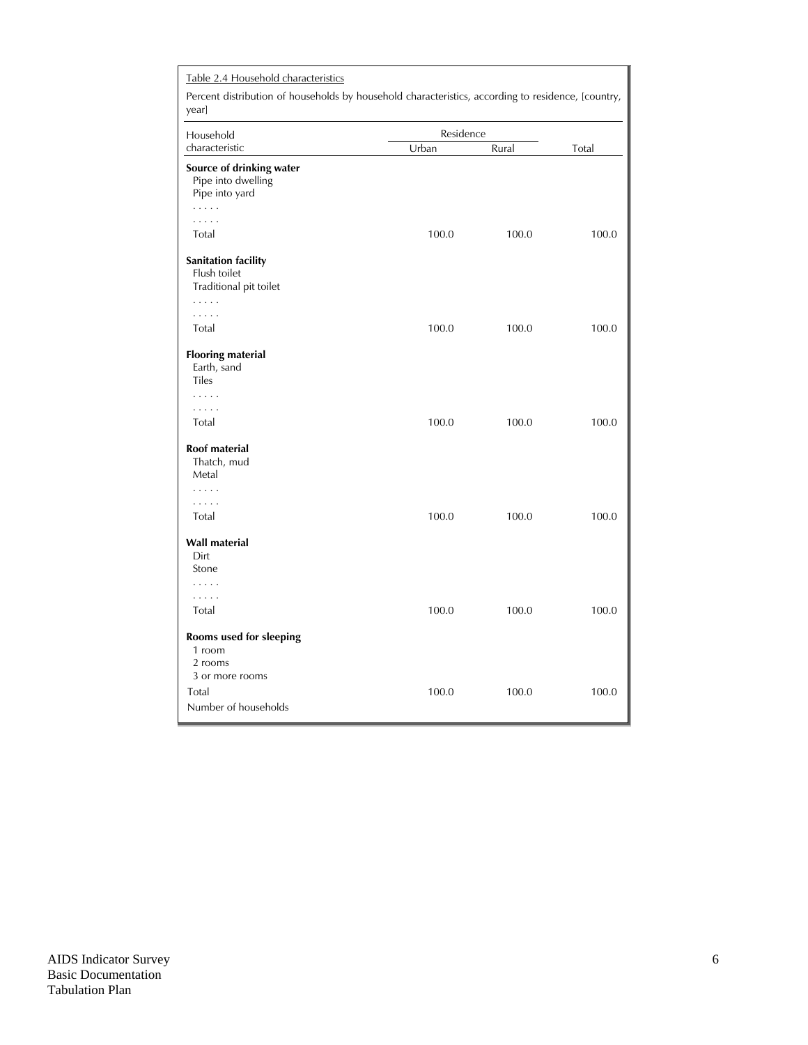Table 2.4 Household characteristics

Percent distribution of households by household characteristics, according to residence, [country, year]

| Household characteristic | Residence | | Total |
|---|---|---|---|
| | Urban | Rural | |
| **Source of drinking water** | | | |
| Pipe into dwelling | | | |
| Pipe into yard | | | |
| . . . . . | | | |
| . . . . . | | | |
| Total | 100.0 | 100.0 | 100.0 |
| **Sanitation facility** | | | |
| Flush toilet | | | |
| Traditional pit toilet | | | |
| . . . . . | | | |
| . . . . . | | | |
| Total | 100.0 | 100.0 | 100.0 |
| **Flooring material** | | | |
| Earth, sand | | | |
| Tiles | | | |
| . . . . . | | | |
| . . . . . | | | |
| Total | 100.0 | 100.0 | 100.0 |
| **Roof material** | | | |
| Thatch, mud | | | |
| Metal | | | |
| . . . . . | | | |
| . . . . . | | | |
| Total | 100.0 | 100.0 | 100.0 |
| **Wall material** | | | |
| Dirt | | | |
| Stone | | | |
| . . . . . | | | |
| . . . . . | | | |
| Total | 100.0 | 100.0 | 100.0 |
| **Rooms used for sleeping** | | | |
| 1 room | | | |
| 2 rooms | | | |
| 3 or more rooms | | | |
| Total | 100.0 | 100.0 | 100.0 |
| Number of households | | | |

AIDS Indicator Survey
Basic Documentation
Tabulation Plan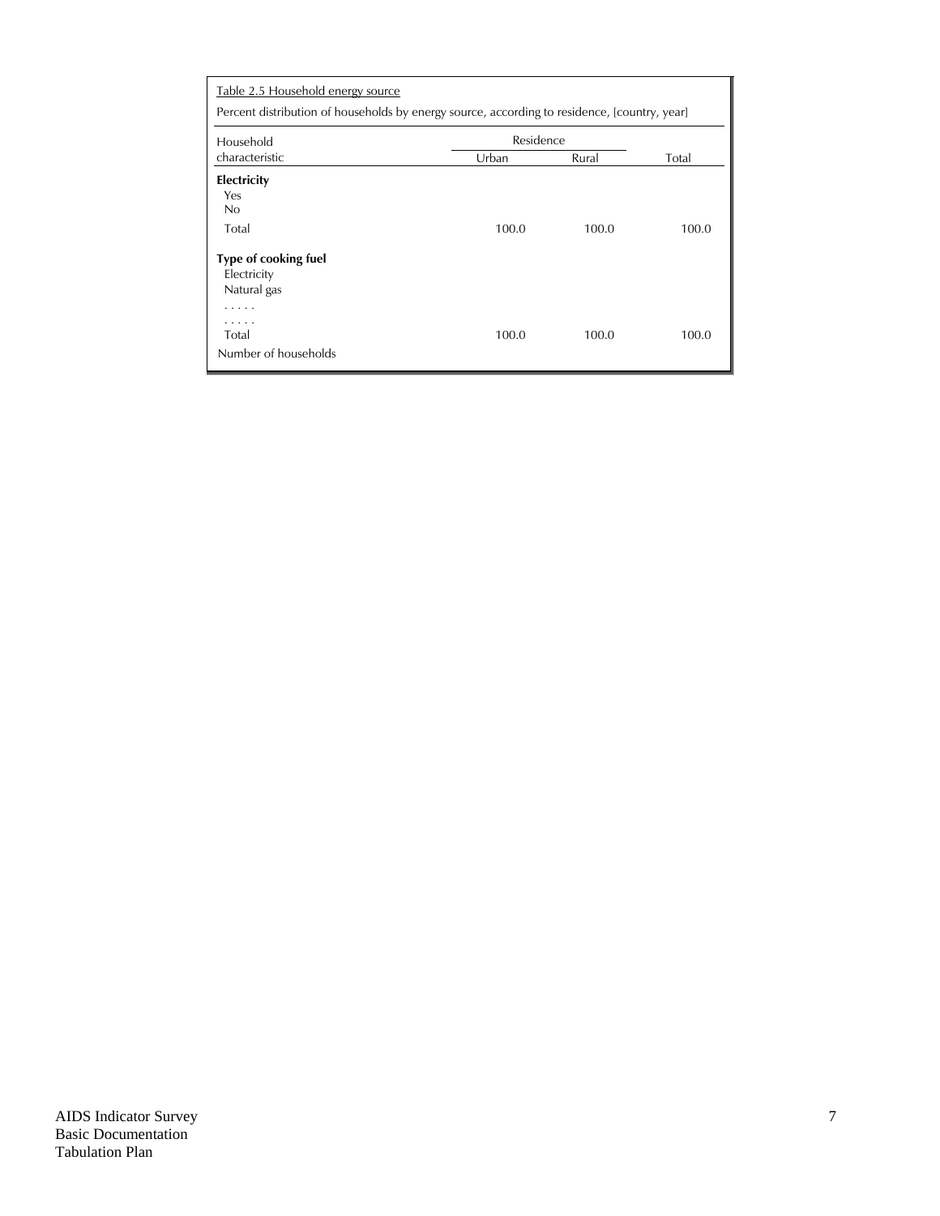Table 2.5 Household energy source

Percent distribution of households by energy source, according to residence, [country, year]

| Household characteristic | Residence | | Total |
|---|---|---|---|
| | Urban | Rural | |
| **Electricity** | | | |
| Yes | | | |
| No | | | |
| Total | 100.0 | 100.0 | 100.0 |
| **Type of cooking fuel** | | | |
| Electricity | | | |
| Natural gas | | | |
| . . . . . | | | |
| . . . . . | | | |
| Total | 100.0 | 100.0 | 100.0 |
| Number of households | | | |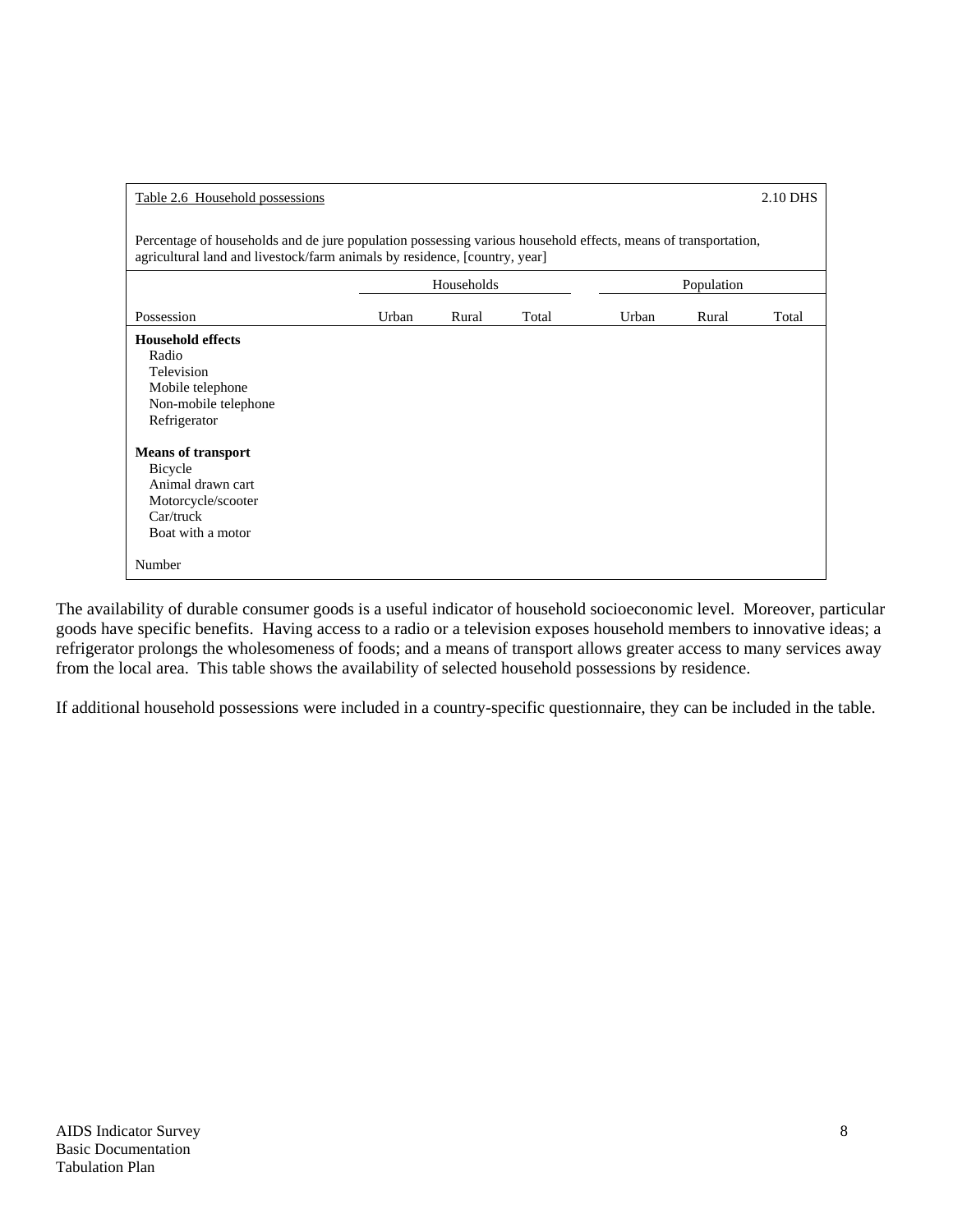Table 2.6 Household possessions 2.10 DHS

Percentage of households and de jure population possessing various household effects, means of transportation, agricultural land and livestock/farm animals by residence, [country, year]

| | Households | | | Population | | |
|---|---|---|---|---|---|---|
| Possession | Urban | Rural | Total | Urban | Rural | Total |
| **Household effects** | | | | | | |
| Radio | | | | | | |
| Television | | | | | | |
| Mobile telephone | | | | | | |
| Non-mobile telephone | | | | | | |
| Refrigerator | | | | | | |
| **Means of transport** | | | | | | |
| Bicycle | | | | | | |
| Animal drawn cart | | | | | | |
| Motorcycle/scooter | | | | | | |
| Car/truck | | | | | | |
| Boat with a motor | | | | | | |
| Number | | | | | | |

The availability of durable consumer goods is a useful indicator of household socioeconomic level. Moreover, particular goods have specific benefits. Having access to a radio or a television exposes household members to innovative ideas; a refrigerator prolongs the wholesomeness of foods; and a means of transport allows greater access to many services away from the local area. This table shows the availability of selected household possessions by residence.

If additional household possessions were included in a country-specific questionnaire, they can be included in the table.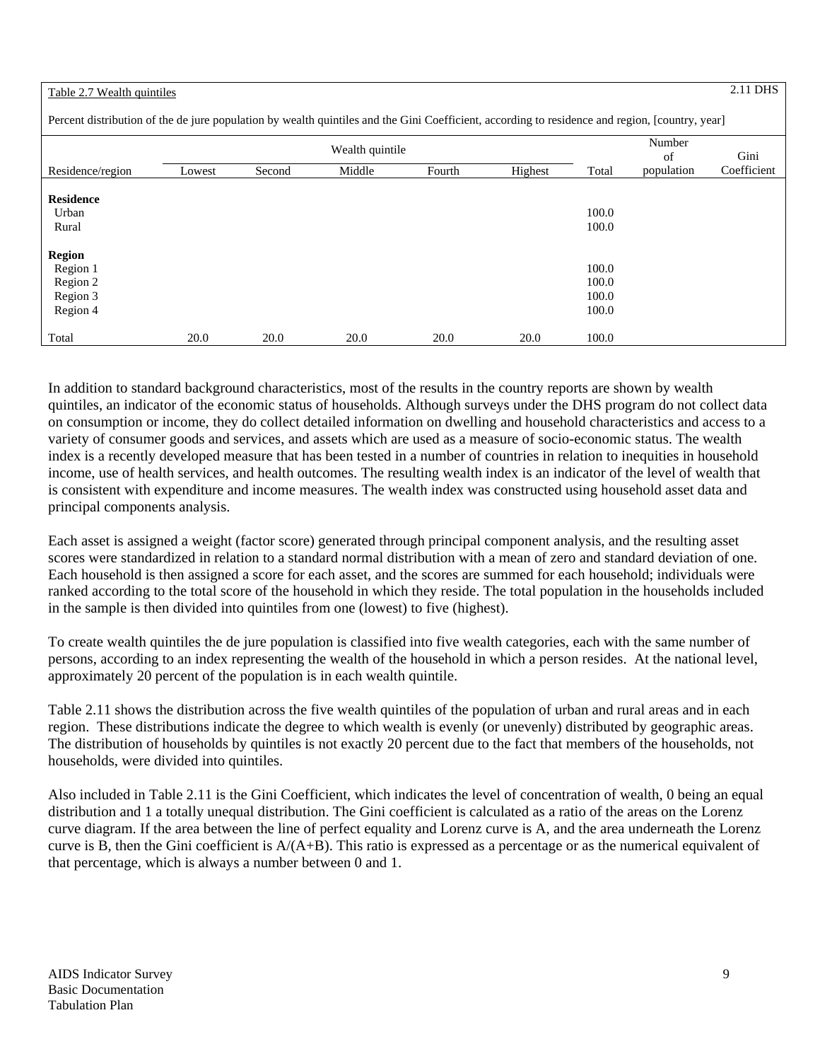Table 2.7 Wealth quintiles 2.11 DHS

Percent distribution of the de jure population by wealth quintiles and the Gini Coefficient, according to residence and region, [country, year]

| Residence/region | Wealth quintile | | | | | Total | Number of population | Gini Coefficient |
|---|---|---|---|---|---|---|---|---|
| | Lowest | Second | Middle | Fourth | Highest | | | |
| **Residence** | | | | | | | | |
| Urban | | | | | | 100.0 | | |
| Rural | | | | | | 100.0 | | |
| **Region** | | | | | | | | |
| Region 1 | | | | | | 100.0 | | |
| Region 2 | | | | | | 100.0 | | |
| Region 3 | | | | | | 100.0 | | |
| Region 4 | | | | | | 100.0 | | |
| Total | 20.0 | 20.0 | 20.0 | 20.0 | 20.0 | 100.0 | | |

In addition to standard background characteristics, most of the results in the country reports are shown by wealth quintiles, an indicator of the economic status of households. Although surveys under the DHS program do not collect data on consumption or income, they do collect detailed information on dwelling and household characteristics and access to a variety of consumer goods and services, and assets which are used as a measure of socio-economic status. The wealth index is a recently developed measure that has been tested in a number of countries in relation to inequities in household income, use of health services, and health outcomes. The resulting wealth index is an indicator of the level of wealth that is consistent with expenditure and income measures. The wealth index was constructed using household asset data and principal components analysis.

Each asset is assigned a weight (factor score) generated through principal component analysis, and the resulting asset scores were standardized in relation to a standard normal distribution with a mean of zero and standard deviation of one. Each household is then assigned a score for each asset, and the scores are summed for each household; individuals were ranked according to the total score of the household in which they reside. The total population in the households included in the sample is then divided into quintiles from one (lowest) to five (highest).

To create wealth quintiles the de jure population is classified into five wealth categories, each with the same number of persons, according to an index representing the wealth of the household in which a person resides. At the national level, approximately 20 percent of the population is in each wealth quintile.

Table 2.11 shows the distribution across the five wealth quintiles of the population of urban and rural areas and in each region. These distributions indicate the degree to which wealth is evenly (or unevenly) distributed by geographic areas. The distribution of households by quintiles is not exactly 20 percent due to the fact that members of the households, not households, were divided into quintiles.

Also included in Table 2.11 is the Gini Coefficient, which indicates the level of concentration of wealth, 0 being an equal distribution and 1 a totally unequal distribution. The Gini coefficient is calculated as a ratio of the areas on the Lorenz curve diagram. If the area between the line of perfect equality and Lorenz curve is A, and the area underneath the Lorenz curve is B, then the Gini coefficient is $A/(A+B)$. This ratio is expressed as a percentage or as the numerical equivalent of that percentage, which is always a number between 0 and 1.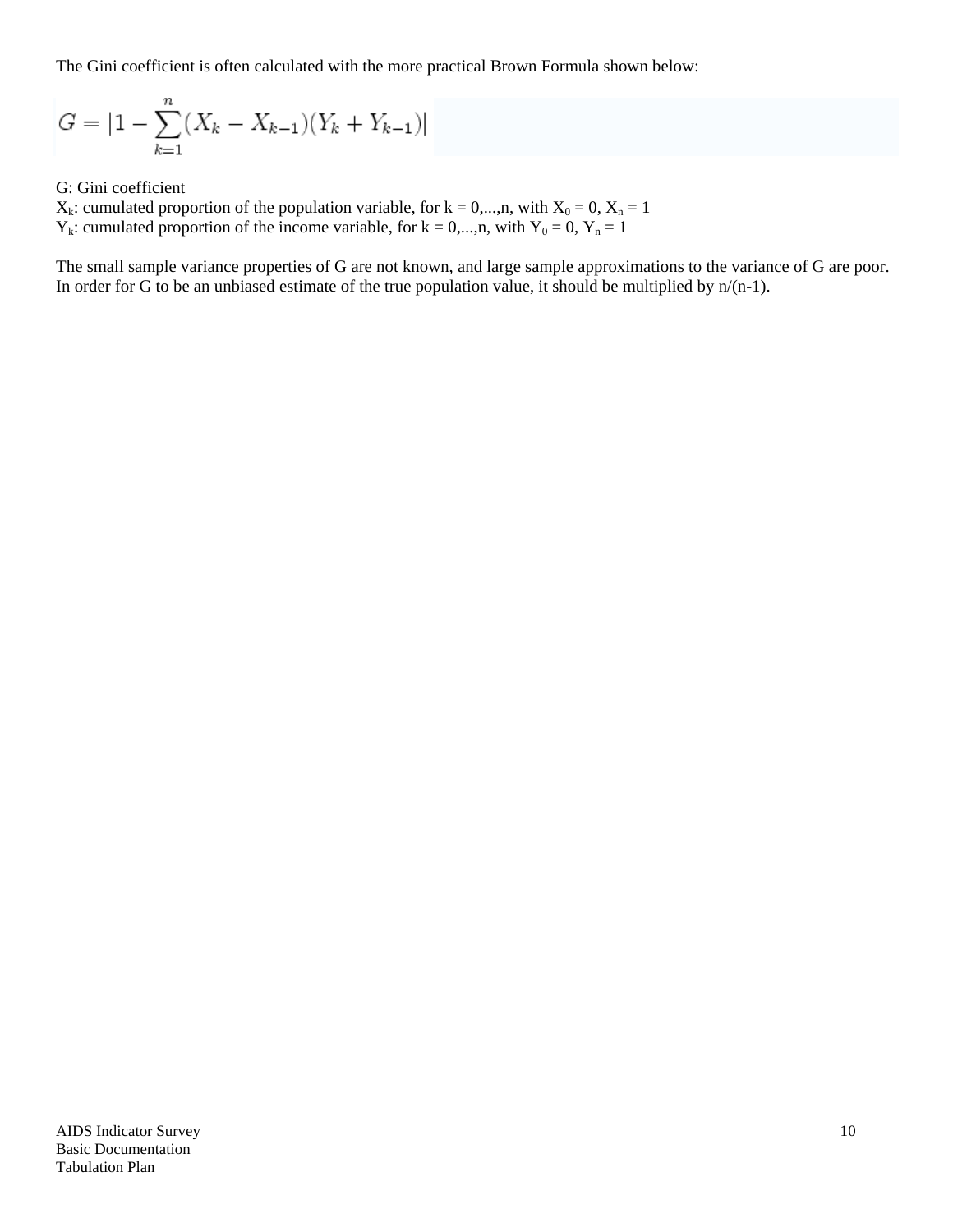The Gini coefficient is often calculated with the more practical Brown Formula shown below:

$$G = \left|1 - \sum_{k=1}^{n}(X_k - X_{k-1})(Y_k + Y_{k-1})\right|$$

G: Gini coefficient
$X_k$: cumulated proportion of the population variable, for k = 0,...,n, with $X_0 = 0$, $X_n = 1$
$Y_k$: cumulated proportion of the income variable, for k = 0,...,n, with $Y_0 = 0$, $Y_n = 1$

The small sample variance properties of G are not known, and large sample approximations to the variance of G are poor. In order for G to be an unbiased estimate of the true population value, it should be multiplied by n/(n-1).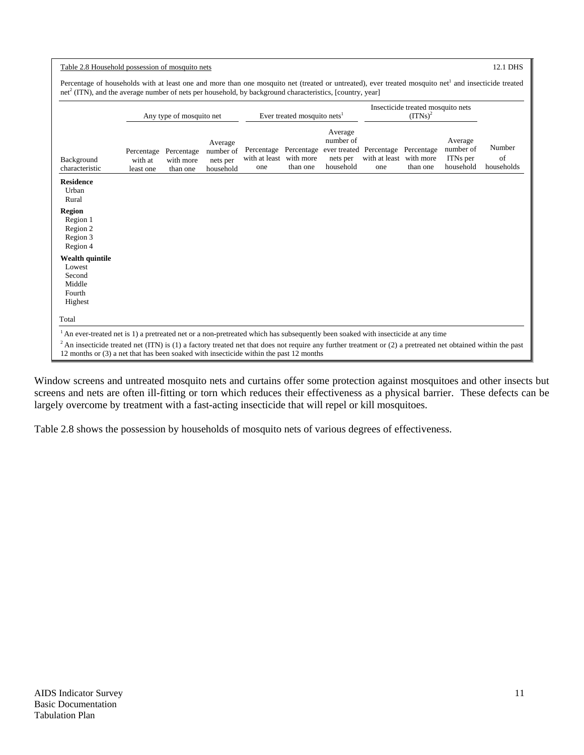Table 2.8 Household possession of mosquito nets 12.1 DHS

Percentage of households with at least one and more than one mosquito net (treated or untreated), ever treated mosquito net[1] and insecticide treated net[2] (ITN), and the average number of nets per household, by background characteristics, [country, year]

| | Any type of mosquito net | | | Ever treated mosquito nets[1] | | | Insecticide treated mosquito nets (ITNs)[2] | | | |
|---|---|---|---|---|---|---|---|---|---|---|
| Background characteristic | Percentage with at least one | Percentage with more than one | Average number of nets per household | Percentage with at least one | Percentage with more than one | Average number of ever treated nets per household | Percentage with at least one | Percentage with more than one | Average number of ITNs per household | Number of households |
| **Residence** | | | | | | | | | | |
| Urban | | | | | | | | | | |
| Rural | | | | | | | | | | |
| **Region** | | | | | | | | | | |
| Region 1 | | | | | | | | | | |
| Region 2 | | | | | | | | | | |
| Region 3 | | | | | | | | | | |
| Region 4 | | | | | | | | | | |
| **Wealth quintile** | | | | | | | | | | |
| Lowest | | | | | | | | | | |
| Second | | | | | | | | | | |
| Middle | | | | | | | | | | |
| Fourth | | | | | | | | | | |
| Highest | | | | | | | | | | |
| Total | | | | | | | | | | |

[1] An ever-treated net is 1) a pretreated net or a non-pretreated which has subsequently been soaked with insecticide at any time

[2] An insecticide treated net (ITN) is (1) a factory treated net that does not require any further treatment or (2) a pretreated net obtained within the past 12 months or (3) a net that has been soaked with insecticide within the past 12 months

Window screens and untreated mosquito nets and curtains offer some protection against mosquitoes and other insects but screens and nets are often ill-fitting or torn which reduces their effectiveness as a physical barrier. These defects can be largely overcome by treatment with a fast-acting insecticide that will repel or kill mosquitoes.

Table 2.8 shows the possession by households of mosquito nets of various degrees of effectiveness.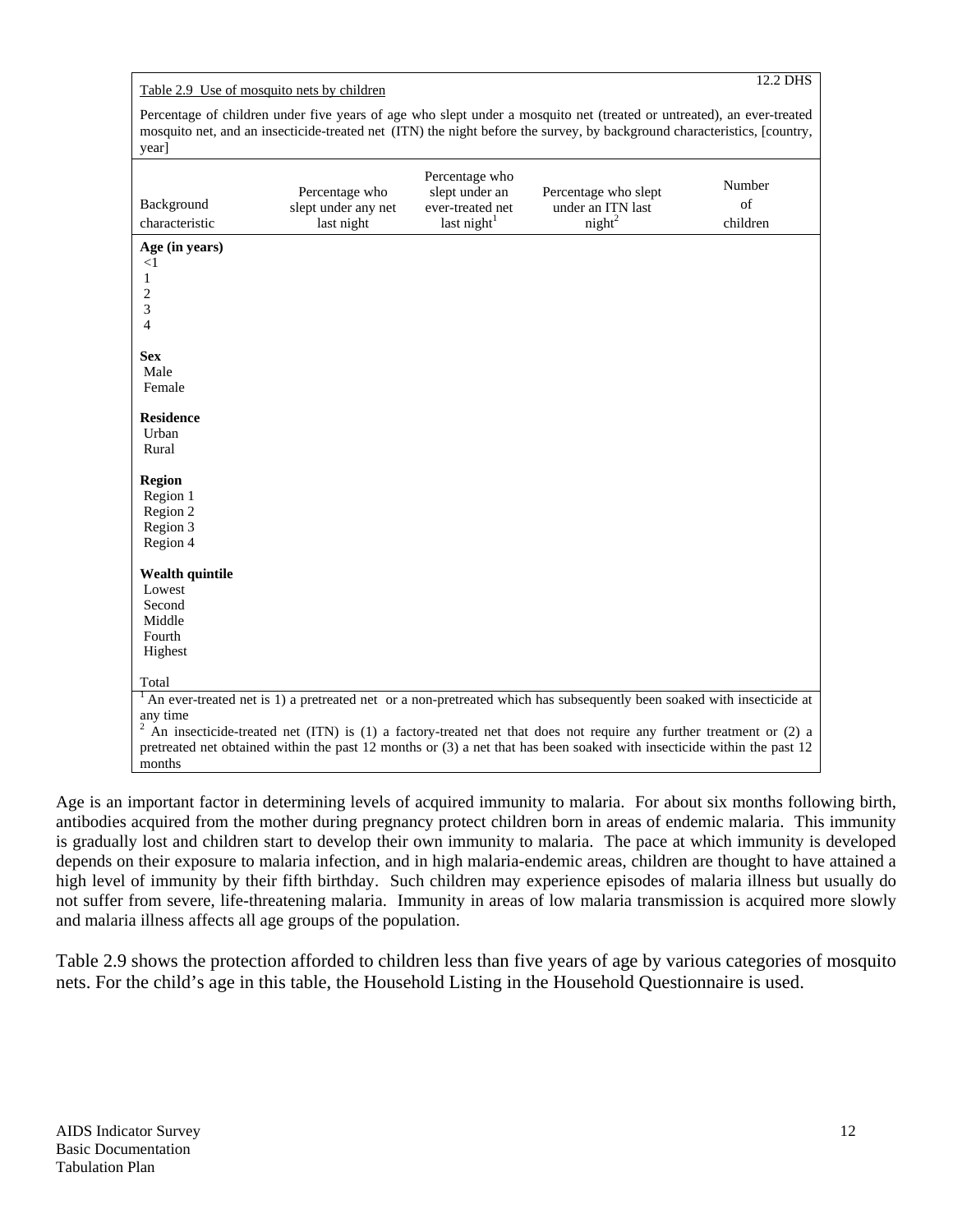Table 2.9 Use of mosquito nets by children

12.2 DHS

Percentage of children under five years of age who slept under a mosquito net (treated or untreated), an ever-treated mosquito net, and an insecticide-treated net (ITN) the night before the survey, by background characteristics, [country, year]

| Background characteristic | Percentage who slept under any net last night | Percentage who slept under an ever-treated net last night[1] | Percentage who slept under an ITN last night[2] | Number of children |
|---|---|---|---|---|
| **Age (in years)** | | | | |
| <1 | | | | |
| 1 | | | | |
| 2 | | | | |
| 3 | | | | |
| 4 | | | | |
| **Sex** | | | | |
| Male | | | | |
| Female | | | | |
| **Residence** | | | | |
| Urban | | | | |
| Rural | | | | |
| **Region** | | | | |
| Region 1 | | | | |
| Region 2 | | | | |
| Region 3 | | | | |
| Region 4 | | | | |
| **Wealth quintile** | | | | |
| Lowest | | | | |
| Second | | | | |
| Middle | | | | |
| Fourth | | | | |
| Highest | | | | |
| Total | | | | |

[1] An ever-treated net is 1) a pretreated net or a non-pretreated which has subsequently been soaked with insecticide at any time

[2] An insecticide-treated net (ITN) is (1) a factory-treated net that does not require any further treatment or (2) a pretreated net obtained within the past 12 months or (3) a net that has been soaked with insecticide within the past 12 months

Age is an important factor in determining levels of acquired immunity to malaria. For about six months following birth, antibodies acquired from the mother during pregnancy protect children born in areas of endemic malaria. This immunity is gradually lost and children start to develop their own immunity to malaria. The pace at which immunity is developed depends on their exposure to malaria infection, and in high malaria-endemic areas, children are thought to have attained a high level of immunity by their fifth birthday. Such children may experience episodes of malaria illness but usually do not suffer from severe, life-threatening malaria. Immunity in areas of low malaria transmission is acquired more slowly and malaria illness affects all age groups of the population.

Table 2.9 shows the protection afforded to children less than five years of age by various categories of mosquito nets. For the child's age in this table, the Household Listing in the Household Questionnaire is used.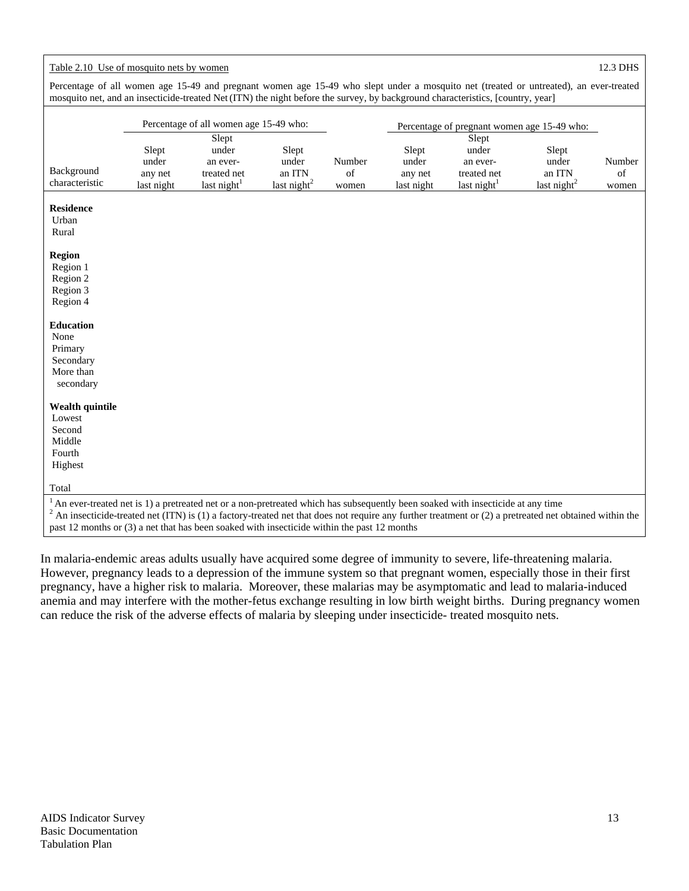Table 2.10 Use of mosquito nets by women 12.3 DHS

Percentage of all women age 15-49 and pregnant women age 15-49 who slept under a mosquito net (treated or untreated), an ever-treated mosquito net, and an insecticide-treated Net (ITN) the night before the survey, by background characteristics, [country, year]

| | Percentage of all women age 15-49 who: | | | | Percentage of pregnant women age 15-49 who: | | | |
|---|---|---|---|---|---|---|---|---|
| Background characteristic | Slept under any net last night | Slept under an ever-treated net last night[1] | Slept under an ITN last night[2] | Number of women | Slept under any net last night | Slept under an ever-treated net last night[1] | Slept under an ITN last night[2] | Number of women |
| **Residence** | | | | | | | | |
| Urban | | | | | | | | |
| Rural | | | | | | | | |
| **Region** | | | | | | | | |
| Region 1 | | | | | | | | |
| Region 2 | | | | | | | | |
| Region 3 | | | | | | | | |
| Region 4 | | | | | | | | |
| **Education** | | | | | | | | |
| None | | | | | | | | |
| Primary | | | | | | | | |
| Secondary | | | | | | | | |
| More than secondary | | | | | | | | |
| **Wealth quintile** | | | | | | | | |
| Lowest | | | | | | | | |
| Second | | | | | | | | |
| Middle | | | | | | | | |
| Fourth | | | | | | | | |
| Highest | | | | | | | | |
| Total | | | | | | | | |

[1] An ever-treated net is 1) a pretreated net or a non-pretreated which has subsequently been soaked with insecticide at any time
[2] An insecticide-treated net (ITN) is (1) a factory-treated net that does not require any further treatment or (2) a pretreated net obtained within the past 12 months or (3) a net that has been soaked with insecticide within the past 12 months

In malaria-endemic areas adults usually have acquired some degree of immunity to severe, life-threatening malaria. However, pregnancy leads to a depression of the immune system so that pregnant women, especially those in their first pregnancy, have a higher risk to malaria. Moreover, these malarias may be asymptomatic and lead to malaria-induced anemia and may interfere with the mother-fetus exchange resulting in low birth weight births. During pregnancy women can reduce the risk of the adverse effects of malaria by sleeping under insecticide- treated mosquito nets.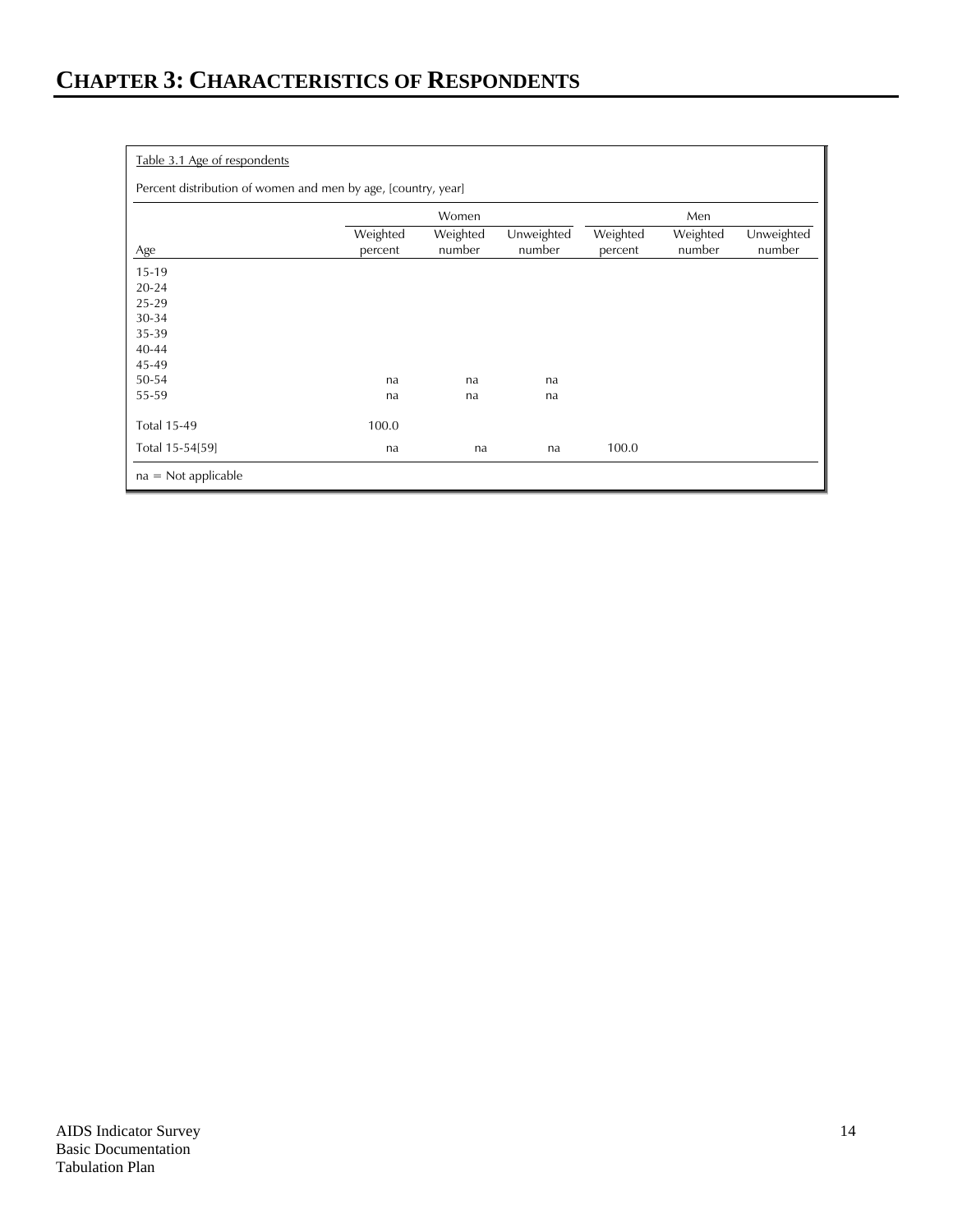# CHAPTER 3: CHARACTERISTICS OF RESPONDENTS

Table 3.1 Age of respondents

Percent distribution of women and men by age, [country, year]

| | Women | | | Men | | |
|---|---|---|---|---|---|---|
| Age | Weighted percent | Weighted number | Unweighted number | Weighted percent | Weighted number | Unweighted number |
| 15-19 | | | | | | |
| 20-24 | | | | | | |
| 25-29 | | | | | | |
| 30-34 | | | | | | |
| 35-39 | | | | | | |
| 40-44 | | | | | | |
| 45-49 | | | | | | |
| 50-54 | na | na | na | | | |
| 55-59 | na | na | na | | | |
| Total 15-49 | 100.0 | | | | | |
| Total 15-54[59] | na | na | na | 100.0 | | |

na = Not applicable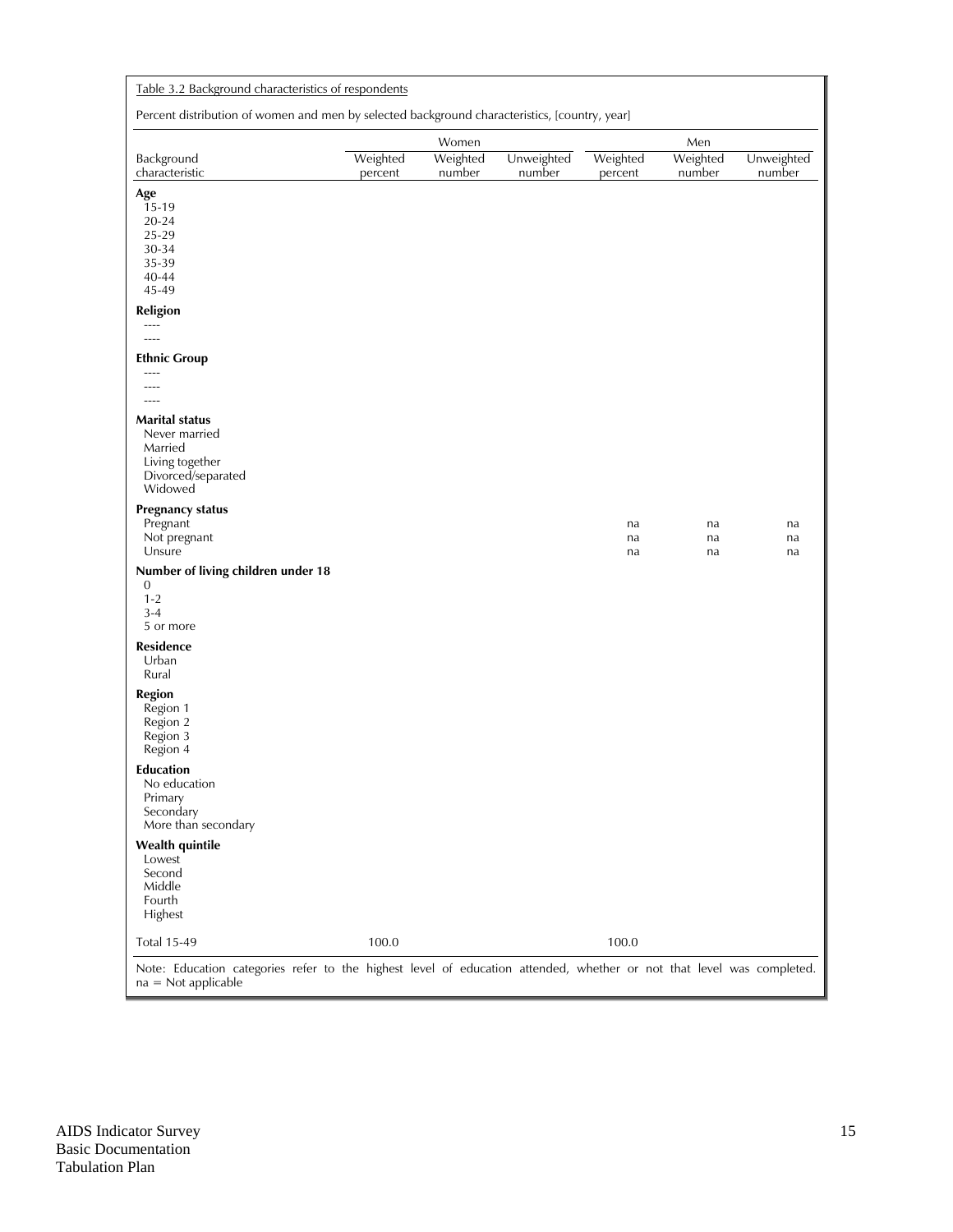Table 3.2 Background characteristics of respondents

Percent distribution of women and men by selected background characteristics, [country, year]

| Background characteristic | Women | | | Men | | |
|---|---|---|---|---|---|---|
| | Weighted percent | Weighted number | Unweighted number | Weighted percent | Weighted number | Unweighted number |
| **Age** | | | | | | |
| 15-19 | | | | | | |
| 20-24 | | | | | | |
| 25-29 | | | | | | |
| 30-34 | | | | | | |
| 35-39 | | | | | | |
| 40-44 | | | | | | |
| 45-49 | | | | | | |
| **Religion** | | | | | | |
| ---- | | | | | | |
| ---- | | | | | | |
| **Ethnic Group** | | | | | | |
| ---- | | | | | | |
| ---- | | | | | | |
| ---- | | | | | | |
| **Marital status** | | | | | | |
| Never married | | | | | | |
| Married | | | | | | |
| Living together | | | | | | |
| Divorced/separated | | | | | | |
| Widowed | | | | | | |
| **Pregnancy status** | | | | | | |
| Pregnant | | | | na | na | na |
| Not pregnant | | | | na | na | na |
| Unsure | | | | na | na | na |
| **Number of living children under 18** | | | | | | |
| 0 | | | | | | |
| 1-2 | | | | | | |
| 3-4 | | | | | | |
| 5 or more | | | | | | |
| **Residence** | | | | | | |
| Urban | | | | | | |
| Rural | | | | | | |
| **Region** | | | | | | |
| Region 1 | | | | | | |
| Region 2 | | | | | | |
| Region 3 | | | | | | |
| Region 4 | | | | | | |
| **Education** | | | | | | |
| No education | | | | | | |
| Primary | | | | | | |
| Secondary | | | | | | |
| More than secondary | | | | | | |
| **Wealth quintile** | | | | | | |
| Lowest | | | | | | |
| Second | | | | | | |
| Middle | | | | | | |
| Fourth | | | | | | |
| Highest | | | | | | |
| Total 15-49 | 100.0 | | | 100.0 | | |

Note: Education categories refer to the highest level of education attended, whether or not that level was completed.
na = Not applicable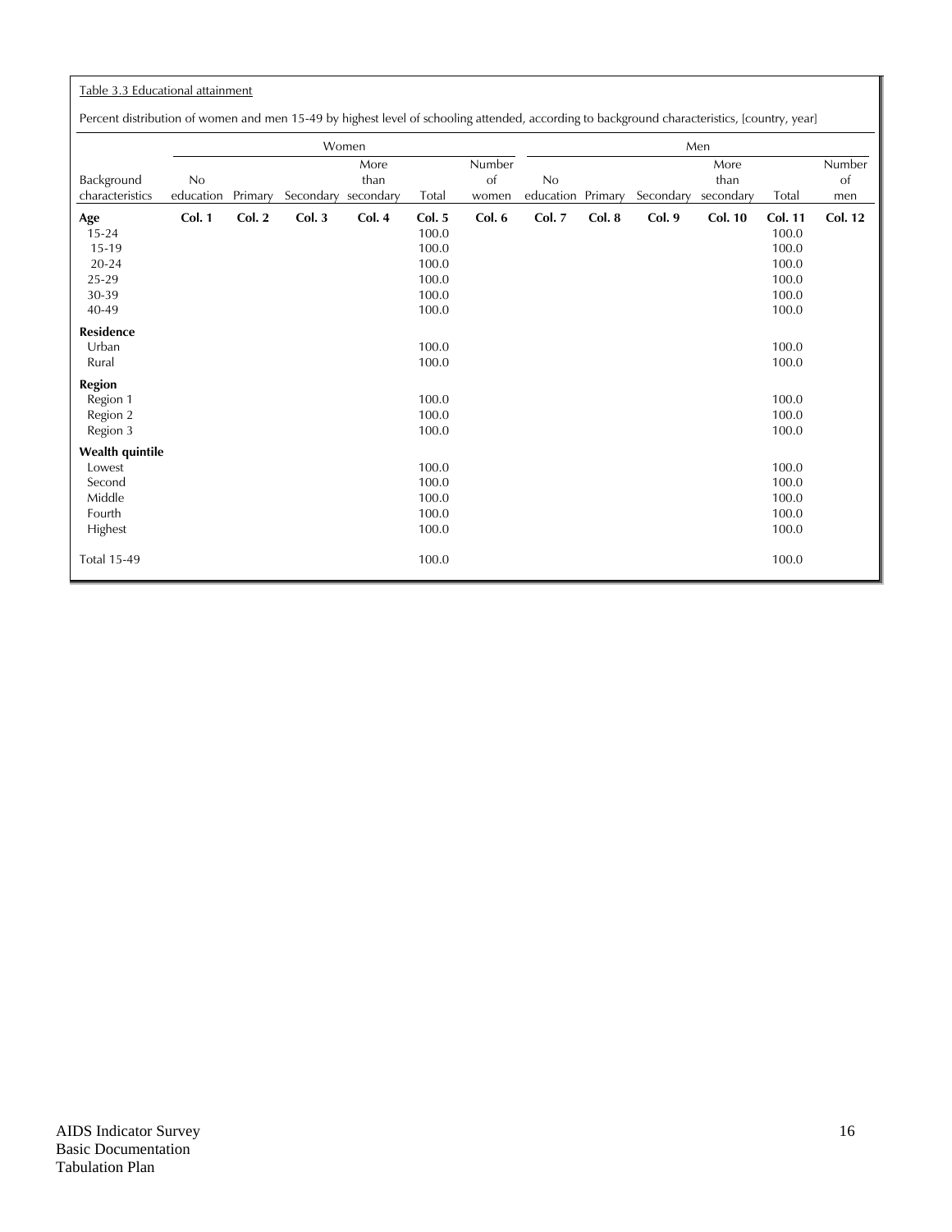Table 3.3 Educational attainment

Percent distribution of women and men 15-49 by highest level of schooling attended, according to background characteristics, [country, year]

| | Women | | | | | | Men | | | | | |
|---|---|---|---|---|---|---|---|---|---|---|---|---|
| Background characteristics | No education | Primary | Secondary | More than secondary | Total | Number of women | No education | Primary | Secondary | More than secondary | Total | Number of men |
| **Age** | **Col. 1** | **Col. 2** | **Col. 3** | **Col. 4** | **Col. 5** | **Col. 6** | **Col. 7** | **Col. 8** | **Col. 9** | **Col. 10** | **Col. 11** | **Col. 12** |
| 15-24 | | | | | 100.0 | | | | | | 100.0 | |
| 15-19 | | | | | 100.0 | | | | | | 100.0 | |
| 20-24 | | | | | 100.0 | | | | | | 100.0 | |
| 25-29 | | | | | 100.0 | | | | | | 100.0 | |
| 30-39 | | | | | 100.0 | | | | | | 100.0 | |
| 40-49 | | | | | 100.0 | | | | | | 100.0 | |
| **Residence** | | | | | | | | | | | | |
| Urban | | | | | 100.0 | | | | | | 100.0 | |
| Rural | | | | | 100.0 | | | | | | 100.0 | |
| **Region** | | | | | | | | | | | | |
| Region 1 | | | | | 100.0 | | | | | | 100.0 | |
| Region 2 | | | | | 100.0 | | | | | | 100.0 | |
| Region 3 | | | | | 100.0 | | | | | | 100.0 | |
| **Wealth quintile** | | | | | | | | | | | | |
| Lowest | | | | | 100.0 | | | | | | 100.0 | |
| Second | | | | | 100.0 | | | | | | 100.0 | |
| Middle | | | | | 100.0 | | | | | | 100.0 | |
| Fourth | | | | | 100.0 | | | | | | 100.0 | |
| Highest | | | | | 100.0 | | | | | | 100.0 | |
| Total 15-49 | | | | | 100.0 | | | | | | 100.0 | |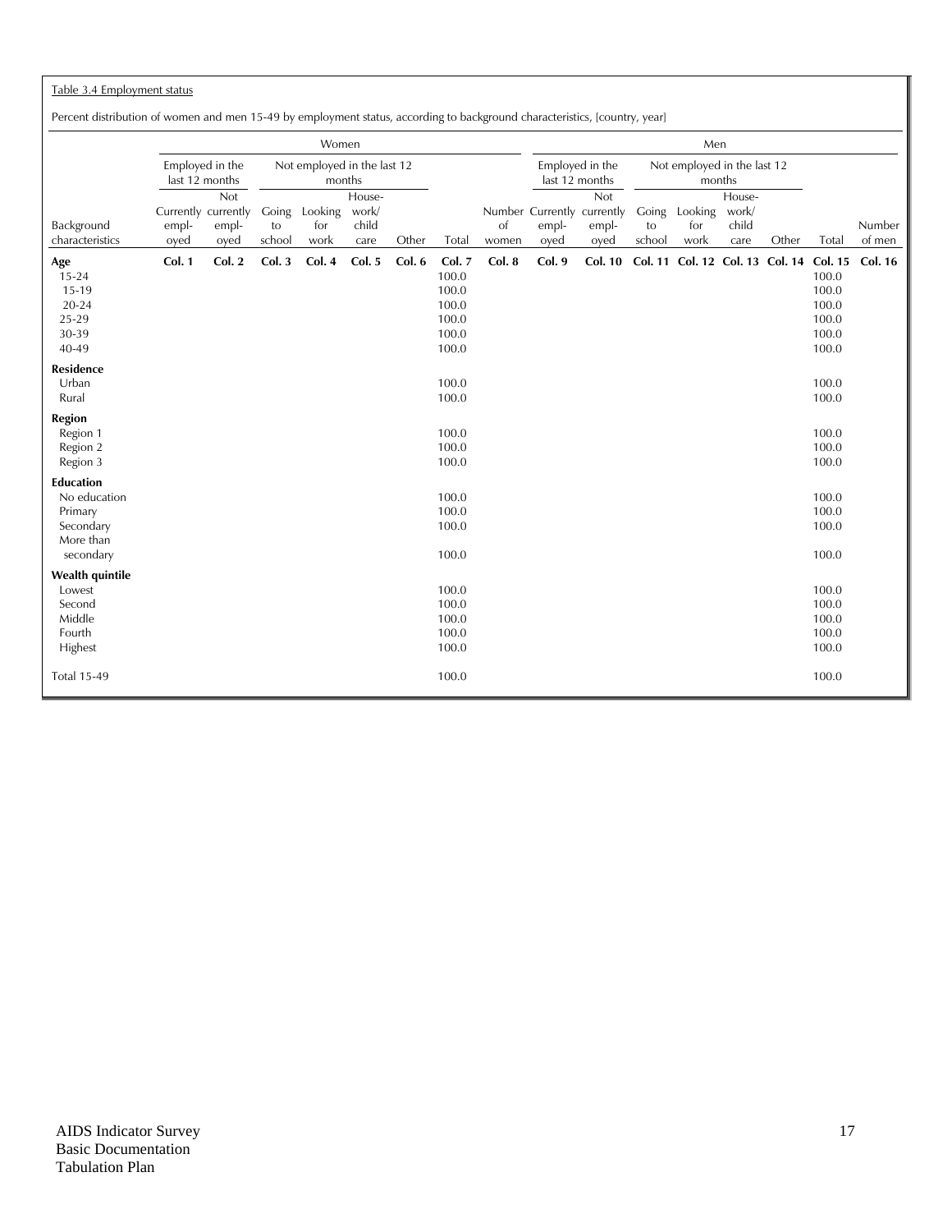Table 3.4 Employment status

Percent distribution of women and men 15-49 by employment status, according to background characteristics, [country, year]

| | Women | | | | | | | | Men | | | | | | | |
|---|---|---|---|---|---|---|---|---|---|---|---|---|---|---|---|---|
| | Employed in the last 12 months | | Not employed in the last 12 months | | | | | | Employed in the last 12 months | | Not employed in the last 12 months | | | | | |
| Background characteristics | Currently employed | Not currently employed | Going to school | Looking for work | Housework/ child care | Other | Total | Number of women | Currently employed | Not currently employed | Going to school | Looking for work | Housework/ child care | Other | Total | Number of men |
| **Age** | **Col. 1** | **Col. 2** | **Col. 3** | **Col. 4** | **Col. 5** | **Col. 6** | **Col. 7** | **Col. 8** | **Col. 9** | **Col. 10** | **Col. 11** | **Col. 12** | **Col. 13** | **Col. 14** | **Col. 15** | **Col. 16** |
| 15-24 | | | | | | | 100.0 | | | | | | | | 100.0 | |
| 15-19 | | | | | | | 100.0 | | | | | | | | 100.0 | |
| 20-24 | | | | | | | 100.0 | | | | | | | | 100.0 | |
| 25-29 | | | | | | | 100.0 | | | | | | | | 100.0 | |
| 30-39 | | | | | | | 100.0 | | | | | | | | 100.0 | |
| 40-49 | | | | | | | 100.0 | | | | | | | | 100.0 | |
| **Residence** | | | | | | | | | | | | | | | | |
| Urban | | | | | | | 100.0 | | | | | | | | 100.0 | |
| Rural | | | | | | | 100.0 | | | | | | | | 100.0 | |
| **Region** | | | | | | | | | | | | | | | | |
| Region 1 | | | | | | | 100.0 | | | | | | | | 100.0 | |
| Region 2 | | | | | | | 100.0 | | | | | | | | 100.0 | |
| Region 3 | | | | | | | 100.0 | | | | | | | | 100.0 | |
| **Education** | | | | | | | | | | | | | | | | |
| No education | | | | | | | 100.0 | | | | | | | | 100.0 | |
| Primary | | | | | | | 100.0 | | | | | | | | 100.0 | |
| Secondary | | | | | | | 100.0 | | | | | | | | 100.0 | |
| More than secondary | | | | | | | 100.0 | | | | | | | | 100.0 | |
| **Wealth quintile** | | | | | | | | | | | | | | | | |
| Lowest | | | | | | | 100.0 | | | | | | | | 100.0 | |
| Second | | | | | | | 100.0 | | | | | | | | 100.0 | |
| Middle | | | | | | | 100.0 | | | | | | | | 100.0 | |
| Fourth | | | | | | | 100.0 | | | | | | | | 100.0 | |
| Highest | | | | | | | 100.0 | | | | | | | | 100.0 | |
| Total 15-49 | | | | | | | 100.0 | | | | | | | | 100.0 | |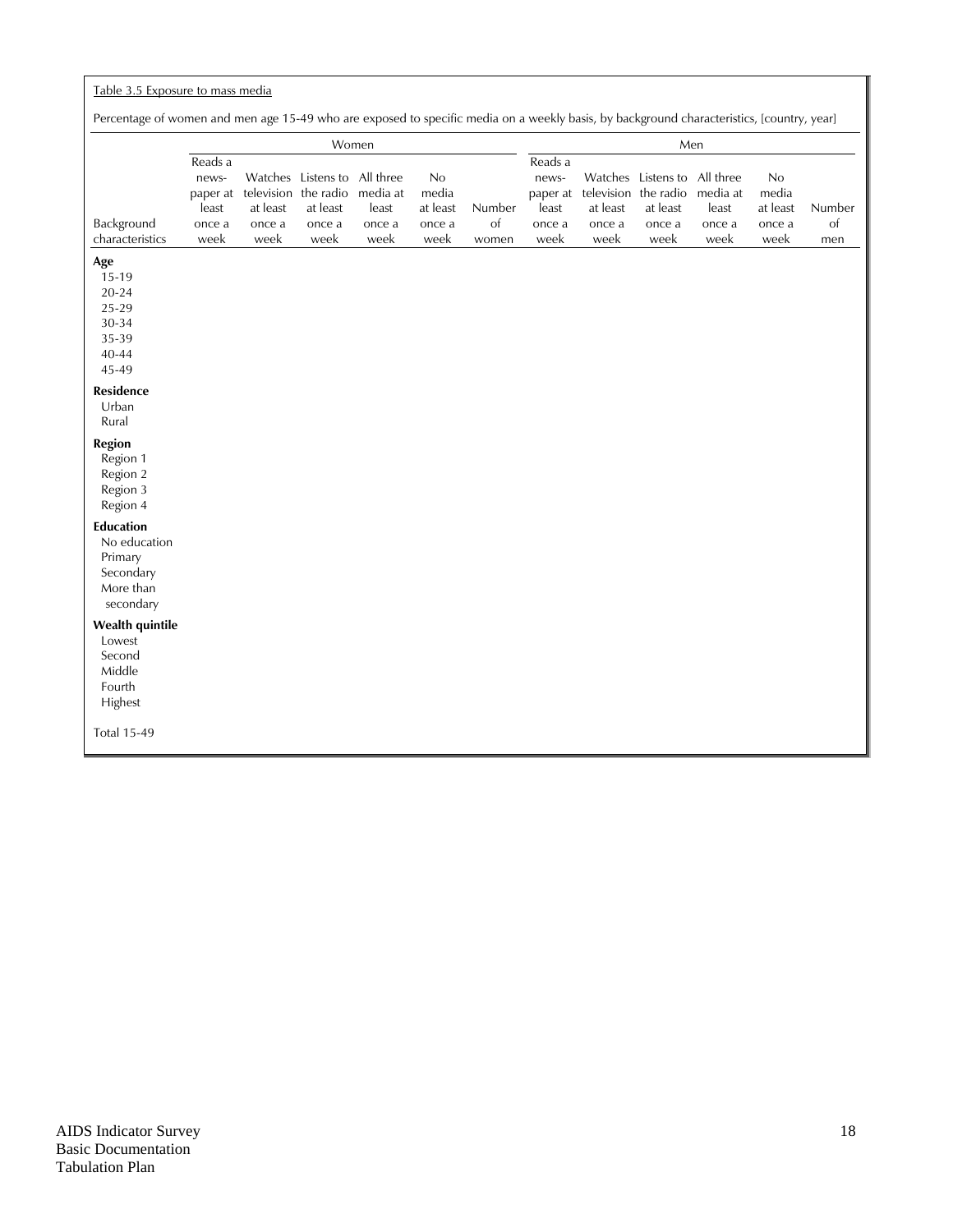Table 3.5 Exposure to mass media

Percentage of women and men age 15-49 who are exposed to specific media on a weekly basis, by background characteristics, [country, year]

| | Women | | | | | | Men | | | | | |
|---|---|---|---|---|---|---|---|---|---|---|---|---|
| Background characteristics | Reads a news-paper at least once a week | Watches television at least once a week | Listens to the radio at least once a week | All three media at least once a week | No media at least once a week | Number of women | Reads a news-paper at least once a week | Watches television at least once a week | Listens to the radio at least once a week | All three media at least once a week | No media at least once a week | Number of men |
| **Age** | | | | | | | | | | | | |
| 15-19 | | | | | | | | | | | | |
| 20-24 | | | | | | | | | | | | |
| 25-29 | | | | | | | | | | | | |
| 30-34 | | | | | | | | | | | | |
| 35-39 | | | | | | | | | | | | |
| 40-44 | | | | | | | | | | | | |
| 45-49 | | | | | | | | | | | | |
| **Residence** | | | | | | | | | | | | |
| Urban | | | | | | | | | | | | |
| Rural | | | | | | | | | | | | |
| **Region** | | | | | | | | | | | | |
| Region 1 | | | | | | | | | | | | |
| Region 2 | | | | | | | | | | | | |
| Region 3 | | | | | | | | | | | | |
| Region 4 | | | | | | | | | | | | |
| **Education** | | | | | | | | | | | | |
| No education | | | | | | | | | | | | |
| Primary | | | | | | | | | | | | |
| Secondary | | | | | | | | | | | | |
| More than secondary | | | | | | | | | | | | |
| **Wealth quintile** | | | | | | | | | | | | |
| Lowest | | | | | | | | | | | | |
| Second | | | | | | | | | | | | |
| Middle | | | | | | | | | | | | |
| Fourth | | | | | | | | | | | | |
| Highest | | | | | | | | | | | | |
| Total 15-49 | | | | | | | | | | | | |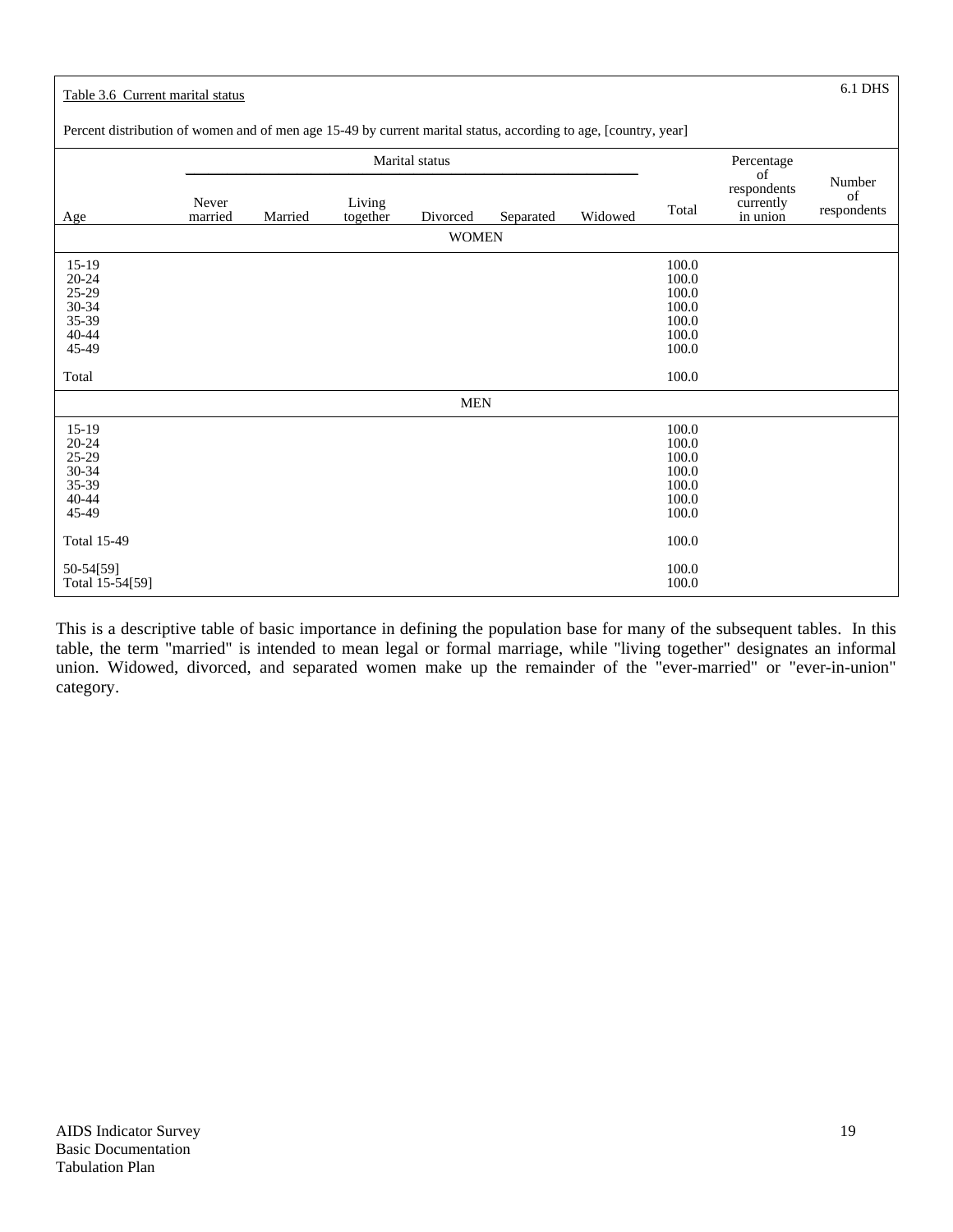Table 3.6 Current marital status

6.1 DHS

Percent distribution of women and of men age 15-49 by current marital status, according to age, [country, year]

| | Marital status | | | | | | | | |
|---|---|---|---|---|---|---|---|---|---|
| Age | Never married | Married | Living together | Divorced | Separated | Widowed | Total | Percentage of respondents currently in union | Number of respondents |
| **WOMEN** | | | | | | | | | |
| 15-19 | | | | | | | 100.0 | | |
| 20-24 | | | | | | | 100.0 | | |
| 25-29 | | | | | | | 100.0 | | |
| 30-34 | | | | | | | 100.0 | | |
| 35-39 | | | | | | | 100.0 | | |
| 40-44 | | | | | | | 100.0 | | |
| 45-49 | | | | | | | 100.0 | | |
| Total | | | | | | | 100.0 | | |
| **MEN** | | | | | | | | | |
| 15-19 | | | | | | | 100.0 | | |
| 20-24 | | | | | | | 100.0 | | |
| 25-29 | | | | | | | 100.0 | | |
| 30-34 | | | | | | | 100.0 | | |
| 35-39 | | | | | | | 100.0 | | |
| 40-44 | | | | | | | 100.0 | | |
| 45-49 | | | | | | | 100.0 | | |
| Total 15-49 | | | | | | | 100.0 | | |
| 50-54[59] | | | | | | | 100.0 | | |
| Total 15-54[59] | | | | | | | 100.0 | | |

This is a descriptive table of basic importance in defining the population base for many of the subsequent tables. In this table, the term "married" is intended to mean legal or formal marriage, while "living together" designates an informal union. Widowed, divorced, and separated women make up the remainder of the "ever-married" or "ever-in-union" category.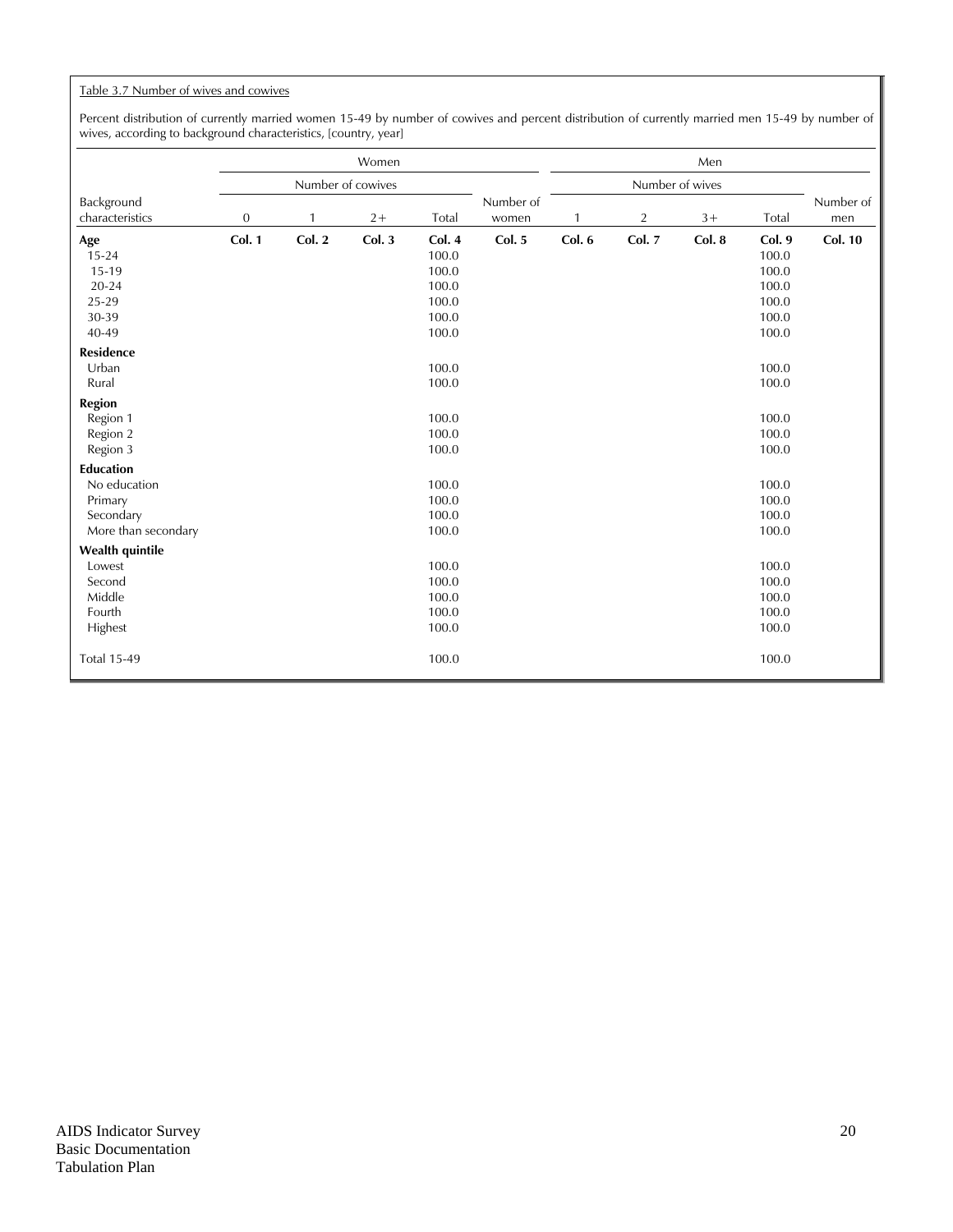Table 3.7 Number of wives and cowives

Percent distribution of currently married women 15-49 by number of cowives and percent distribution of currently married men 15-49 by number of wives, according to background characteristics, [country, year]

| Background characteristics | Women | | | | | Men | | | | |
|---|---|---|---|---|---|---|---|---|---|---|
| | Number of cowives | | | | | Number of wives | | | | |
| | 0 | 1 | 2+ | Total | Number of women | 1 | 2 | 3+ | Total | Number of men |
| **Age** | **Col. 1** | **Col. 2** | **Col. 3** | **Col. 4** | **Col. 5** | **Col. 6** | **Col. 7** | **Col. 8** | **Col. 9** | **Col. 10** |
| 15-24 | | | | 100.0 | | | | | 100.0 | |
| 15-19 | | | | 100.0 | | | | | 100.0 | |
| 20-24 | | | | 100.0 | | | | | 100.0 | |
| 25-29 | | | | 100.0 | | | | | 100.0 | |
| 30-39 | | | | 100.0 | | | | | 100.0 | |
| 40-49 | | | | 100.0 | | | | | 100.0 | |
| **Residence** | | | | | | | | | | |
| Urban | | | | 100.0 | | | | | 100.0 | |
| Rural | | | | 100.0 | | | | | 100.0 | |
| **Region** | | | | | | | | | | |
| Region 1 | | | | 100.0 | | | | | 100.0 | |
| Region 2 | | | | 100.0 | | | | | 100.0 | |
| Region 3 | | | | 100.0 | | | | | 100.0 | |
| **Education** | | | | | | | | | | |
| No education | | | | 100.0 | | | | | 100.0 | |
| Primary | | | | 100.0 | | | | | 100.0 | |
| Secondary | | | | 100.0 | | | | | 100.0 | |
| More than secondary | | | | 100.0 | | | | | 100.0 | |
| **Wealth quintile** | | | | | | | | | | |
| Lowest | | | | 100.0 | | | | | 100.0 | |
| Second | | | | 100.0 | | | | | 100.0 | |
| Middle | | | | 100.0 | | | | | 100.0 | |
| Fourth | | | | 100.0 | | | | | 100.0 | |
| Highest | | | | 100.0 | | | | | 100.0 | |
| Total 15-49 | | | | 100.0 | | | | | 100.0 | |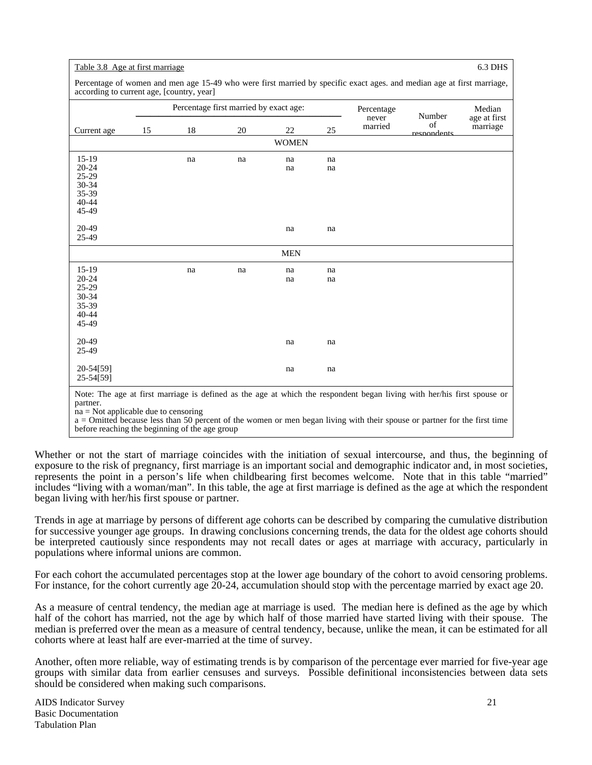Table 3.8 Age at first marriage

6.3 DHS

Percentage of women and men age 15-49 who were first married by specific exact ages. and median age at first marriage, according to current age, [country, year]

| Current age | Percentage first married by exact age: 15 | 18 | 20 | 22 | 25 | Percentage never married | Number of respondents | Median age at first marriage |
|---|---|---|---|---|---|---|---|---|
| **WOMEN** | | | | | | | | |
| 15-19 | | na | na | na | na | | | |
| 20-24 | | | | na | na | | | |
| 25-29 | | | | | | | | |
| 30-34 | | | | | | | | |
| 35-39 | | | | | | | | |
| 40-44 | | | | | | | | |
| 45-49 | | | | | | | | |
| 20-49 | | | | na | na | | | |
| 25-49 | | | | | | | | |
| **MEN** | | | | | | | | |
| 15-19 | | na | na | na | na | | | |
| 20-24 | | | | na | na | | | |
| 25-29 | | | | | | | | |
| 30-34 | | | | | | | | |
| 35-39 | | | | | | | | |
| 40-44 | | | | | | | | |
| 45-49 | | | | | | | | |
| 20-49 | | | | na | na | | | |
| 25-49 | | | | | | | | |
| 20-54[59] | | | | na | na | | | |
| 25-54[59] | | | | | | | | |

Note: The age at first marriage is defined as the age at which the respondent began living with her/his first spouse or partner.
na = Not applicable due to censoring
a = Omitted because less than 50 percent of the women or men began living with their spouse or partner for the first time before reaching the beginning of the age group

Whether or not the start of marriage coincides with the initiation of sexual intercourse, and thus, the beginning of exposure to the risk of pregnancy, first marriage is an important social and demographic indicator and, in most societies, represents the point in a person's life when childbearing first becomes welcome. Note that in this table "married" includes "living with a woman/man". In this table, the age at first marriage is defined as the age at which the respondent began living with her/his first spouse or partner.

Trends in age at marriage by persons of different age cohorts can be described by comparing the cumulative distribution for successive younger age groups. In drawing conclusions concerning trends, the data for the oldest age cohorts should be interpreted cautiously since respondents may not recall dates or ages at marriage with accuracy, particularly in populations where informal unions are common.

For each cohort the accumulated percentages stop at the lower age boundary of the cohort to avoid censoring problems. For instance, for the cohort currently age 20-24, accumulation should stop with the percentage married by exact age 20.

As a measure of central tendency, the median age at marriage is used. The median here is defined as the age by which half of the cohort has married, not the age by which half of those married have started living with their spouse. The median is preferred over the mean as a measure of central tendency, because, unlike the mean, it can be estimated for all cohorts where at least half are ever-married at the time of survey.

Another, often more reliable, way of estimating trends is by comparison of the percentage ever married for five-year age groups with similar data from earlier censuses and surveys. Possible definitional inconsistencies between data sets should be considered when making such comparisons.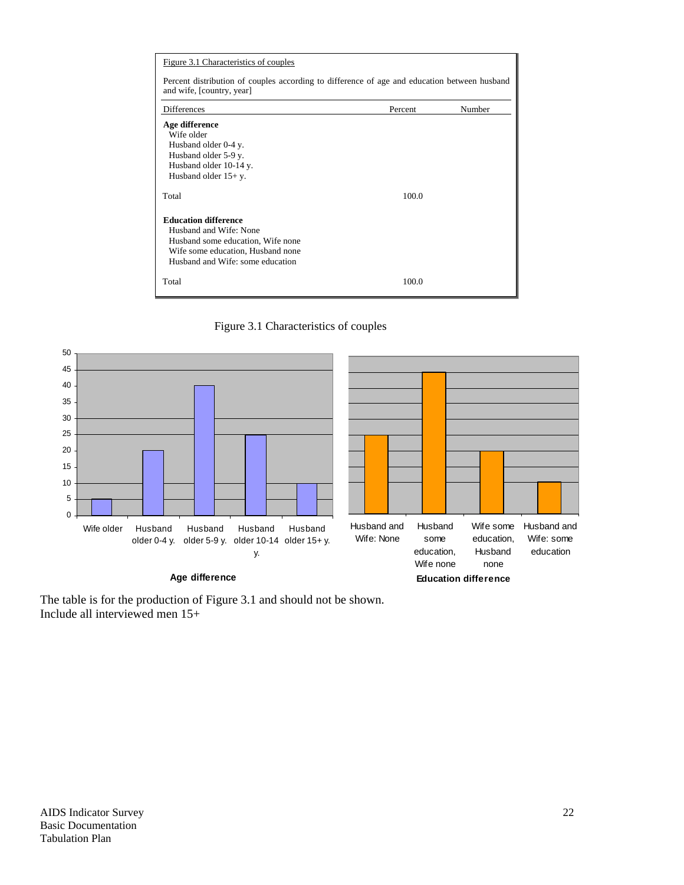Figure 3.1 Characteristics of couples

Percent distribution of couples according to difference of age and education between husband and wife, [country, year]

| Differences | Percent | Number |
|---|---|---|
| **Age difference** | | |
| Wife older | | |
| Husband older 0-4 y. | | |
| Husband older 5-9 y. | | |
| Husband older 10-14 y. | | |
| Husband older 15+ y. | | |
| Total | 100.0 | |
| **Education difference** | | |
| Husband and Wife: None | | |
| Husband some education, Wife none | | |
| Wife some education, Husband none | | |
| Husband and Wife: some education | | |
| Total | 100.0 | |

Figure 3.1 Characteristics of couples

The table is for the production of Figure 3.1 and should not be shown.
Include all interviewed men 15+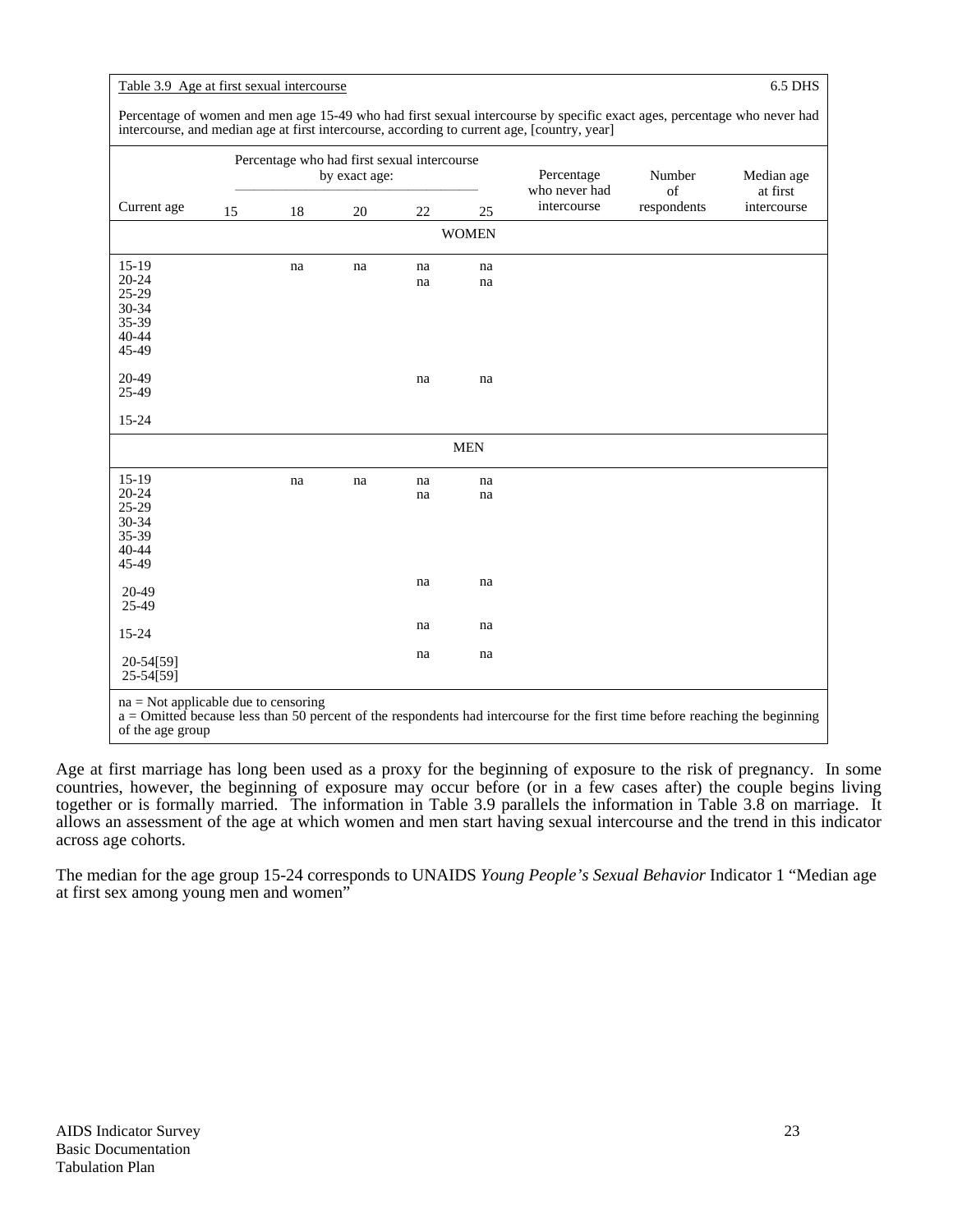Table 3.9 Age at first sexual intercourse 6.5 DHS

Percentage of women and men age 15-49 who had first sexual intercourse by specific exact ages, percentage who never had intercourse, and median age at first intercourse, according to current age, [country, year]

| Current age | Percentage who had first sexual intercourse by exact age: 15 | 18 | 20 | 22 | 25 | Percentage who never had intercourse | Number of respondents | Median age at first intercourse |
|---|---|---|---|---|---|---|---|---|
| | | | | | WOMEN | | | |
| 15-19 | | na | na | na | na | | | |
| 20-24 | | | | na | na | | | |
| 25-29 | | | | | | | | |
| 30-34 | | | | | | | | |
| 35-39 | | | | | | | | |
| 40-44 | | | | | | | | |
| 45-49 | | | | | | | | |
| 20-49 | | | | na | na | | | |
| 25-49 | | | | | | | | |
| 15-24 | | | | | | | | |
| | | | | | MEN | | | |
| 15-19 | | na | na | na | na | | | |
| 20-24 | | | | na | na | | | |
| 25-29 | | | | | | | | |
| 30-34 | | | | | | | | |
| 35-39 | | | | | | | | |
| 40-44 | | | | | | | | |
| 45-49 | | | | | | | | |
| 20-49 | | | | na | na | | | |
| 25-49 | | | | | | | | |
| 15-24 | | | | na | na | | | |
| 20-54[59] | | | | na | na | | | |
| 25-54[59] | | | | | | | | |

na = Not applicable due to censoring
a = Omitted because less than 50 percent of the respondents had intercourse for the first time before reaching the beginning of the age group

Age at first marriage has long been used as a proxy for the beginning of exposure to the risk of pregnancy. In some countries, however, the beginning of exposure may occur before (or in a few cases after) the couple begins living together or is formally married. The information in Table 3.9 parallels the information in Table 3.8 on marriage. It allows an assessment of the age at which women and men start having sexual intercourse and the trend in this indicator across age cohorts.

The median for the age group 15-24 corresponds to UNAIDS *Young People's Sexual Behavior* Indicator 1 "Median age at first sex among young men and women"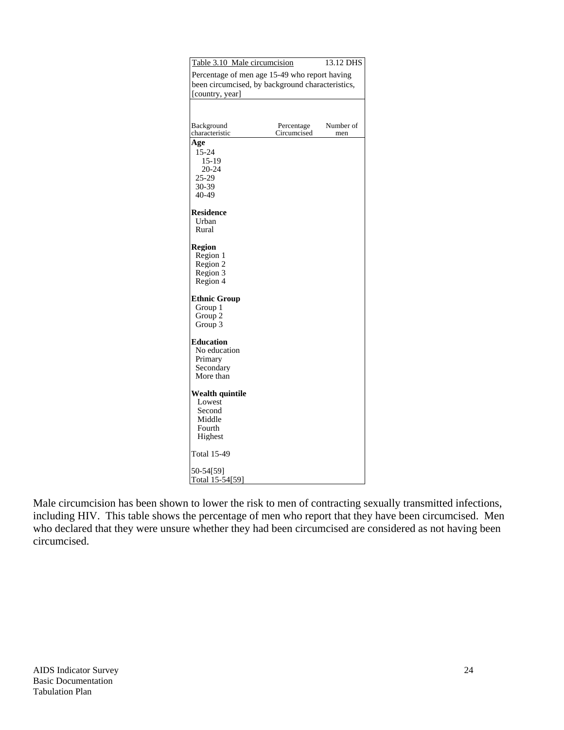Table 3.10 Male circumcision 13.12 DHS

Percentage of men age 15-49 who report having been circumcised, by background characteristics, [country, year]

| Background characteristic | Percentage Circumcised | Number of men |
|---|---|---|
| **Age** | | |
| 15-24 | | |
| 15-19 | | |
| 20-24 | | |
| 25-29 | | |
| 30-39 | | |
| 40-49 | | |
| **Residence** | | |
| Urban | | |
| Rural | | |
| **Region** | | |
| Region 1 | | |
| Region 2 | | |
| Region 3 | | |
| Region 4 | | |
| **Ethnic Group** | | |
| Group 1 | | |
| Group 2 | | |
| Group 3 | | |
| **Education** | | |
| No education | | |
| Primary | | |
| Secondary | | |
| More than | | |
| **Wealth quintile** | | |
| Lowest | | |
| Second | | |
| Middle | | |
| Fourth | | |
| Highest | | |
| Total 15-49 | | |
| 50-54[59] | | |
| Total 15-54[59] | | |

Male circumcision has been shown to lower the risk to men of contracting sexually transmitted infections, including HIV. This table shows the percentage of men who report that they have been circumcised. Men who declared that they were unsure whether they had been circumcised are considered as not having been circumcised.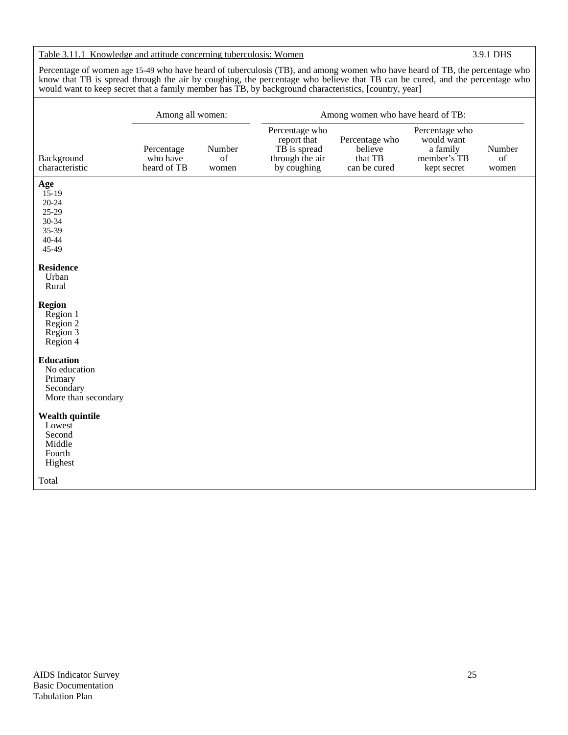Table 3.11.1 Knowledge and attitude concerning tuberculosis: Women 3.9.1 DHS

Percentage of women age 15-49 who have heard of tuberculosis (TB), and among women who have heard of TB, the percentage who know that TB is spread through the air by coughing, the percentage who believe that TB can be cured, and the percentage who would want to keep secret that a family member has TB, by background characteristics, [country, year]

| | Among all women: | | Among women who have heard of TB: | | | |
|---|---|---|---|---|---|---|
| Background characteristic | Percentage who have heard of TB | Number of women | Percentage who report that TB is spread through the air by coughing | Percentage who believe that TB can be cured | Percentage who would want a family member's TB kept secret | Number of women |
| **Age** | | | | | | |
| 15-19 | | | | | | |
| 20-24 | | | | | | |
| 25-29 | | | | | | |
| 30-34 | | | | | | |
| 35-39 | | | | | | |
| 40-44 | | | | | | |
| 45-49 | | | | | | |
| **Residence** | | | | | | |
| Urban | | | | | | |
| Rural | | | | | | |
| **Region** | | | | | | |
| Region 1 | | | | | | |
| Region 2 | | | | | | |
| Region 3 | | | | | | |
| Region 4 | | | | | | |
| **Education** | | | | | | |
| No education | | | | | | |
| Primary | | | | | | |
| Secondary | | | | | | |
| More than secondary | | | | | | |
| **Wealth quintile** | | | | | | |
| Lowest | | | | | | |
| Second | | | | | | |
| Middle | | | | | | |
| Fourth | | | | | | |
| Highest | | | | | | |
| Total | | | | | | |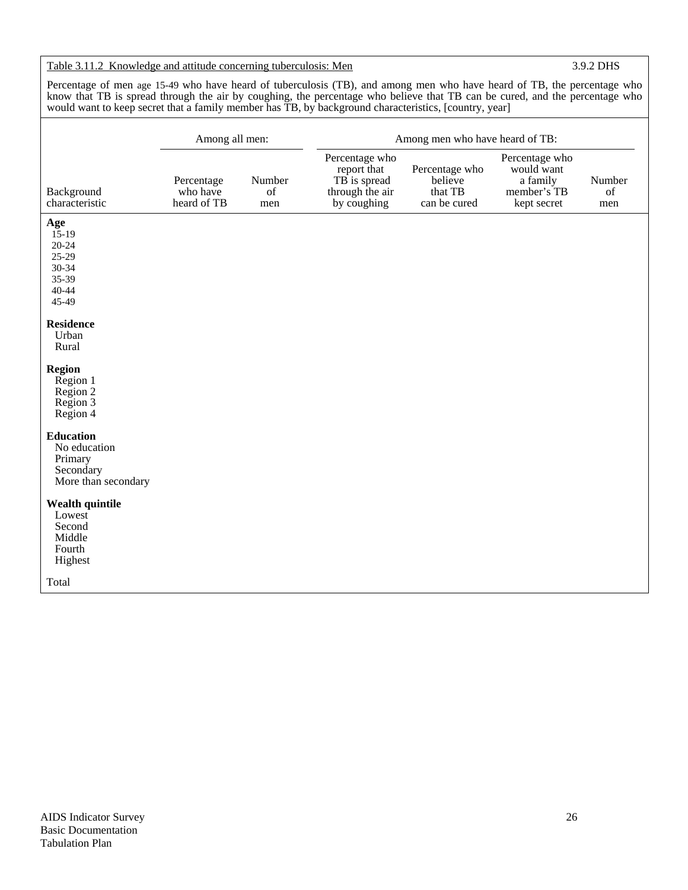Table 3.11.2 Knowledge and attitude concerning tuberculosis: Men

3.9.2 DHS

Percentage of men age 15-49 who have heard of tuberculosis (TB), and among men who have heard of TB, the percentage who know that TB is spread through the air by coughing, the percentage who believe that TB can be cured, and the percentage who would want to keep secret that a family member has TB, by background characteristics, [country, year]

| Background characteristic | Among all men: | | Among men who have heard of TB: | | | |
|---|---|---|---|---|---|---|
| | Percentage who have heard of TB | Number of men | Percentage who report that TB is spread through the air by coughing | Percentage who believe that TB can be cured | Percentage who would want a family member's TB kept secret | Number of men |
| **Age** | | | | | | |
| 15-19 | | | | | | |
| 20-24 | | | | | | |
| 25-29 | | | | | | |
| 30-34 | | | | | | |
| 35-39 | | | | | | |
| 40-44 | | | | | | |
| 45-49 | | | | | | |
| **Residence** | | | | | | |
| Urban | | | | | | |
| Rural | | | | | | |
| **Region** | | | | | | |
| Region 1 | | | | | | |
| Region 2 | | | | | | |
| Region 3 | | | | | | |
| Region 4 | | | | | | |
| **Education** | | | | | | |
| No education | | | | | | |
| Primary | | | | | | |
| Secondary | | | | | | |
| More than secondary | | | | | | |
| **Wealth quintile** | | | | | | |
| Lowest | | | | | | |
| Second | | | | | | |
| Middle | | | | | | |
| Fourth | | | | | | |
| Highest | | | | | | |
| Total | | | | | | |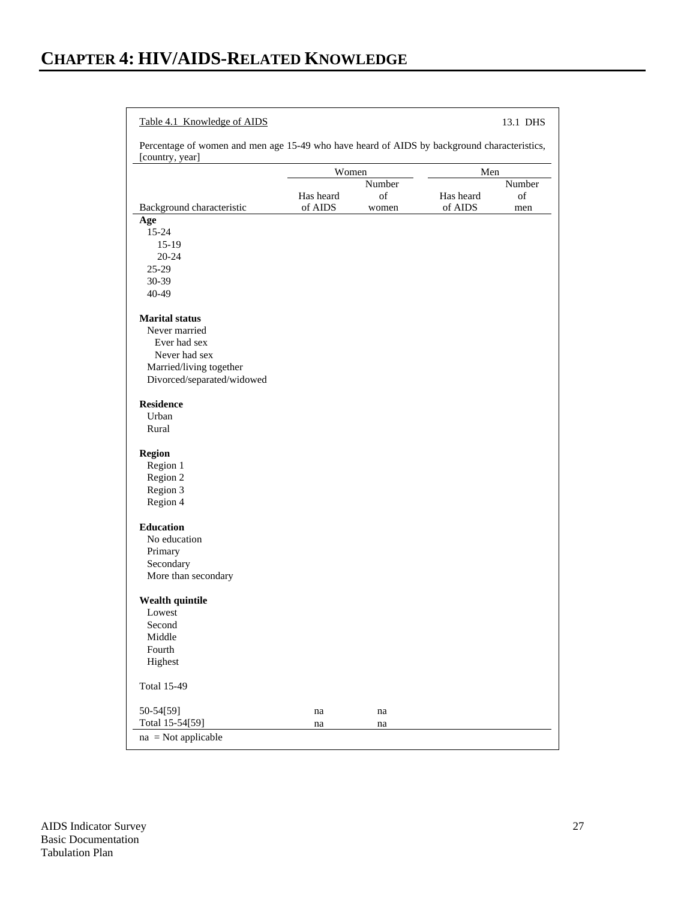# CHAPTER 4: HIV/AIDS-RELATED KNOWLEDGE

Table 4.1 Knowledge of AIDS — 13.1 DHS

Percentage of women and men age 15-49 who have heard of AIDS by background characteristics, [country, year]

| Background characteristic | Women | | Men | |
|---|---|---|---|---|
| | Has heard of AIDS | Number of women | Has heard of AIDS | Number of men |
| **Age** | | | | |
| 15-24 | | | | |
| 15-19 | | | | |
| 20-24 | | | | |
| 25-29 | | | | |
| 30-39 | | | | |
| 40-49 | | | | |
| **Marital status** | | | | |
| Never married | | | | |
| Ever had sex | | | | |
| Never had sex | | | | |
| Married/living together | | | | |
| Divorced/separated/widowed | | | | |
| **Residence** | | | | |
| Urban | | | | |
| Rural | | | | |
| **Region** | | | | |
| Region 1 | | | | |
| Region 2 | | | | |
| Region 3 | | | | |
| Region 4 | | | | |
| **Education** | | | | |
| No education | | | | |
| Primary | | | | |
| Secondary | | | | |
| More than secondary | | | | |
| **Wealth quintile** | | | | |
| Lowest | | | | |
| Second | | | | |
| Middle | | | | |
| Fourth | | | | |
| Highest | | | | |
| Total 15-49 | | | | |
| 50-54[59] | na | na | | |
| Total 15-54[59] | na | na | | |

na = Not applicable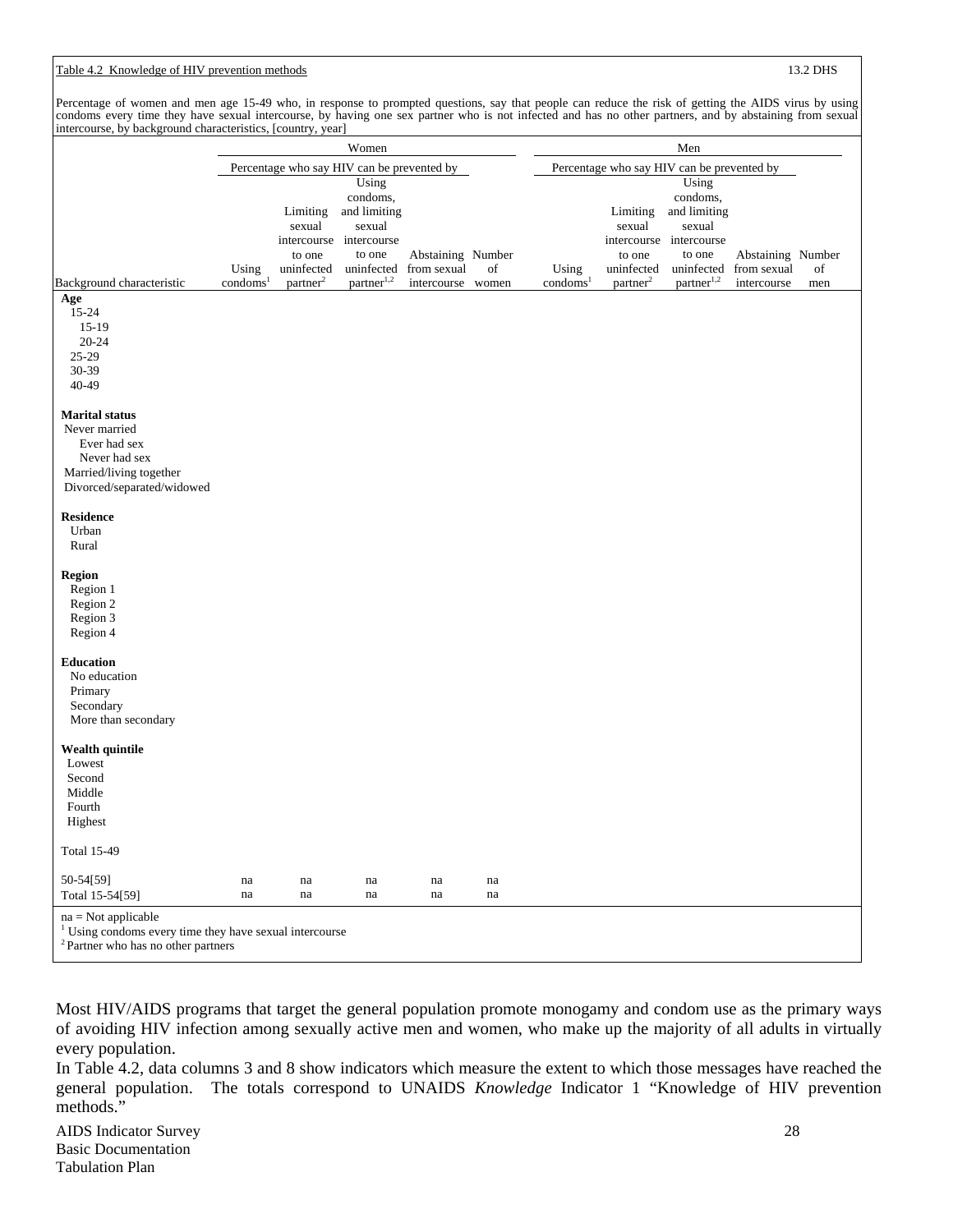Table 4.2 Knowledge of HIV prevention methods

13.2 DHS

Percentage of women and men age 15-49 who, in response to prompted questions, say that people can reduce the risk of getting the AIDS virus by using condoms every time they have sexual intercourse, by having one sex partner who is not infected and has no other partners, and by abstaining from sexual intercourse, by background characteristics, [country, year]

| | Women | | | | | Men | | | | |
|---|---|---|---|---|---|---|---|---|---|---|
| | Percentage who say HIV can be prevented by | | | | | Percentage who say HIV can be prevented by | | | | |
| Background characteristic | Using condoms[1] | Limiting sexual intercourse to one uninfected partner[2] | Using condoms, and limiting sexual intercourse to one uninfected partner[1,2] | Abstaining from sexual intercourse | Number of women | Using condoms[1] | Limiting sexual intercourse to one uninfected partner[2] | Using condoms, and limiting sexual intercourse to one uninfected partner[1,2] | Abstaining from sexual intercourse | Number of men |
| **Age** | | | | | | | | | | |
| 15-24 | | | | | | | | | | |
| 15-19 | | | | | | | | | | |
| 20-24 | | | | | | | | | | |
| 25-29 | | | | | | | | | | |
| 30-39 | | | | | | | | | | |
| 40-49 | | | | | | | | | | |
| **Marital status** | | | | | | | | | | |
| Never married | | | | | | | | | | |
| Ever had sex | | | | | | | | | | |
| Never had sex | | | | | | | | | | |
| Married/living together | | | | | | | | | | |
| Divorced/separated/widowed | | | | | | | | | | |
| **Residence** | | | | | | | | | | |
| Urban | | | | | | | | | | |
| Rural | | | | | | | | | | |
| **Region** | | | | | | | | | | |
| Region 1 | | | | | | | | | | |
| Region 2 | | | | | | | | | | |
| Region 3 | | | | | | | | | | |
| Region 4 | | | | | | | | | | |
| **Education** | | | | | | | | | | |
| No education | | | | | | | | | | |
| Primary | | | | | | | | | | |
| Secondary | | | | | | | | | | |
| More than secondary | | | | | | | | | | |
| **Wealth quintile** | | | | | | | | | | |
| Lowest | | | | | | | | | | |
| Second | | | | | | | | | | |
| Middle | | | | | | | | | | |
| Fourth | | | | | | | | | | |
| Highest | | | | | | | | | | |
| Total 15-49 | | | | | | | | | | |
| 50-54[59] | na | na | na | na | na | | | | | |
| Total 15-54[59] | na | na | na | na | na | | | | | |

na = Not applicable
[1] Using condoms every time they have sexual intercourse
[2] Partner who has no other partners

Most HIV/AIDS programs that target the general population promote monogamy and condom use as the primary ways of avoiding HIV infection among sexually active men and women, who make up the majority of all adults in virtually every population.

In Table 4.2, data columns 3 and 8 show indicators which measure the extent to which those messages have reached the general population. The totals correspond to UNAIDS *Knowledge* Indicator 1 "Knowledge of HIV prevention methods."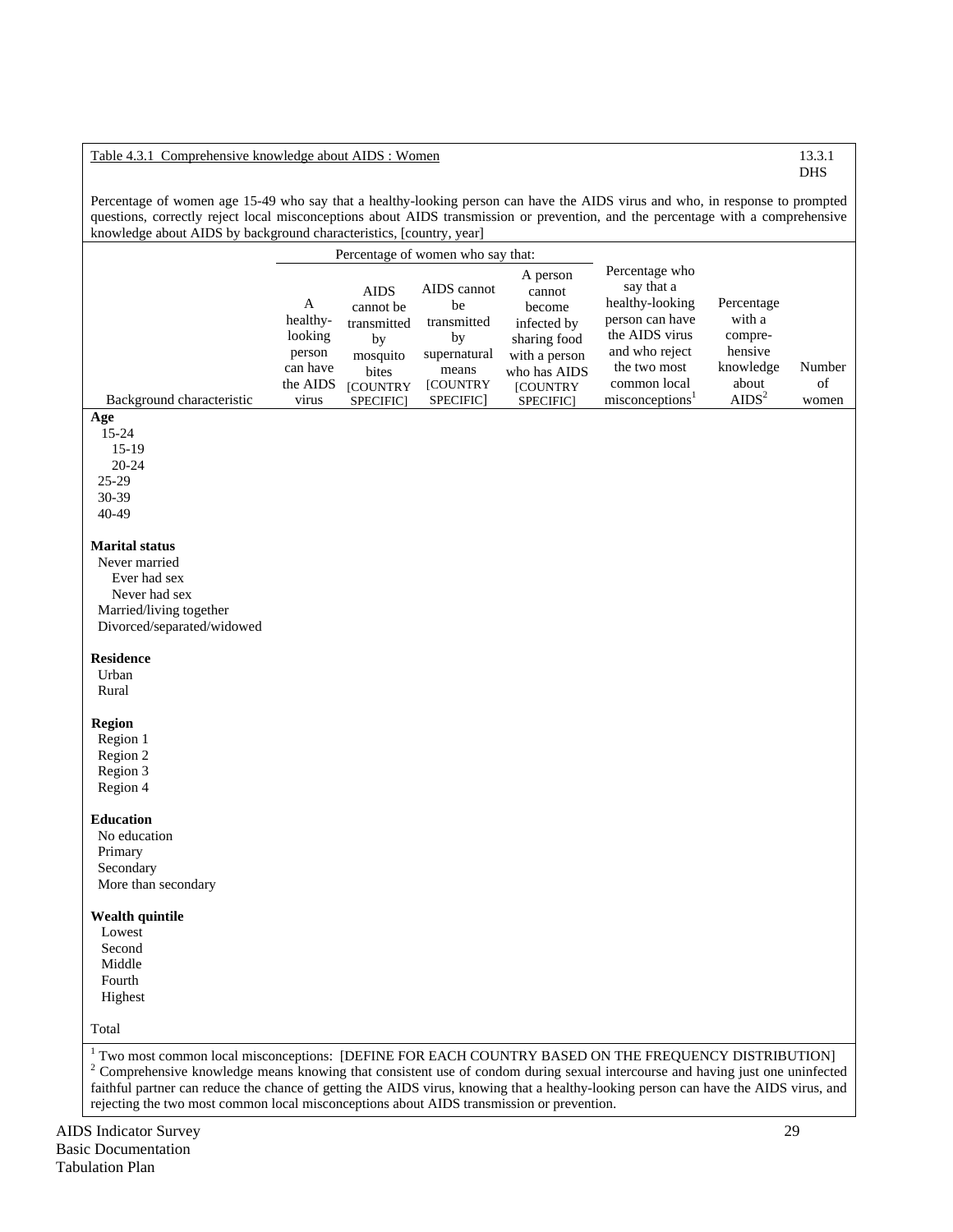Table 4.3.1 Comprehensive knowledge about AIDS : Women

13.3.1
DHS

Percentage of women age 15-49 who say that a healthy-looking person can have the AIDS virus and who, in response to prompted questions, correctly reject local misconceptions about AIDS transmission or prevention, and the percentage with a comprehensive knowledge about AIDS by background characteristics, [country, year]

| Background characteristic | Percentage of women who say that: | | | | Percentage who say that a healthy-looking person can have the AIDS virus and who reject the two most common local misconceptions[1] | Percentage with a compre-hensive knowledge about AIDS[2] | Number of women |
|---|---|---|---|---|---|---|---|
| | A healthy-looking person can have the AIDS virus | AIDS cannot be transmitted by mosquito bites [COUNTRY SPECIFIC] | AIDS cannot be transmitted by supernatural means [COUNTRY SPECIFIC] | A person cannot become infected by sharing food with a person who has AIDS [COUNTRY SPECIFIC] | | | |
| **Age** | | | | | | | |
| 15-24 | | | | | | | |
| 15-19 | | | | | | | |
| 20-24 | | | | | | | |
| 25-29 | | | | | | | |
| 30-39 | | | | | | | |
| 40-49 | | | | | | | |
| **Marital status** | | | | | | | |
| Never married | | | | | | | |
| Ever had sex | | | | | | | |
| Never had sex | | | | | | | |
| Married/living together | | | | | | | |
| Divorced/separated/widowed | | | | | | | |
| **Residence** | | | | | | | |
| Urban | | | | | | | |
| Rural | | | | | | | |
| **Region** | | | | | | | |
| Region 1 | | | | | | | |
| Region 2 | | | | | | | |
| Region 3 | | | | | | | |
| Region 4 | | | | | | | |
| **Education** | | | | | | | |
| No education | | | | | | | |
| Primary | | | | | | | |
| Secondary | | | | | | | |
| More than secondary | | | | | | | |
| **Wealth quintile** | | | | | | | |
| Lowest | | | | | | | |
| Second | | | | | | | |
| Middle | | | | | | | |
| Fourth | | | | | | | |
| Highest | | | | | | | |
| Total | | | | | | | |

[1] Two most common local misconceptions: [DEFINE FOR EACH COUNTRY BASED ON THE FREQUENCY DISTRIBUTION]
[2] Comprehensive knowledge means knowing that consistent use of condom during sexual intercourse and having just one uninfected faithful partner can reduce the chance of getting the AIDS virus, knowing that a healthy-looking person can have the AIDS virus, and rejecting the two most common local misconceptions about AIDS transmission or prevention.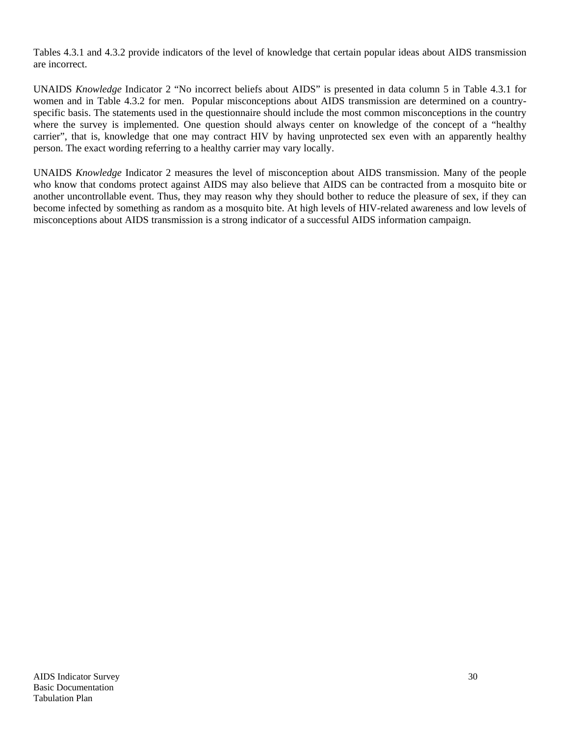Tables 4.3.1 and 4.3.2 provide indicators of the level of knowledge that certain popular ideas about AIDS transmission are incorrect.

UNAIDS *Knowledge* Indicator 2 "No incorrect beliefs about AIDS" is presented in data column 5 in Table 4.3.1 for women and in Table 4.3.2 for men. Popular misconceptions about AIDS transmission are determined on a country-specific basis. The statements used in the questionnaire should include the most common misconceptions in the country where the survey is implemented. One question should always center on knowledge of the concept of a "healthy carrier", that is, knowledge that one may contract HIV by having unprotected sex even with an apparently healthy person. The exact wording referring to a healthy carrier may vary locally.

UNAIDS *Knowledge* Indicator 2 measures the level of misconception about AIDS transmission. Many of the people who know that condoms protect against AIDS may also believe that AIDS can be contracted from a mosquito bite or another uncontrollable event. Thus, they may reason why they should bother to reduce the pleasure of sex, if they can become infected by something as random as a mosquito bite. At high levels of HIV-related awareness and low levels of misconceptions about AIDS transmission is a strong indicator of a successful AIDS information campaign.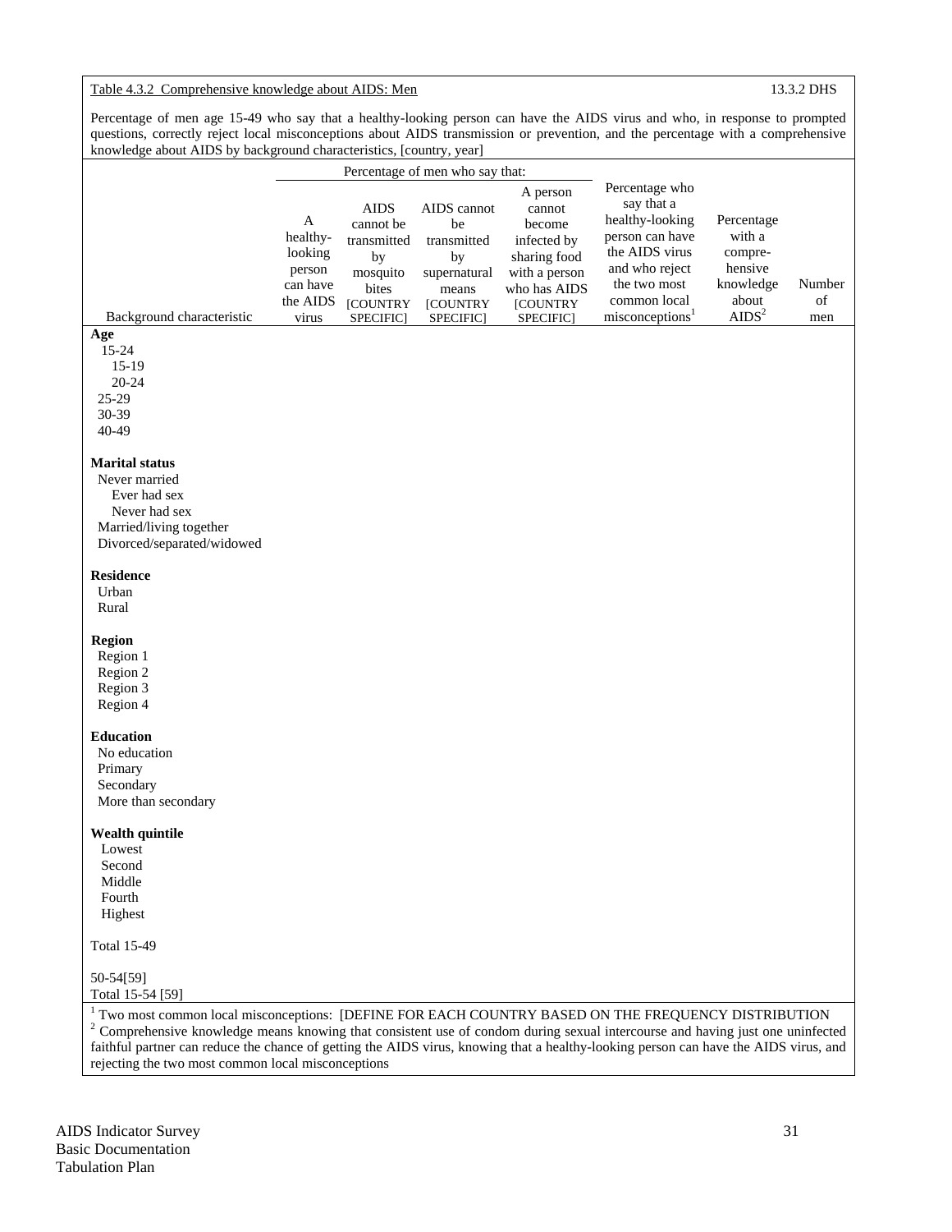Table 4.3.2 Comprehensive knowledge about AIDS: Men — 13.3.2 DHS

Percentage of men age 15-49 who say that a healthy-looking person can have the AIDS virus and who, in response to prompted questions, correctly reject local misconceptions about AIDS transmission or prevention, and the percentage with a comprehensive knowledge about AIDS by background characteristics, [country, year]

| Background characteristic | Percentage of men who say that: | | | | Percentage who say that a healthy-looking person can have the AIDS virus and who reject the two most common local misconceptions[1] | Percentage with a comprehensive knowledge about AIDS[2] | Number of men |
|---|---|---|---|---|---|---|---|
| | A healthy-looking person can have the AIDS virus | AIDS cannot be transmitted by mosquito bites [COUNTRY SPECIFIC] | AIDS cannot be transmitted by supernatural means [COUNTRY SPECIFIC] | A person cannot become infected by sharing food with a person who has AIDS [COUNTRY SPECIFIC] | | | |
| **Age** | | | | | | | |
| 15-24 | | | | | | | |
| 15-19 | | | | | | | |
| 20-24 | | | | | | | |
| 25-29 | | | | | | | |
| 30-39 | | | | | | | |
| 40-49 | | | | | | | |
| **Marital status** | | | | | | | |
| Never married | | | | | | | |
| Ever had sex | | | | | | | |
| Never had sex | | | | | | | |
| Married/living together | | | | | | | |
| Divorced/separated/widowed | | | | | | | |
| **Residence** | | | | | | | |
| Urban | | | | | | | |
| Rural | | | | | | | |
| **Region** | | | | | | | |
| Region 1 | | | | | | | |
| Region 2 | | | | | | | |
| Region 3 | | | | | | | |
| Region 4 | | | | | | | |
| **Education** | | | | | | | |
| No education | | | | | | | |
| Primary | | | | | | | |
| Secondary | | | | | | | |
| More than secondary | | | | | | | |
| **Wealth quintile** | | | | | | | |
| Lowest | | | | | | | |
| Second | | | | | | | |
| Middle | | | | | | | |
| Fourth | | | | | | | |
| Highest | | | | | | | |
| Total 15-49 | | | | | | | |
| 50-54[59] | | | | | | | |
| Total 15-54 [59] | | | | | | | |

[1] Two most common local misconceptions: [DEFINE FOR EACH COUNTRY BASED ON THE FREQUENCY DISTRIBUTION

[2] Comprehensive knowledge means knowing that consistent use of condom during sexual intercourse and having just one uninfected faithful partner can reduce the chance of getting the AIDS virus, knowing that a healthy-looking person can have the AIDS virus, and rejecting the two most common local misconceptions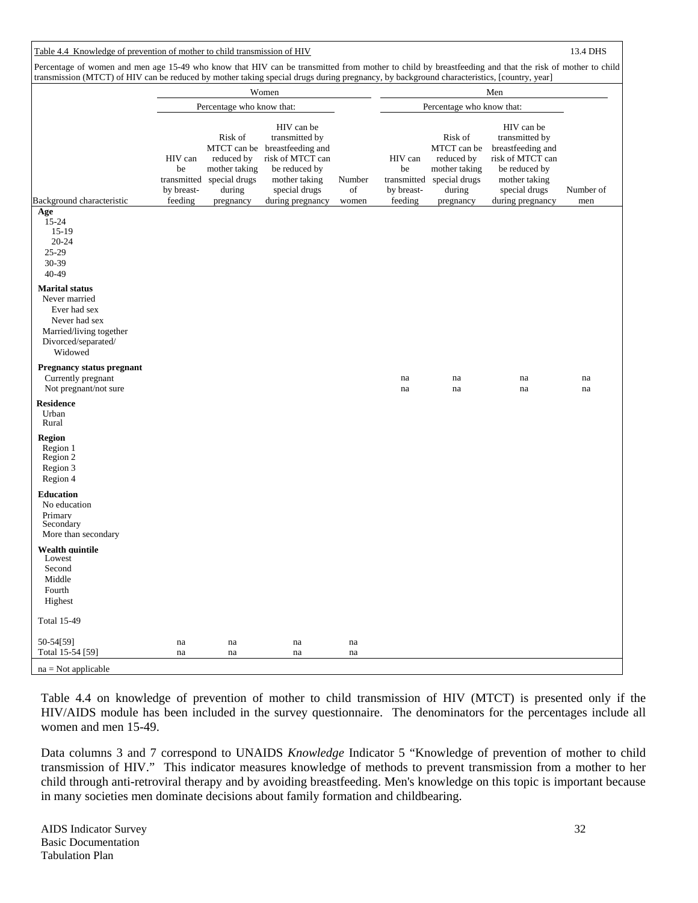Table 4.4 Knowledge of prevention of mother to child transmission of HIV 13.4 DHS

Percentage of women and men age 15-49 who know that HIV can be transmitted from mother to child by breastfeeding and that the risk of mother to child transmission (MTCT) of HIV can be reduced by mother taking special drugs during pregnancy, by background characteristics, [country, year]

| | Women | | | | Men | | | |
|---|---|---|---|---|---|---|---|---|
| | Percentage who know that: | | | | Percentage who know that: | | | |
| Background characteristic | HIV can be transmitted by breast-feeding | Risk of MTCT can be reduced by mother taking special drugs during pregnancy | HIV can be transmitted by breastfeeding and risk of MTCT can be reduced by mother taking special drugs during pregnancy | Number of women | HIV can be transmitted by breast-feeding | Risk of MTCT can be reduced by mother taking special drugs during pregnancy | HIV can be transmitted by breastfeeding and risk of MTCT can be reduced by mother taking special drugs during pregnancy | Number of men |
| **Age** | | | | | | | | |
| 15-24 | | | | | | | | |
| 15-19 | | | | | | | | |
| 20-24 | | | | | | | | |
| 25-29 | | | | | | | | |
| 30-39 | | | | | | | | |
| 40-49 | | | | | | | | |
| **Marital status** | | | | | | | | |
| Never married | | | | | | | | |
| Ever had sex | | | | | | | | |
| Never had sex | | | | | | | | |
| Married/living together | | | | | | | | |
| Divorced/separated/ Widowed | | | | | | | | |
| **Pregnancy status pregnant** | | | | | | | | |
| Currently pregnant | | | | | na | na | na | na |
| Not pregnant/not sure | | | | | na | na | na | na |
| **Residence** | | | | | | | | |
| Urban | | | | | | | | |
| Rural | | | | | | | | |
| **Region** | | | | | | | | |
| Region 1 | | | | | | | | |
| Region 2 | | | | | | | | |
| Region 3 | | | | | | | | |
| Region 4 | | | | | | | | |
| **Education** | | | | | | | | |
| No education | | | | | | | | |
| Primary | | | | | | | | |
| Secondary | | | | | | | | |
| More than secondary | | | | | | | | |
| **Wealth quintile** | | | | | | | | |
| Lowest | | | | | | | | |
| Second | | | | | | | | |
| Middle | | | | | | | | |
| Fourth | | | | | | | | |
| Highest | | | | | | | | |
| Total 15-49 | | | | | | | | |
| 50-54[59] | na | na | na | na | | | | |
| Total 15-54 [59] | na | na | na | na | | | | |

na = Not applicable

Table 4.4 on knowledge of prevention of mother to child transmission of HIV (MTCT) is presented only if the HIV/AIDS module has been included in the survey questionnaire. The denominators for the percentages include all women and men 15-49.

Data columns 3 and 7 correspond to UNAIDS *Knowledge* Indicator 5 "Knowledge of prevention of mother to child transmission of HIV." This indicator measures knowledge of methods to prevent transmission from a mother to her child through anti-retroviral therapy and by avoiding breastfeeding. Men's knowledge on this topic is important because in many societies men dominate decisions about family formation and childbearing.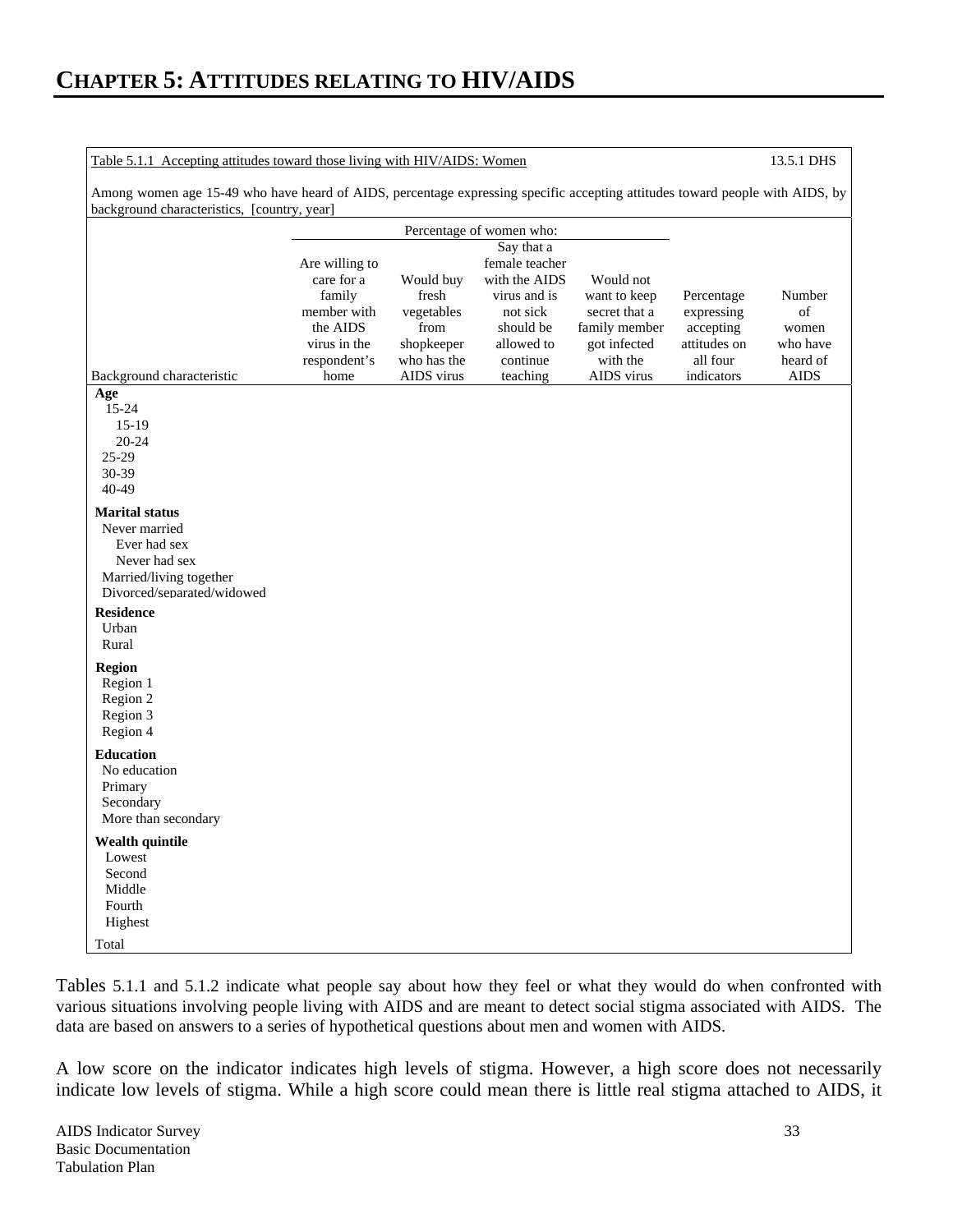# CHAPTER 5: ATTITUDES RELATING TO HIV/AIDS

Table 5.1.1 Accepting attitudes toward those living with HIV/AIDS: Women — 13.5.1 DHS

Among women age 15-49 who have heard of AIDS, percentage expressing specific accepting attitudes toward people with AIDS, by background characteristics, [country, year]

| | Percentage of women who: | | | | | |
|---|---|---|---|---|---|---|
| Background characteristic | Are willing to care for a family member with the AIDS virus in the respondent's home | Would buy fresh vegetables from shopkeeper who has the AIDS virus | Say that a female teacher with the AIDS virus and is not sick should be allowed to continue teaching | Would not want to keep secret that a family member got infected with the AIDS virus | Percentage expressing accepting attitudes on all four indicators | Number of women who have heard of AIDS |
| **Age** | | | | | | |
| 15-24 | | | | | | |
| 15-19 | | | | | | |
| 20-24 | | | | | | |
| 25-29 | | | | | | |
| 30-39 | | | | | | |
| 40-49 | | | | | | |
| **Marital status** | | | | | | |
| Never married | | | | | | |
| Ever had sex | | | | | | |
| Never had sex | | | | | | |
| Married/living together | | | | | | |
| Divorced/separated/widowed | | | | | | |
| **Residence** | | | | | | |
| Urban | | | | | | |
| Rural | | | | | | |
| **Region** | | | | | | |
| Region 1 | | | | | | |
| Region 2 | | | | | | |
| Region 3 | | | | | | |
| Region 4 | | | | | | |
| **Education** | | | | | | |
| No education | | | | | | |
| Primary | | | | | | |
| Secondary | | | | | | |
| More than secondary | | | | | | |
| **Wealth quintile** | | | | | | |
| Lowest | | | | | | |
| Second | | | | | | |
| Middle | | | | | | |
| Fourth | | | | | | |
| Highest | | | | | | |
| Total | | | | | | |

Tables 5.1.1 and 5.1.2 indicate what people say about how they feel or what they would do when confronted with various situations involving people living with AIDS and are meant to detect social stigma associated with AIDS. The data are based on answers to a series of hypothetical questions about men and women with AIDS.

A low score on the indicator indicates high levels of stigma. However, a high score does not necessarily indicate low levels of stigma. While a high score could mean there is little real stigma attached to AIDS, it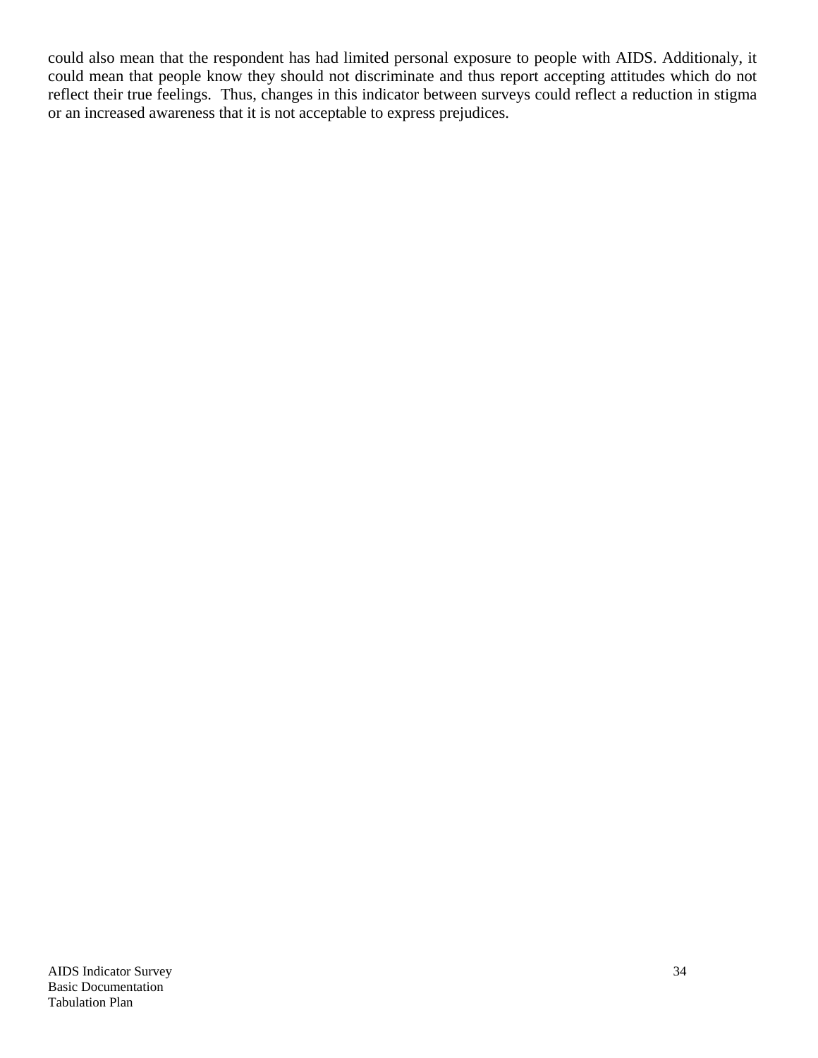could also mean that the respondent has had limited personal exposure to people with AIDS. Additionaly, it could mean that people know they should not discriminate and thus report accepting attitudes which do not reflect their true feelings. Thus, changes in this indicator between surveys could reflect a reduction in stigma or an increased awareness that it is not acceptable to express prejudices.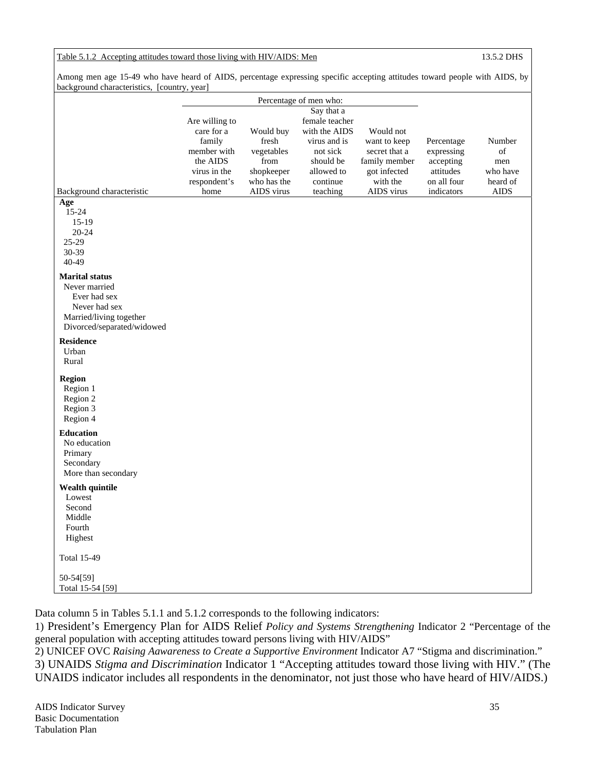Table 5.1.2 Accepting attitudes toward those living with HIV/AIDS: Men 13.5.2 DHS

Among men age 15-49 who have heard of AIDS, percentage expressing specific accepting attitudes toward people with AIDS, by background characteristics, [country, year]

| Background characteristic | Percentage of men who: Are willing to care for a family member with the AIDS virus in the respondent's home | Would buy fresh vegetables from shopkeeper who has the AIDS virus | Say that a female teacher with the AIDS virus and is not sick should be allowed to continue teaching | Would not want to keep secret that a family member got infected with the AIDS virus | Percentage expressing accepting attitudes on all four indicators | Number of men who have heard of AIDS |
|---|---|---|---|---|---|---|
| **Age** | | | | | | |
| 15-24 | | | | | | |
| 15-19 | | | | | | |
| 20-24 | | | | | | |
| 25-29 | | | | | | |
| 30-39 | | | | | | |
| 40-49 | | | | | | |
| **Marital status** | | | | | | |
| Never married | | | | | | |
| Ever had sex | | | | | | |
| Never had sex | | | | | | |
| Married/living together | | | | | | |
| Divorced/separated/widowed | | | | | | |
| **Residence** | | | | | | |
| Urban | | | | | | |
| Rural | | | | | | |
| **Region** | | | | | | |
| Region 1 | | | | | | |
| Region 2 | | | | | | |
| Region 3 | | | | | | |
| Region 4 | | | | | | |
| **Education** | | | | | | |
| No education | | | | | | |
| Primary | | | | | | |
| Secondary | | | | | | |
| More than secondary | | | | | | |
| **Wealth quintile** | | | | | | |
| Lowest | | | | | | |
| Second | | | | | | |
| Middle | | | | | | |
| Fourth | | | | | | |
| Highest | | | | | | |
| Total 15-49 | | | | | | |
| 50-54[59] | | | | | | |
| Total 15-54 [59] | | | | | | |

Data column 5 in Tables 5.1.1 and 5.1.2 corresponds to the following indicators:

1) President's Emergency Plan for AIDS Relief *Policy and Systems Strengthening* Indicator 2 "Percentage of the general population with accepting attitudes toward persons living with HIV/AIDS"

2) UNICEF OVC *Raising Aawareness to Create a Supportive Environment* Indicator A7 "Stigma and discrimination."

3) UNAIDS *Stigma and Discrimination* Indicator 1 "Accepting attitudes toward those living with HIV." (The UNAIDS indicator includes all respondents in the denominator, not just those who have heard of HIV/AIDS.)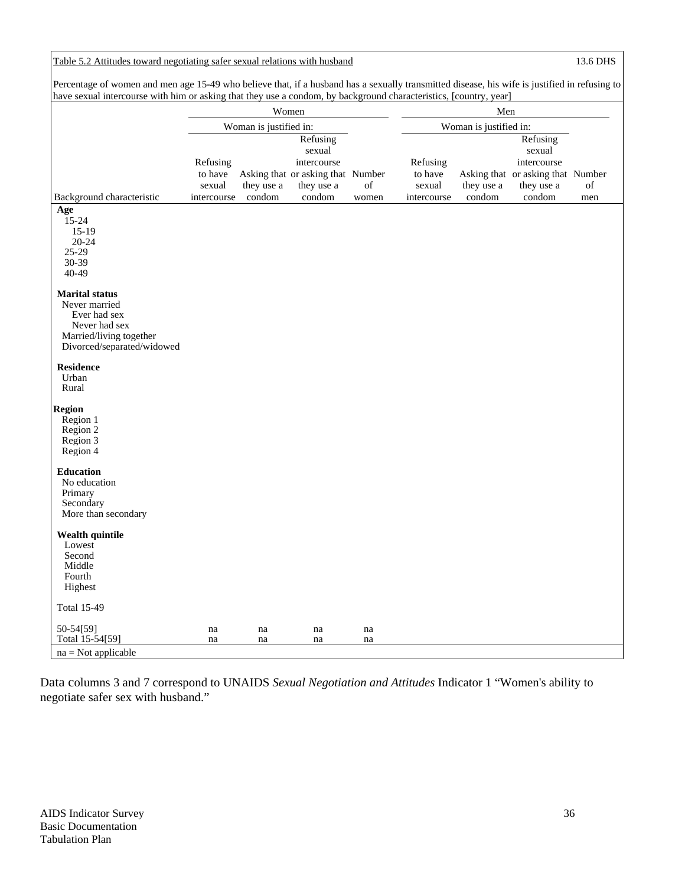Table 5.2 Attitudes toward negotiating safer sexual relations with husband 13.6 DHS

Percentage of women and men age 15-49 who believe that, if a husband has a sexually transmitted disease, his wife is justified in refusing to have sexual intercourse with him or asking that they use a condom, by background characteristics, [country, year]

| | Women | | | | Men | | | |
|---|---|---|---|---|---|---|---|---|
| | Woman is justified in: | | | | Woman is justified in: | | | |
| Background characteristic | Refusing to have sexual intercourse | Asking that they use a condom | Refusing sexual intercourse or asking that they use a condom | Number of women | Refusing to have sexual intercourse | Asking that they use a condom | Refusing sexual intercourse or asking that they use a condom | Number of men |
| **Age** | | | | | | | | |
| 15-24 | | | | | | | | |
| 15-19 | | | | | | | | |
| 20-24 | | | | | | | | |
| 25-29 | | | | | | | | |
| 30-39 | | | | | | | | |
| 40-49 | | | | | | | | |
| **Marital status** | | | | | | | | |
| Never married | | | | | | | | |
| Ever had sex | | | | | | | | |
| Never had sex | | | | | | | | |
| Married/living together | | | | | | | | |
| Divorced/separated/widowed | | | | | | | | |
| **Residence** | | | | | | | | |
| Urban | | | | | | | | |
| Rural | | | | | | | | |
| **Region** | | | | | | | | |
| Region 1 | | | | | | | | |
| Region 2 | | | | | | | | |
| Region 3 | | | | | | | | |
| Region 4 | | | | | | | | |
| **Education** | | | | | | | | |
| No education | | | | | | | | |
| Primary | | | | | | | | |
| Secondary | | | | | | | | |
| More than secondary | | | | | | | | |
| **Wealth quintile** | | | | | | | | |
| Lowest | | | | | | | | |
| Second | | | | | | | | |
| Middle | | | | | | | | |
| Fourth | | | | | | | | |
| Highest | | | | | | | | |
| Total 15-49 | | | | | | | | |
| 50-54[59] | na | na | na | na | | | | |
| Total 15-54[59] | na | na | na | na | | | | |

na = Not applicable

Data columns 3 and 7 correspond to UNAIDS *Sexual Negotiation and Attitudes* Indicator 1 "Women's ability to negotiate safer sex with husband."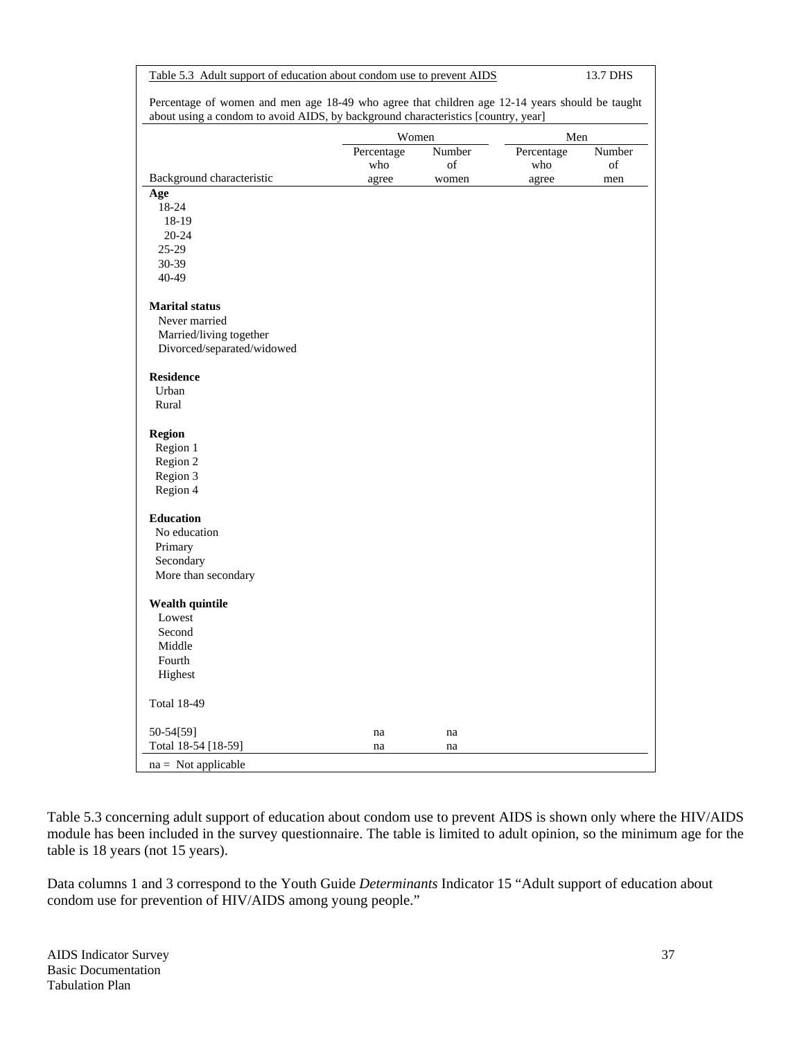Table 5.3 Adult support of education about condom use to prevent AIDS 13.7 DHS

Percentage of women and men age 18-49 who agree that children age 12-14 years should be taught about using a condom to avoid AIDS, by background characteristics [country, year]

| Background characteristic | Women | | Men | |
|---|---|---|---|---|
| | Percentage who agree | Number of women | Percentage who agree | Number of men |
| **Age** | | | | |
| 18-24 | | | | |
| 18-19 | | | | |
| 20-24 | | | | |
| 25-29 | | | | |
| 30-39 | | | | |
| 40-49 | | | | |
| **Marital status** | | | | |
| Never married | | | | |
| Married/living together | | | | |
| Divorced/separated/widowed | | | | |
| **Residence** | | | | |
| Urban | | | | |
| Rural | | | | |
| **Region** | | | | |
| Region 1 | | | | |
| Region 2 | | | | |
| Region 3 | | | | |
| Region 4 | | | | |
| **Education** | | | | |
| No education | | | | |
| Primary | | | | |
| Secondary | | | | |
| More than secondary | | | | |
| **Wealth quintile** | | | | |
| Lowest | | | | |
| Second | | | | |
| Middle | | | | |
| Fourth | | | | |
| Highest | | | | |
| Total 18-49 | | | | |
| 50-54[59] | na | na | | |
| Total 18-54 [18-59] | na | na | | |

na = Not applicable

Table 5.3 concerning adult support of education about condom use to prevent AIDS is shown only where the HIV/AIDS module has been included in the survey questionnaire. The table is limited to adult opinion, so the minimum age for the table is 18 years (not 15 years).

Data columns 1 and 3 correspond to the Youth Guide *Determinants* Indicator 15 "Adult support of education about condom use for prevention of HIV/AIDS among young people."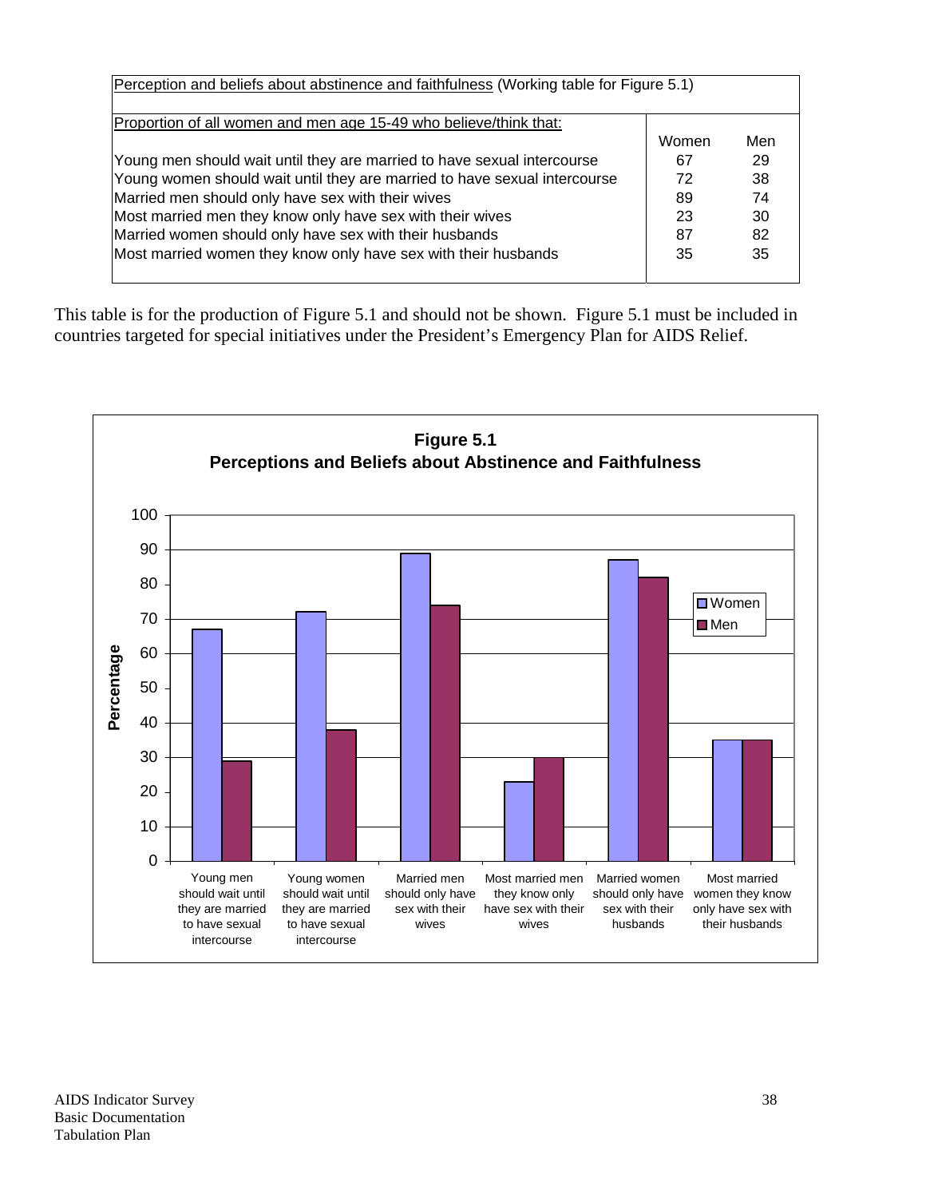| Perception and beliefs about abstinence and faithfulness (Working table for Figure 5.1) | | |
|---|---|---|
| Proportion of all women and men age 15-49 who believe/think that: | Women | Men |
| Young men should wait until they are married to have sexual intercourse | 67 | 29 |
| Young women should wait until they are married to have sexual intercourse | 72 | 38 |
| Married men should only have sex with their wives | 89 | 74 |
| Most married men they know only have sex with their wives | 23 | 30 |
| Married women should only have sex with their husbands | 87 | 82 |
| Most married women they know only have sex with their husbands | 35 | 35 |

This table is for the production of Figure 5.1 and should not be shown. Figure 5.1 must be included in countries targeted for special initiatives under the President's Emergency Plan for AIDS Relief.

**Figure 5.1**
**Perceptions and Beliefs about Abstinence and Faithfulness**

| Category | Women | Men |
|---|---|---|
| Young men should wait until they are married to have sexual intercourse | 67 | 29 |
| Young women should wait until they are married to have sexual intercourse | 72 | 38 |
| Married men should only have sex with their wives | 89 | 74 |
| Most married men they know only have sex with their wives | 23 | 30 |
| Married women should only have sex with their husbands | 87 | 82 |
| Most married women they know only have sex with their husbands | 35 | 35 |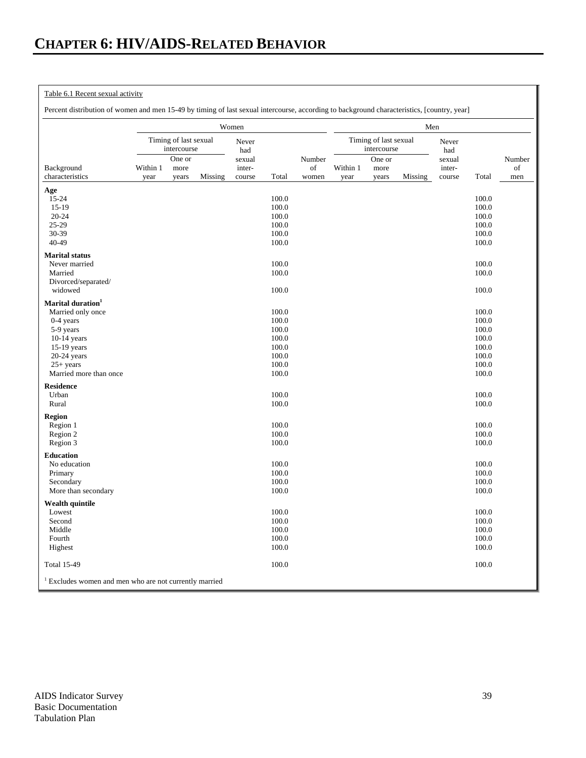# CHAPTER 6: HIV/AIDS-RELATED BEHAVIOR

Table 6.1 Recent sexual activity

Percent distribution of women and men 15-49 by timing of last sexual intercourse, according to background characteristics, [country, year]

| Background characteristics | Women | | | | | | Men | | | | | |
|---|---|---|---|---|---|---|---|---|---|---|---|---|
| | Timing of last sexual intercourse | | | Never had sexual inter-course | Total | Number of women | Timing of last sexual intercourse | | | Never had sexual inter-course | Total | Number of men |
| | Within 1 year | One or more years | Missing | | | | Within 1 year | One or more years | Missing | | | |
| **Age** | | | | | | | | | | | | |
| 15-24 | | | | | 100.0 | | | | | | 100.0 | |
| 15-19 | | | | | 100.0 | | | | | | 100.0 | |
| 20-24 | | | | | 100.0 | | | | | | 100.0 | |
| 25-29 | | | | | 100.0 | | | | | | 100.0 | |
| 30-39 | | | | | 100.0 | | | | | | 100.0 | |
| 40-49 | | | | | 100.0 | | | | | | 100.0 | |
| **Marital status** | | | | | | | | | | | | |
| Never married | | | | | 100.0 | | | | | | 100.0 | |
| Married | | | | | 100.0 | | | | | | 100.0 | |
| Divorced/separated/ widowed | | | | | 100.0 | | | | | | 100.0 | |
| **Marital duration**[1] | | | | | | | | | | | | |
| Married only once | | | | | 100.0 | | | | | | 100.0 | |
| 0-4 years | | | | | 100.0 | | | | | | 100.0 | |
| 5-9 years | | | | | 100.0 | | | | | | 100.0 | |
| 10-14 years | | | | | 100.0 | | | | | | 100.0 | |
| 15-19 years | | | | | 100.0 | | | | | | 100.0 | |
| 20-24 years | | | | | 100.0 | | | | | | 100.0 | |
| 25+ years | | | | | 100.0 | | | | | | 100.0 | |
| Married more than once | | | | | 100.0 | | | | | | 100.0 | |
| **Residence** | | | | | | | | | | | | |
| Urban | | | | | 100.0 | | | | | | 100.0 | |
| Rural | | | | | 100.0 | | | | | | 100.0 | |
| **Region** | | | | | | | | | | | | |
| Region 1 | | | | | 100.0 | | | | | | 100.0 | |
| Region 2 | | | | | 100.0 | | | | | | 100.0 | |
| Region 3 | | | | | 100.0 | | | | | | 100.0 | |
| **Education** | | | | | | | | | | | | |
| No education | | | | | 100.0 | | | | | | 100.0 | |
| Primary | | | | | 100.0 | | | | | | 100.0 | |
| Secondary | | | | | 100.0 | | | | | | 100.0 | |
| More than secondary | | | | | 100.0 | | | | | | 100.0 | |
| **Wealth quintile** | | | | | | | | | | | | |
| Lowest | | | | | 100.0 | | | | | | 100.0 | |
| Second | | | | | 100.0 | | | | | | 100.0 | |
| Middle | | | | | 100.0 | | | | | | 100.0 | |
| Fourth | | | | | 100.0 | | | | | | 100.0 | |
| Highest | | | | | 100.0 | | | | | | 100.0 | |
| Total 15-49 | | | | | 100.0 | | | | | | 100.0 | |

[1] Excludes women and men who are not currently married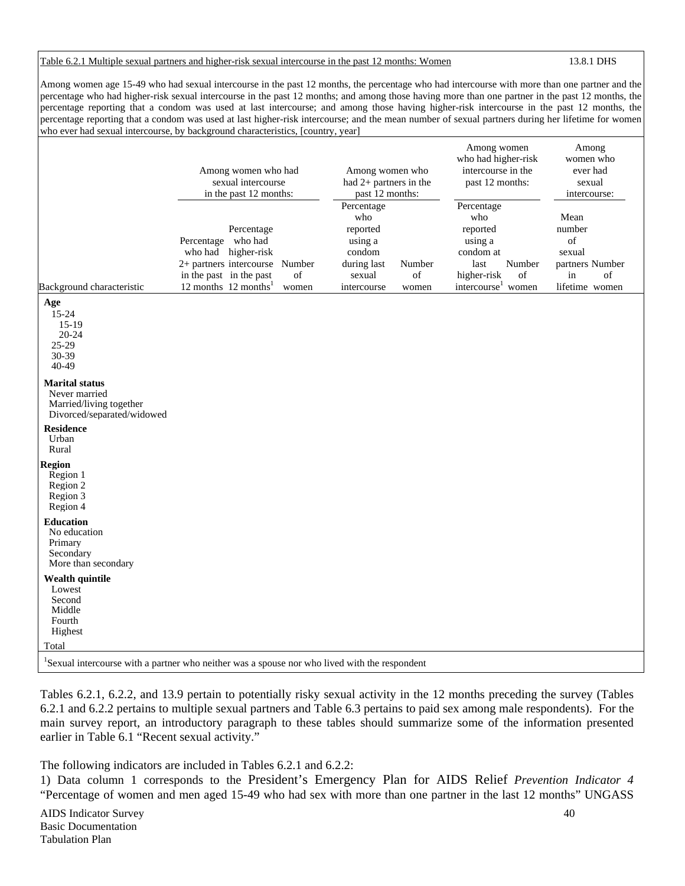Table 6.2.1 Multiple sexual partners and higher-risk sexual intercourse in the past 12 months: Women 13.8.1 DHS

Among women age 15-49 who had sexual intercourse in the past 12 months, the percentage who had intercourse with more than one partner and the percentage who had higher-risk sexual intercourse in the past 12 months; and among those having more than one partner in the past 12 months, the percentage reporting that a condom was used at last intercourse; and among those having higher-risk intercourse in the past 12 months, the percentage reporting that a condom was used at last higher-risk intercourse; and the mean number of sexual partners during her lifetime for women who ever had sexual intercourse, by background characteristics, [country, year]

| | Among women who had sexual intercourse in the past 12 months: | | | Among women who had 2+ partners in the past 12 months: | | Among women who had higher-risk intercourse in the past 12 months: | | Among women who ever had sexual intercourse: | |
|---|---|---|---|---|---|---|---|---|---|
| Background characteristic | Percentage who had 2+ partners in the past 12 months | Percentage who had higher-risk intercourse in the past 12 months[1] | Number of women | Percentage who reported using a condom during last sexual intercourse | Number of women | Percentage who reported using a condom at last higher-risk intercourse[1] | Number of women | Mean number of sexual partners in lifetime | Number of women |
| **Age** | | | | | | | | | |
| 15-24 | | | | | | | | | |
| 15-19 | | | | | | | | | |
| 20-24 | | | | | | | | | |
| 25-29 | | | | | | | | | |
| 30-39 | | | | | | | | | |
| 40-49 | | | | | | | | | |
| **Marital status** | | | | | | | | | |
| Never married | | | | | | | | | |
| Married/living together | | | | | | | | | |
| Divorced/separated/widowed | | | | | | | | | |
| **Residence** | | | | | | | | | |
| Urban | | | | | | | | | |
| Rural | | | | | | | | | |
| **Region** | | | | | | | | | |
| Region 1 | | | | | | | | | |
| Region 2 | | | | | | | | | |
| Region 3 | | | | | | | | | |
| Region 4 | | | | | | | | | |
| **Education** | | | | | | | | | |
| No education | | | | | | | | | |
| Primary | | | | | | | | | |
| Secondary | | | | | | | | | |
| More than secondary | | | | | | | | | |
| **Wealth quintile** | | | | | | | | | |
| Lowest | | | | | | | | | |
| Second | | | | | | | | | |
| Middle | | | | | | | | | |
| Fourth | | | | | | | | | |
| Highest | | | | | | | | | |
| Total | | | | | | | | | |

[1]Sexual intercourse with a partner who neither was a spouse nor who lived with the respondent

Tables 6.2.1, 6.2.2, and 13.9 pertain to potentially risky sexual activity in the 12 months preceding the survey (Tables 6.2.1 and 6.2.2 pertains to multiple sexual partners and Table 6.3 pertains to paid sex among male respondents). For the main survey report, an introductory paragraph to these tables should summarize some of the information presented earlier in Table 6.1 "Recent sexual activity."

The following indicators are included in Tables 6.2.1 and 6.2.2:

1) Data column 1 corresponds to the President's Emergency Plan for AIDS Relief *Prevention Indicator 4* "Percentage of women and men aged 15-49 who had sex with more than one partner in the last 12 months" UNGASS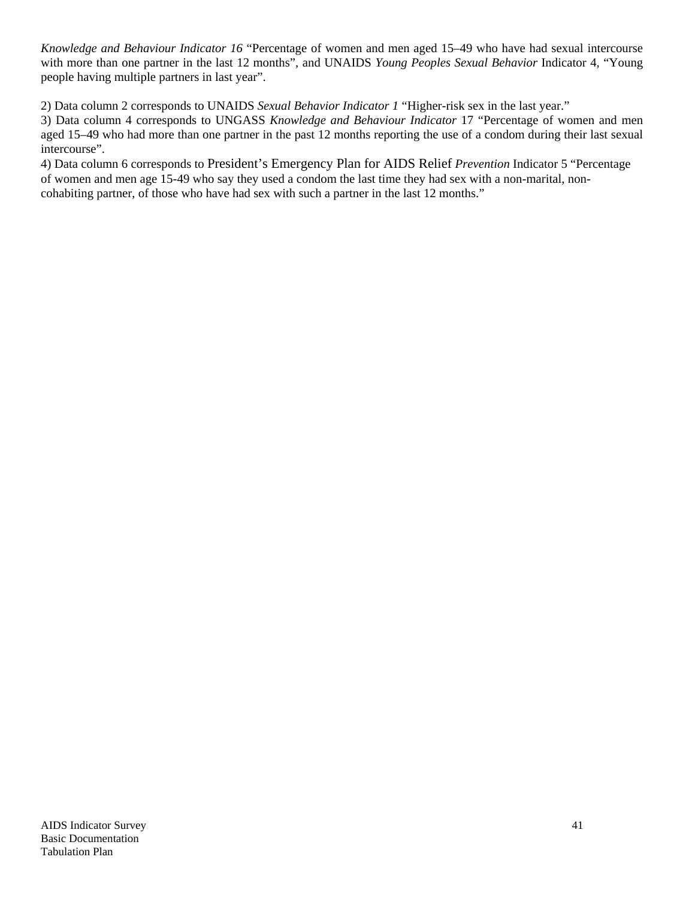*Knowledge and Behaviour Indicator 16* “Percentage of women and men aged 15–49 who have had sexual intercourse with more than one partner in the last 12 months”, and UNAIDS *Young Peoples Sexual Behavior* Indicator 4, “Young people having multiple partners in last year”.

2) Data column 2 corresponds to UNAIDS *Sexual Behavior Indicator 1* “Higher-risk sex in the last year.”

3) Data column 4 corresponds to UNGASS *Knowledge and Behaviour Indicator* 17 “Percentage of women and men aged 15–49 who had more than one partner in the past 12 months reporting the use of a condom during their last sexual intercourse”.

4) Data column 6 corresponds to President’s Emergency Plan for AIDS Relief *Prevention* Indicator 5 “Percentage of women and men age 15-49 who say they used a condom the last time they had sex with a non-marital, non-cohabiting partner, of those who have had sex with such a partner in the last 12 months.”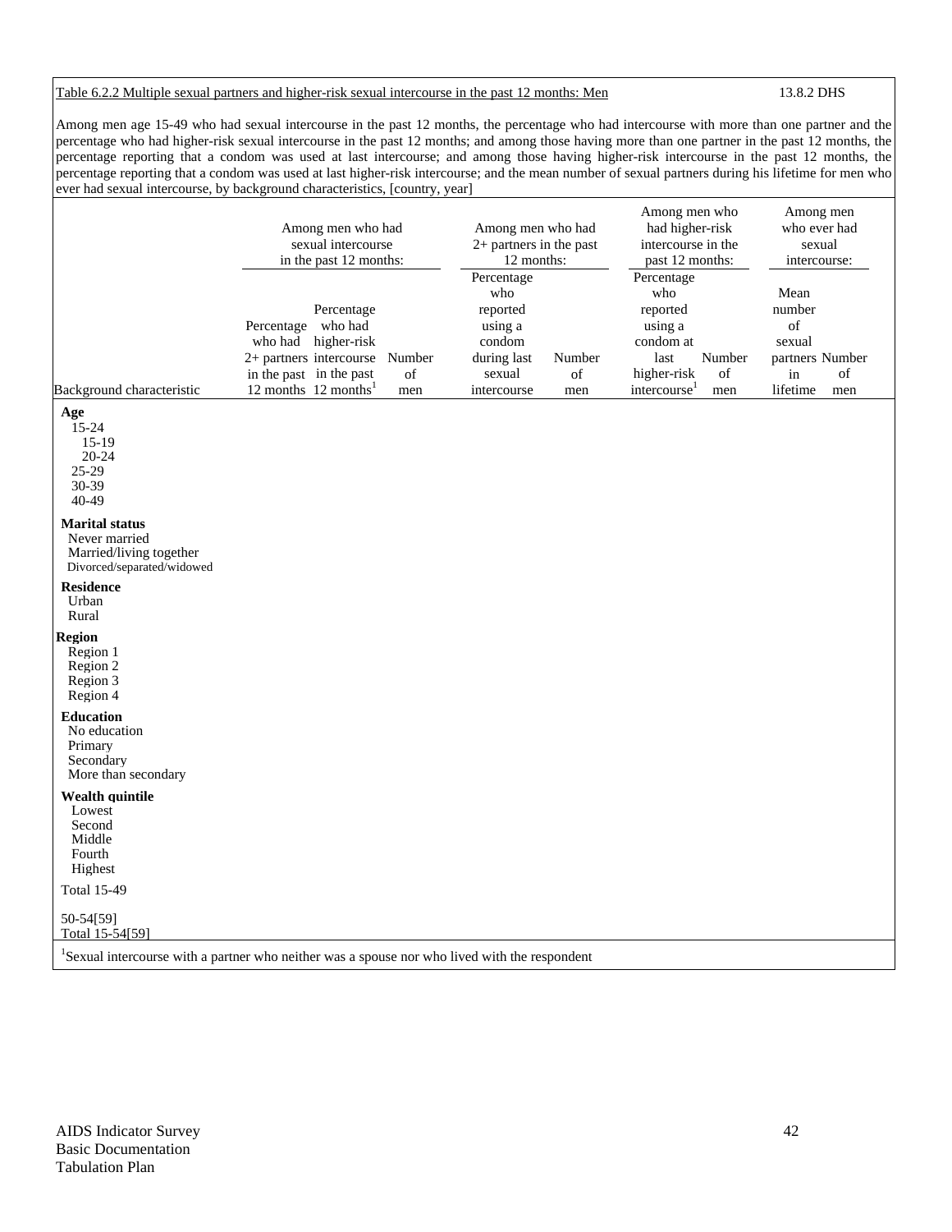Table 6.2.2 Multiple sexual partners and higher-risk sexual intercourse in the past 12 months: Men 13.8.2 DHS

Among men age 15-49 who had sexual intercourse in the past 12 months, the percentage who had intercourse with more than one partner and the percentage who had higher-risk sexual intercourse in the past 12 months; and among those having more than one partner in the past 12 months, the percentage reporting that a condom was used at last intercourse; and among those having higher-risk intercourse in the past 12 months, the percentage reporting that a condom was used at last higher-risk intercourse; and the mean number of sexual partners during his lifetime for men who ever had sexual intercourse, by background characteristics, [country, year]

| Background characteristic | Among men who had sexual intercourse in the past 12 months: | | | Among men who had 2+ partners in the past 12 months: | | Among men who had higher-risk intercourse in the past 12 months: | | Among men who ever had sexual intercourse: | |
|---|---|---|---|---|---|---|---|---|---|
| | Percentage who had 2+ partners in the past 12 months | Percentage who had higher-risk intercourse in the past 12 months[1] | Number of men | Percentage who reported using a condom during last sexual intercourse | Number of men | Percentage who reported using a condom at last higher-risk intercourse[1] | Number of men | Mean number of sexual partners in lifetime | Number of men |
| **Age** | | | | | | | | | |
| 15-24 | | | | | | | | | |
| 15-19 | | | | | | | | | |
| 20-24 | | | | | | | | | |
| 25-29 | | | | | | | | | |
| 30-39 | | | | | | | | | |
| 40-49 | | | | | | | | | |
| **Marital status** | | | | | | | | | |
| Never married | | | | | | | | | |
| Married/living together | | | | | | | | | |
| Divorced/separated/widowed | | | | | | | | | |
| **Residence** | | | | | | | | | |
| Urban | | | | | | | | | |
| Rural | | | | | | | | | |
| **Region** | | | | | | | | | |
| Region 1 | | | | | | | | | |
| Region 2 | | | | | | | | | |
| Region 3 | | | | | | | | | |
| Region 4 | | | | | | | | | |
| **Education** | | | | | | | | | |
| No education | | | | | | | | | |
| Primary | | | | | | | | | |
| Secondary | | | | | | | | | |
| More than secondary | | | | | | | | | |
| **Wealth quintile** | | | | | | | | | |
| Lowest | | | | | | | | | |
| Second | | | | | | | | | |
| Middle | | | | | | | | | |
| Fourth | | | | | | | | | |
| Highest | | | | | | | | | |
| Total 15-49 | | | | | | | | | |
| 50-54[59] | | | | | | | | | |
| Total 15-54[59] | | | | | | | | | |

[1]Sexual intercourse with a partner who neither was a spouse nor who lived with the respondent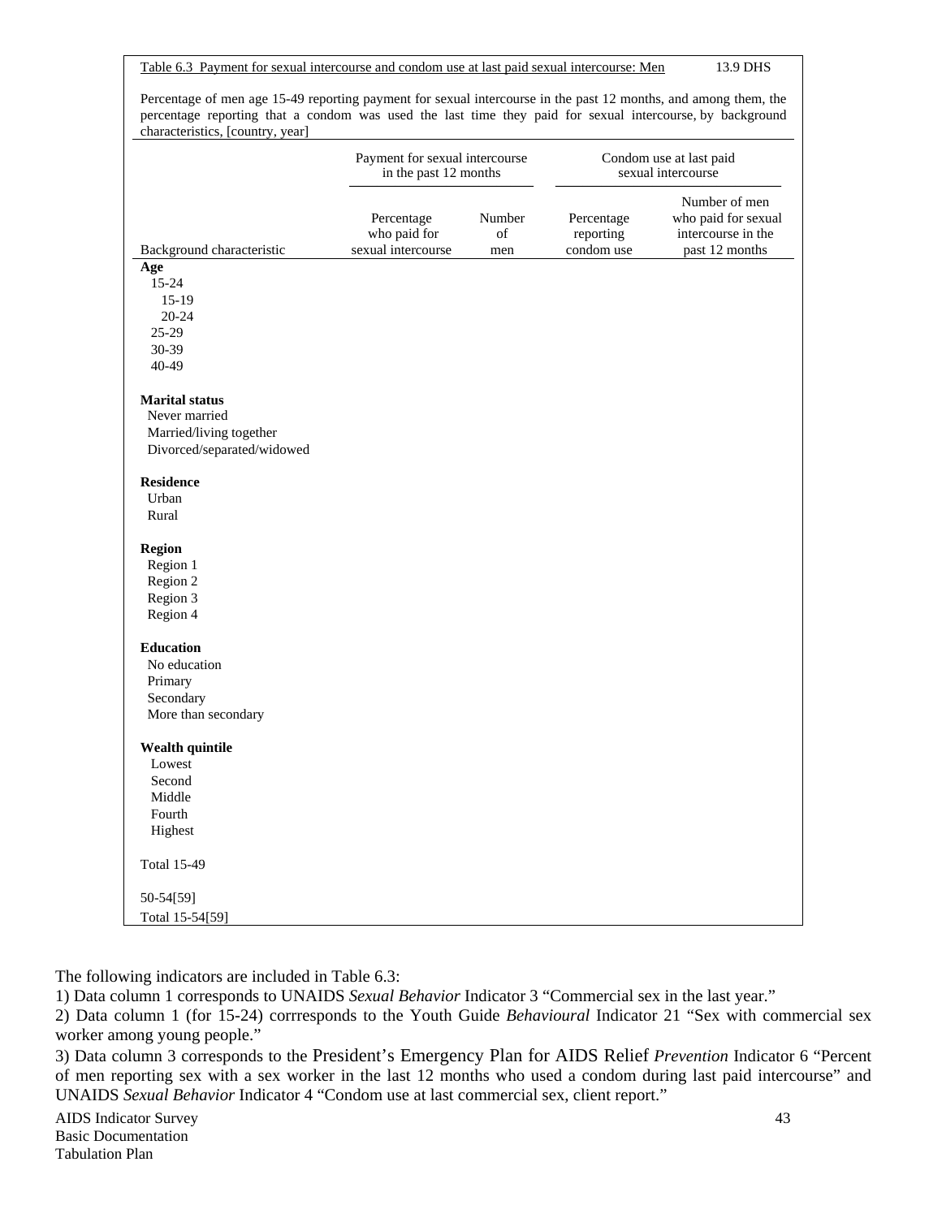Table 6.3 Payment for sexual intercourse and condom use at last paid sexual intercourse: Men 13.9 DHS

Percentage of men age 15-49 reporting payment for sexual intercourse in the past 12 months, and among them, the percentage reporting that a condom was used the last time they paid for sexual intercourse, by background characteristics, [country, year]

| | Payment for sexual intercourse in the past 12 months | | Condom use at last paid sexual intercourse | |
|---|---|---|---|---|
| Background characteristic | Percentage who paid for sexual intercourse | Number of men | Percentage reporting condom use | Number of men who paid for sexual intercourse in the past 12 months |
| **Age** | | | | |
| 15-24 | | | | |
| 15-19 | | | | |
| 20-24 | | | | |
| 25-29 | | | | |
| 30-39 | | | | |
| 40-49 | | | | |
| | | | | |
| **Marital status** | | | | |
| Never married | | | | |
| Married/living together | | | | |
| Divorced/separated/widowed | | | | |
| | | | | |
| **Residence** | | | | |
| Urban | | | | |
| Rural | | | | |
| | | | | |
| **Region** | | | | |
| Region 1 | | | | |
| Region 2 | | | | |
| Region 3 | | | | |
| Region 4 | | | | |
| | | | | |
| **Education** | | | | |
| No education | | | | |
| Primary | | | | |
| Secondary | | | | |
| More than secondary | | | | |
| | | | | |
| **Wealth quintile** | | | | |
| Lowest | | | | |
| Second | | | | |
| Middle | | | | |
| Fourth | | | | |
| Highest | | | | |
| | | | | |
| Total 15-49 | | | | |
| | | | | |
| 50-54[59] | | | | |
| Total 15-54[59] | | | | |

The following indicators are included in Table 6.3:

1) Data column 1 corresponds to UNAIDS *Sexual Behavior* Indicator 3 "Commercial sex in the last year."

2) Data column 1 (for 15-24) corrresponds to the Youth Guide *Behavioural* Indicator 21 "Sex with commercial sex worker among young people."

3) Data column 3 corresponds to the President's Emergency Plan for AIDS Relief *Prevention* Indicator 6 "Percent of men reporting sex with a sex worker in the last 12 months who used a condom during last paid intercourse" and UNAIDS *Sexual Behavior* Indicator 4 "Condom use at last commercial sex, client report."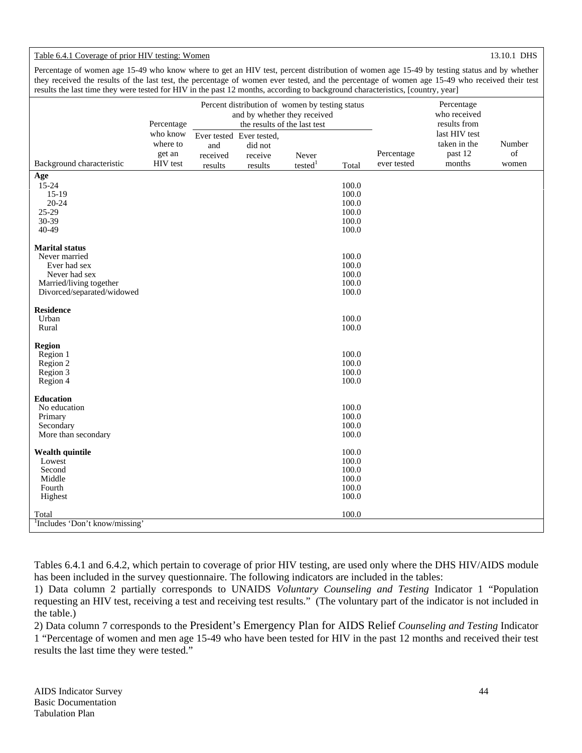Table 6.4.1 Coverage of prior HIV testing: Women 13.10.1 DHS

Percentage of women age 15-49 who know where to get an HIV test, percent distribution of women age 15-49 by testing status and by whether they received the results of the last test, the percentage of women ever tested, and the percentage of women age 15-49 who received their test results the last time they were tested for HIV in the past 12 months, according to background characteristics, [country, year]

| Background characteristic | Percentage who know where to get an HIV test | Percent distribution of women by testing status and by whether they received the results of the last test | | | | Percentage ever tested | Percentage who received results from last HIV test taken in the past 12 months | Number of women |
|---|---|---|---|---|---|---|---|---|
| | | Ever tested and received results | Ever tested, did not receive results | Never tested[1] | Total | | | |
| **Age** | | | | | | | | |
| 15-24 | | | | | 100.0 | | | |
| 15-19 | | | | | 100.0 | | | |
| 20-24 | | | | | 100.0 | | | |
| 25-29 | | | | | 100.0 | | | |
| 30-39 | | | | | 100.0 | | | |
| 40-49 | | | | | 100.0 | | | |
| **Marital status** | | | | | | | | |
| Never married | | | | | 100.0 | | | |
| Ever had sex | | | | | 100.0 | | | |
| Never had sex | | | | | 100.0 | | | |
| Married/living together | | | | | 100.0 | | | |
| Divorced/separated/widowed | | | | | 100.0 | | | |
| **Residence** | | | | | | | | |
| Urban | | | | | 100.0 | | | |
| Rural | | | | | 100.0 | | | |
| **Region** | | | | | | | | |
| Region 1 | | | | | 100.0 | | | |
| Region 2 | | | | | 100.0 | | | |
| Region 3 | | | | | 100.0 | | | |
| Region 4 | | | | | 100.0 | | | |
| **Education** | | | | | | | | |
| No education | | | | | 100.0 | | | |
| Primary | | | | | 100.0 | | | |
| Secondary | | | | | 100.0 | | | |
| More than secondary | | | | | 100.0 | | | |
| **Wealth quintile** | | | | | 100.0 | | | |
| Lowest | | | | | 100.0 | | | |
| Second | | | | | 100.0 | | | |
| Middle | | | | | 100.0 | | | |
| Fourth | | | | | 100.0 | | | |
| Highest | | | | | 100.0 | | | |
| Total | | | | | 100.0 | | | |

[1]Includes 'Don't know/missing'

Tables 6.4.1 and 6.4.2, which pertain to coverage of prior HIV testing, are used only where the DHS HIV/AIDS module has been included in the survey questionnaire. The following indicators are included in the tables:

1) Data column 2 partially corresponds to UNAIDS *Voluntary Counseling and Testing* Indicator 1 "Population requesting an HIV test, receiving a test and receiving test results." (The voluntary part of the indicator is not included in the table.)

2) Data column 7 corresponds to the President's Emergency Plan for AIDS Relief *Counseling and Testing* Indicator 1 "Percentage of women and men age 15-49 who have been tested for HIV in the past 12 months and received their test results the last time they were tested."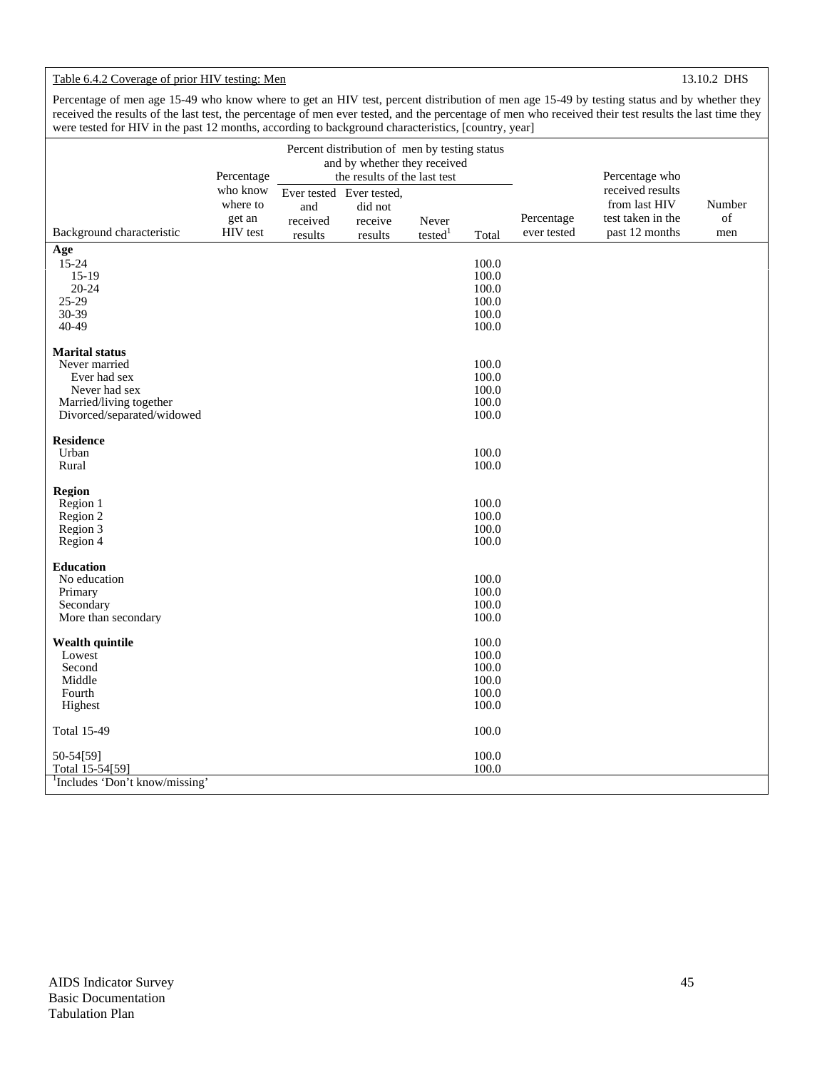Table 6.4.2 Coverage of prior HIV testing: Men 13.10.2 DHS

Percentage of men age 15-49 who know where to get an HIV test, percent distribution of men age 15-49 by testing status and by whether they received the results of the last test, the percentage of men ever tested, and the percentage of men who received their test results the last time they were tested for HIV in the past 12 months, according to background characteristics, [country, year]

| Background characteristic | Percentage who know where to get an HIV test | Percent distribution of men by testing status and by whether they received the results of the last test | | | | Percentage ever tested | Percentage who received results from last HIV test taken in the past 12 months | Number of men |
|---|---|---|---|---|---|---|---|---|
| | | Ever tested and received results | Ever tested, did not receive results | Never tested[1] | Total | | | |
| **Age** | | | | | | | | |
| 15-24 | | | | | 100.0 | | | |
| 15-19 | | | | | 100.0 | | | |
| 20-24 | | | | | 100.0 | | | |
| 25-29 | | | | | 100.0 | | | |
| 30-39 | | | | | 100.0 | | | |
| 40-49 | | | | | 100.0 | | | |
| **Marital status** | | | | | | | | |
| Never married | | | | | 100.0 | | | |
| Ever had sex | | | | | 100.0 | | | |
| Never had sex | | | | | 100.0 | | | |
| Married/living together | | | | | 100.0 | | | |
| Divorced/separated/widowed | | | | | 100.0 | | | |
| **Residence** | | | | | | | | |
| Urban | | | | | 100.0 | | | |
| Rural | | | | | 100.0 | | | |
| **Region** | | | | | | | | |
| Region 1 | | | | | 100.0 | | | |
| Region 2 | | | | | 100.0 | | | |
| Region 3 | | | | | 100.0 | | | |
| Region 4 | | | | | 100.0 | | | |
| **Education** | | | | | | | | |
| No education | | | | | 100.0 | | | |
| Primary | | | | | 100.0 | | | |
| Secondary | | | | | 100.0 | | | |
| More than secondary | | | | | 100.0 | | | |
| **Wealth quintile** | | | | | 100.0 | | | |
| Lowest | | | | | 100.0 | | | |
| Second | | | | | 100.0 | | | |
| Middle | | | | | 100.0 | | | |
| Fourth | | | | | 100.0 | | | |
| Highest | | | | | 100.0 | | | |
| Total 15-49 | | | | | 100.0 | | | |
| 50-54[59] | | | | | 100.0 | | | |
| Total 15-54[59] | | | | | 100.0 | | | |

[1]Includes 'Don't know/missing'

AIDS Indicator Survey
Basic Documentation
Tabulation Plan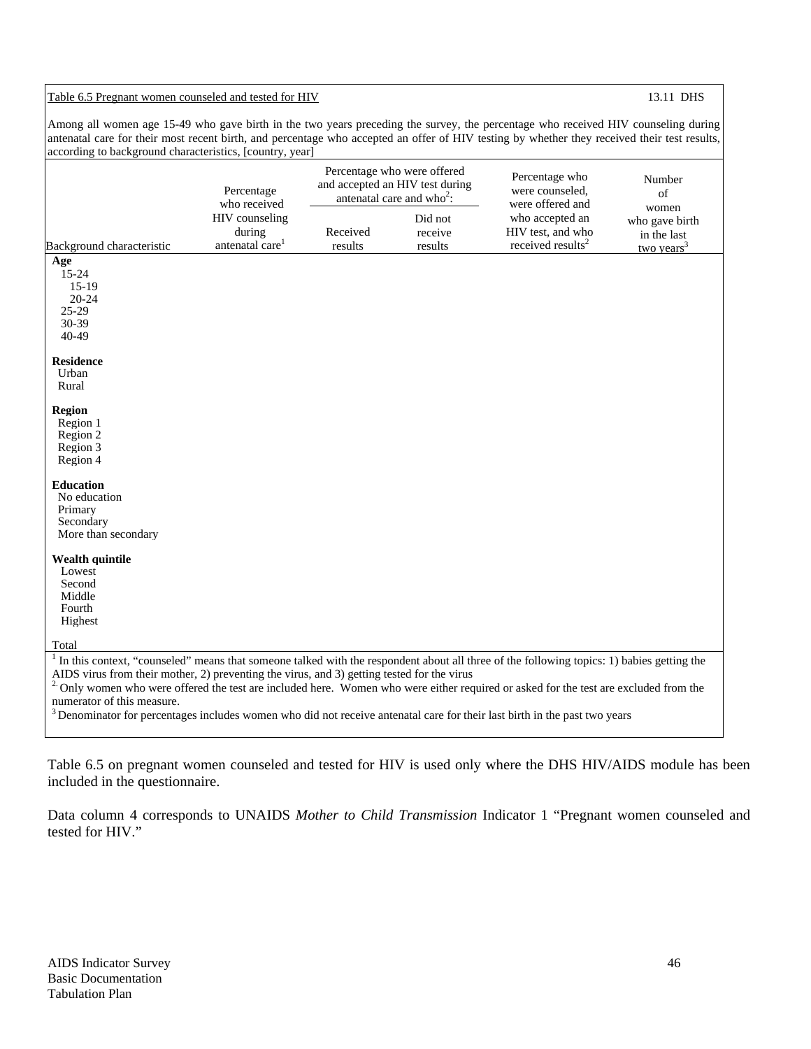Table 6.5 Pregnant women counseled and tested for HIV 13.11 DHS

Among all women age 15-49 who gave birth in the two years preceding the survey, the percentage who received HIV counseling during antenatal care for their most recent birth, and percentage who accepted an offer of HIV testing by whether they received their test results, according to background characteristics, [country, year]

| Background characteristic | Percentage who received HIV counseling during antenatal care[1] | Percentage who were offered and accepted an HIV test during antenatal care and who[2]: | | Percentage who were counseled, were offered and who accepted an HIV test, and who received results[2] | Number of women who gave birth in the last two years[3] |
|---|---|---|---|---|---|
| | | Received results | Did not receive results | | |
| **Age** | | | | | |
| 15-24 | | | | | |
| 15-19 | | | | | |
| 20-24 | | | | | |
| 25-29 | | | | | |
| 30-39 | | | | | |
| 40-49 | | | | | |
| **Residence** | | | | | |
| Urban | | | | | |
| Rural | | | | | |
| **Region** | | | | | |
| Region 1 | | | | | |
| Region 2 | | | | | |
| Region 3 | | | | | |
| Region 4 | | | | | |
| **Education** | | | | | |
| No education | | | | | |
| Primary | | | | | |
| Secondary | | | | | |
| More than secondary | | | | | |
| **Wealth quintile** | | | | | |
| Lowest | | | | | |
| Second | | | | | |
| Middle | | | | | |
| Fourth | | | | | |
| Highest | | | | | |
| Total | | | | | |

[1] In this context, "counseled" means that someone talked with the respondent about all three of the following topics: 1) babies getting the AIDS virus from their mother, 2) preventing the virus, and 3) getting tested for the virus

[2] Only women who were offered the test are included here. Women who were either required or asked for the test are excluded from the numerator of this measure.

[3] Denominator for percentages includes women who did not receive antenatal care for their last birth in the past two years

Table 6.5 on pregnant women counseled and tested for HIV is used only where the DHS HIV/AIDS module has been included in the questionnaire.

Data column 4 corresponds to UNAIDS *Mother to Child Transmission* Indicator 1 "Pregnant women counseled and tested for HIV."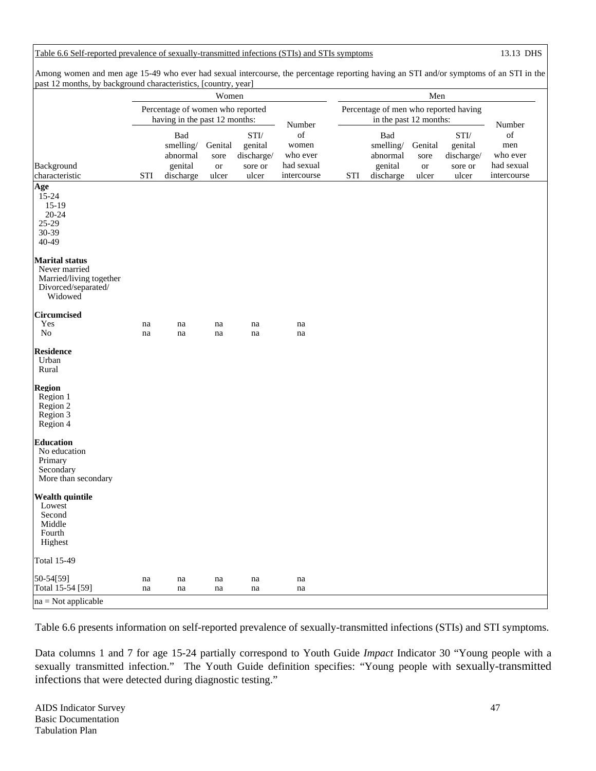Table 6.6 Self-reported prevalence of sexually-transmitted infections (STIs) and STIs symptoms 13.13 DHS

Among women and men age 15-49 who ever had sexual intercourse, the percentage reporting having an STI and/or symptoms of an STI in the past 12 months, by background characteristics, [country, year]

| | Women | | | | | Men | | | | |
|---|---|---|---|---|---|---|---|---|---|---|
| | Percentage of women who reported having in the past 12 months: | | | | | Percentage of men who reported having in the past 12 months: | | | | |
| Background characteristic | STI | Bad smelling/ abnormal genital discharge | Genital sore or ulcer | STI/ genital discharge/ sore or ulcer | Number of women who ever had sexual intercourse | STI | Bad smelling/ abnormal genital discharge | Genital sore or ulcer | STI/ genital discharge/ sore or ulcer | Number of men who ever had sexual intercourse |
| **Age** | | | | | | | | | | |
| 15-24 | | | | | | | | | | |
| 15-19 | | | | | | | | | | |
| 20-24 | | | | | | | | | | |
| 25-29 | | | | | | | | | | |
| 30-39 | | | | | | | | | | |
| 40-49 | | | | | | | | | | |
| **Marital status** | | | | | | | | | | |
| Never married | | | | | | | | | | |
| Married/living together | | | | | | | | | | |
| Divorced/separated/ Widowed | | | | | | | | | | |
| **Circumcised** | | | | | | | | | | |
| Yes | na | na | na | na | na | | | | | |
| No | na | na | na | na | na | | | | | |
| **Residence** | | | | | | | | | | |
| Urban | | | | | | | | | | |
| Rural | | | | | | | | | | |
| **Region** | | | | | | | | | | |
| Region 1 | | | | | | | | | | |
| Region 2 | | | | | | | | | | |
| Region 3 | | | | | | | | | | |
| Region 4 | | | | | | | | | | |
| **Education** | | | | | | | | | | |
| No education | | | | | | | | | | |
| Primary | | | | | | | | | | |
| Secondary | | | | | | | | | | |
| More than secondary | | | | | | | | | | |
| **Wealth quintile** | | | | | | | | | | |
| Lowest | | | | | | | | | | |
| Second | | | | | | | | | | |
| Middle | | | | | | | | | | |
| Fourth | | | | | | | | | | |
| Highest | | | | | | | | | | |
| Total 15-49 | | | | | | | | | | |
| 50-54[59] | na | na | na | na | na | | | | | |
| Total 15-54 [59] | na | na | na | na | na | | | | | |

na = Not applicable

Table 6.6 presents information on self-reported prevalence of sexually-transmitted infections (STIs) and STI symptoms.

Data columns 1 and 7 for age 15-24 partially correspond to Youth Guide *Impact* Indicator 30 "Young people with a sexually transmitted infection." The Youth Guide definition specifies: "Young people with sexually-transmitted infections that were detected during diagnostic testing."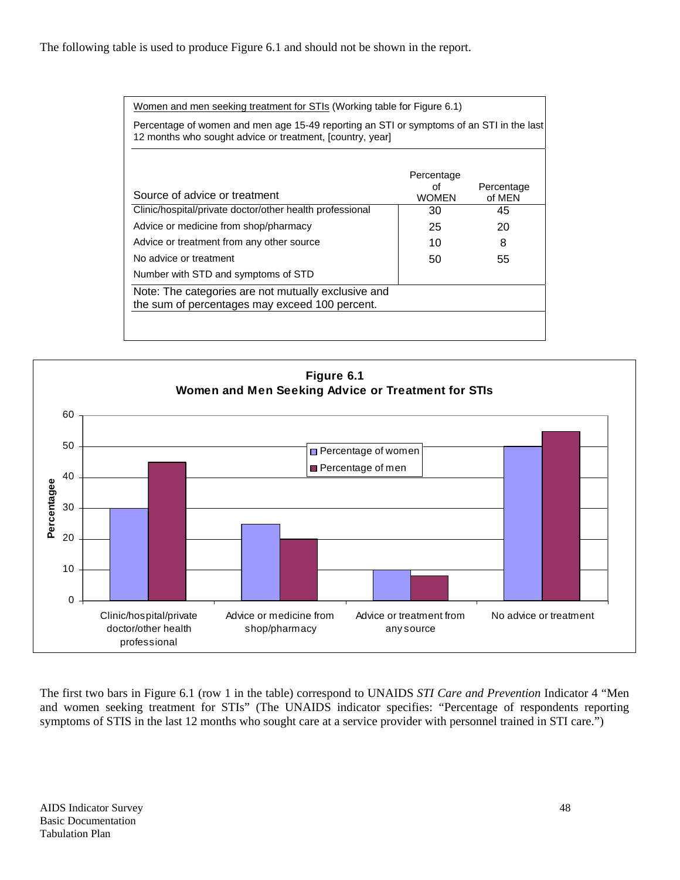The following table is used to produce Figure 6.1 and should not be shown in the report.

Women and men seeking treatment for STIs (Working table for Figure 6.1)

Percentage of women and men age 15-49 reporting an STI or symptoms of an STI in the last 12 months who sought advice or treatment, [country, year]

| Source of advice or treatment | Percentage of WOMEN | Percentage of MEN |
|---|---|---|
| Clinic/hospital/private doctor/other health professional | 30 | 45 |
| Advice or medicine from shop/pharmacy | 25 | 20 |
| Advice or treatment from any other source | 10 | 8 |
| No advice or treatment | 50 | 55 |
| Number with STD and symptoms of STD | | |

Note: The categories are not mutually exclusive and the sum of percentages may exceed 100 percent.

**Figure 6.1**
**Women and Men Seeking Advice or Treatment for STIs**

| | Percentage of women | Percentage of men |
|---|---|---|
| Clinic/hospital/private doctor/other health professional | 30 | 45 |
| Advice or medicine from shop/pharmacy | 25 | 20 |
| Advice or treatment from any source | 10 | 8 |
| No advice or treatment | 50 | 55 |

The first two bars in Figure 6.1 (row 1 in the table) correspond to UNAIDS *STI Care and Prevention* Indicator 4 "Men and women seeking treatment for STIs" (The UNAIDS indicator specifies: "Percentage of respondents reporting symptoms of STIS in the last 12 months who sought care at a service provider with personnel trained in STI care.")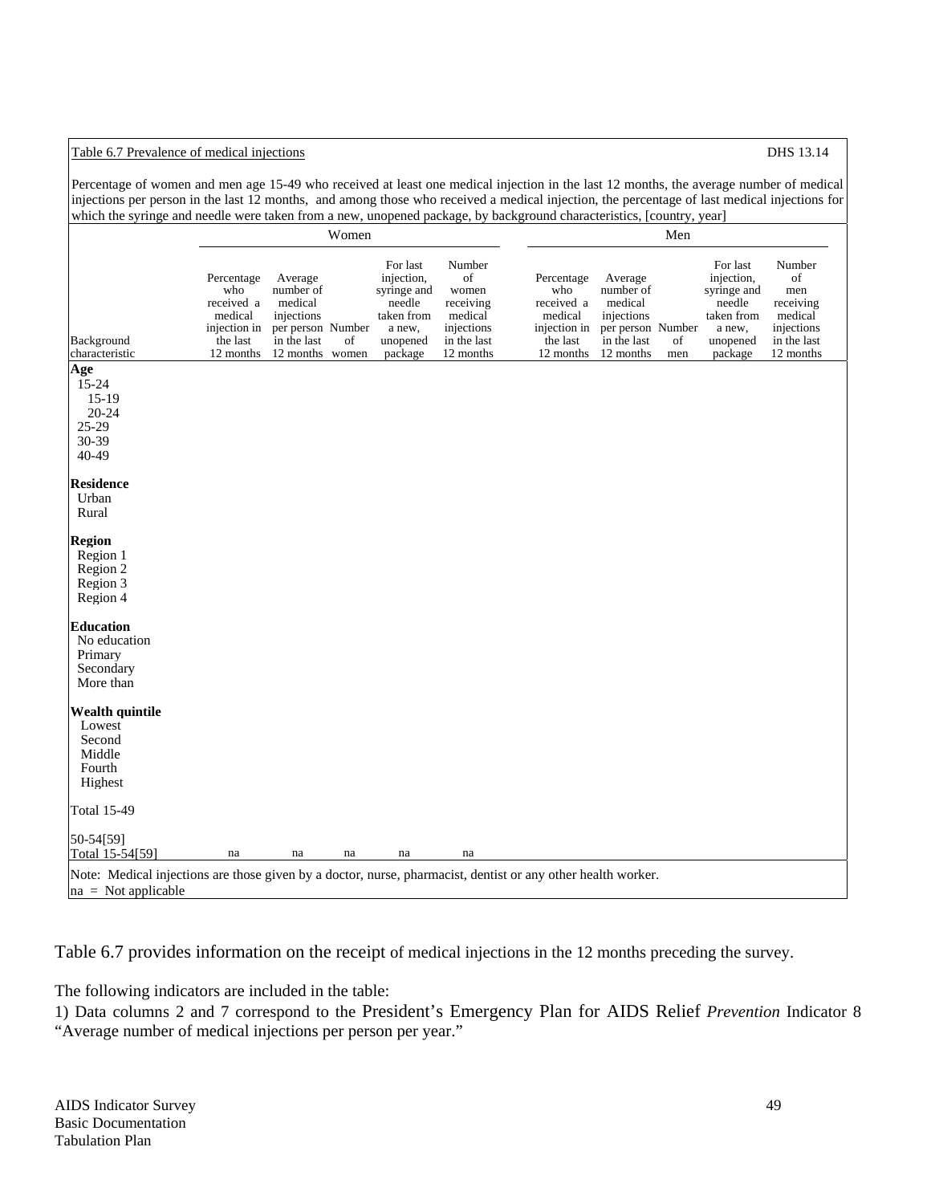Table 6.7 Prevalence of medical injections DHS 13.14

Percentage of women and men age 15-49 who received at least one medical injection in the last 12 months, the average number of medical injections per person in the last 12 months, and among those who received a medical injection, the percentage of last medical injections for which the syringe and needle were taken from a new, unopened package, by background characteristics, [country, year]

| Background characteristic | Women | | | | | Men | | | | |
|---|---|---|---|---|---|---|---|---|---|---|
| | Percentage who received a medical injection in the last 12 months | Average number of medical injections per person in the last 12 months | Number of women | For last injection, syringe and needle taken from a new, unopened package | Number of women receiving medical injections in the last 12 months | Percentage who received a medical injection in the last 12 months | Average number of medical injections per person in the last 12 months | Number of men | For last injection, syringe and needle taken from a new, unopened package | Number of men receiving medical injections in the last 12 months |
| **Age** | | | | | | | | | | |
| 15-24 | | | | | | | | | | |
| 15-19 | | | | | | | | | | |
| 20-24 | | | | | | | | | | |
| 25-29 | | | | | | | | | | |
| 30-39 | | | | | | | | | | |
| 40-49 | | | | | | | | | | |
| **Residence** | | | | | | | | | | |
| Urban | | | | | | | | | | |
| Rural | | | | | | | | | | |
| **Region** | | | | | | | | | | |
| Region 1 | | | | | | | | | | |
| Region 2 | | | | | | | | | | |
| Region 3 | | | | | | | | | | |
| Region 4 | | | | | | | | | | |
| **Education** | | | | | | | | | | |
| No education | | | | | | | | | | |
| Primary | | | | | | | | | | |
| Secondary | | | | | | | | | | |
| More than | | | | | | | | | | |
| **Wealth quintile** | | | | | | | | | | |
| Lowest | | | | | | | | | | |
| Second | | | | | | | | | | |
| Middle | | | | | | | | | | |
| Fourth | | | | | | | | | | |
| Highest | | | | | | | | | | |
| Total 15-49 | | | | | | | | | | |
| 50-54[59] | | | | | | | | | | |
| Total 15-54[59] | na | na | na | na | na | | | | | |

Note: Medical injections are those given by a doctor, nurse, pharmacist, dentist or any other health worker.
na = Not applicable

Table 6.7 provides information on the receipt of medical injections in the 12 months preceding the survey.

The following indicators are included in the table:
1) Data columns 2 and 7 correspond to the President's Emergency Plan for AIDS Relief *Prevention* Indicator 8 "Average number of medical injections per person per year."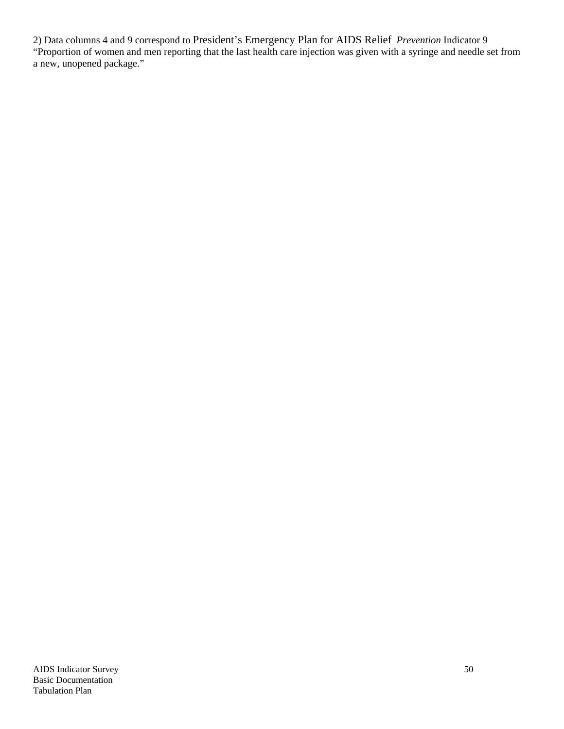2) Data columns 4 and 9 correspond to President's Emergency Plan for AIDS Relief *Prevention* Indicator 9 "Proportion of women and men reporting that the last health care injection was given with a syringe and needle set from a new, unopened package."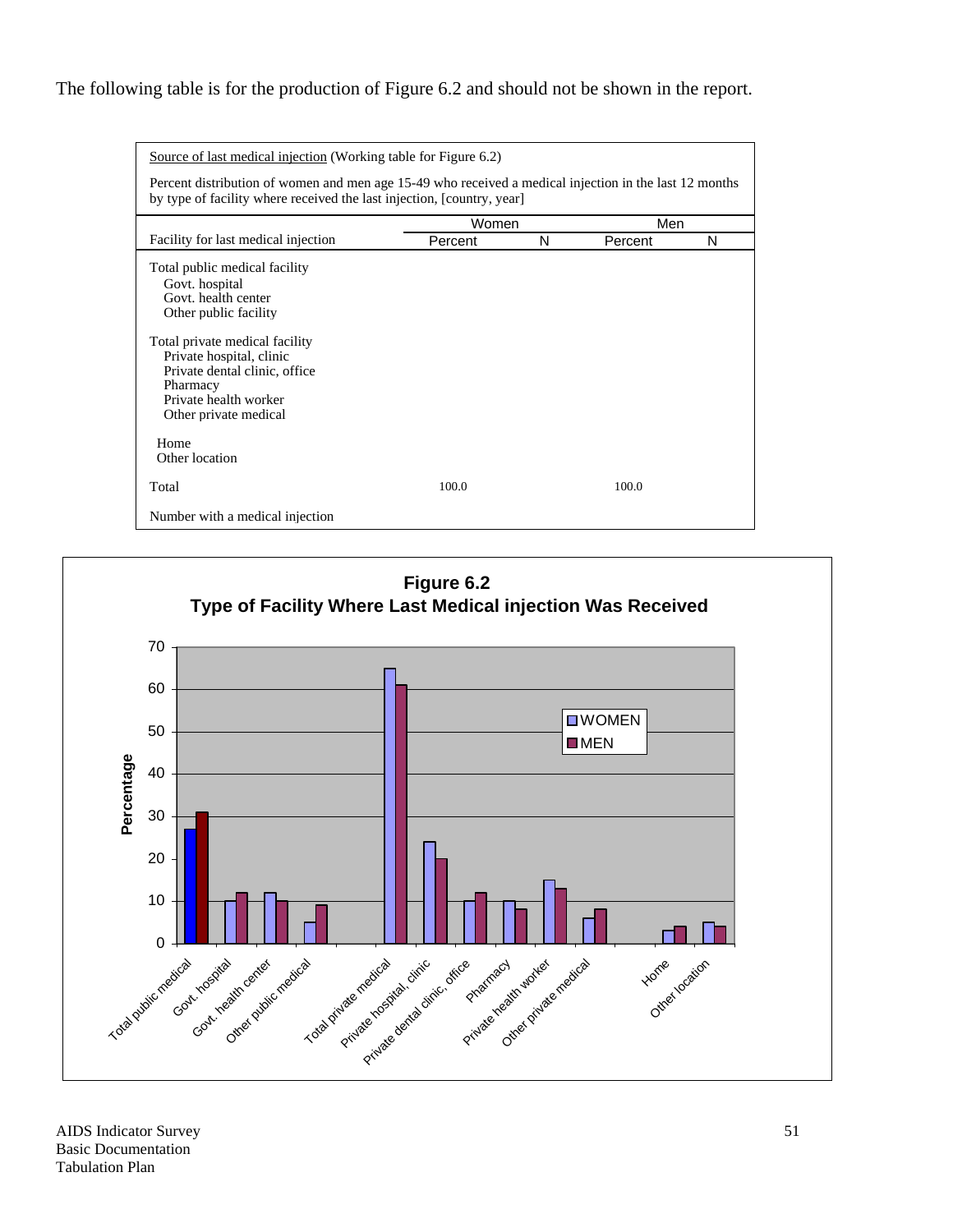The following table is for the production of Figure 6.2 and should not be shown in the report.

Source of last medical injection (Working table for Figure 6.2)

Percent distribution of women and men age 15-49 who received a medical injection in the last 12 months by type of facility where received the last injection, [country, year]

| | Women | | Men | |
|---|---|---|---|---|
| Facility for last medical injection | Percent | N | Percent | N |
| Total public medical facility | | | | |
| Govt. hospital | | | | |
| Govt. health center | | | | |
| Other public facility | | | | |
| Total private medical facility | | | | |
| Private hospital, clinic | | | | |
| Private dental clinic, office | | | | |
| Pharmacy | | | | |
| Private health worker | | | | |
| Other private medical | | | | |
| Home | | | | |
| Other location | | | | |
| Total | 100.0 | | 100.0 | |
| Number with a medical injection | | | | |

**Figure 6.2**
**Type of Facility Where Last Medical injection Was Received**

| Facility | Women | Men |
|---|---|---|
| Total public medical | 27 | 31 |
| Govt. hospital | 10 | 12 |
| Govt. health center | 12 | 10 |
| Other public medical | 5 | 9 |
| Total private medical | 65 | 61 |
| Private hospital, clinic | 24 | 20 |
| Private dental clinic, office | 10 | 12 |
| Pharmacy | 10 | 8 |
| Private health worker | 15 | 13 |
| Other private medical | 6 | 8 |
| Home | 3 | 4 |
| Other location | 5 | 4 |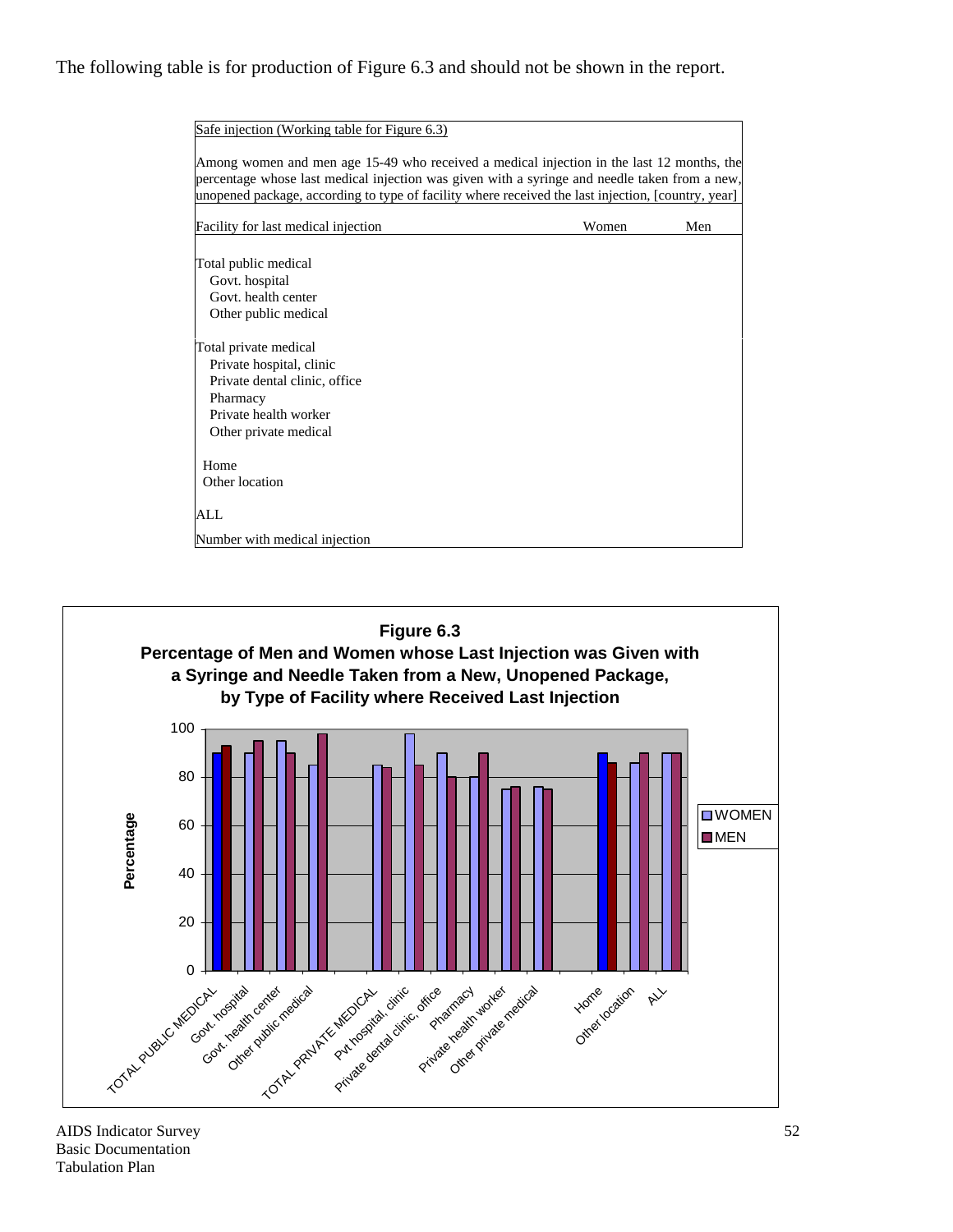The following table is for production of Figure 6.3 and should not be shown in the report.

Safe injection (Working table for Figure 6.3)

Among women and men age 15-49 who received a medical injection in the last 12 months, the percentage whose last medical injection was given with a syringe and needle taken from a new, unopened package, according to type of facility where received the last injection, [country, year]

| Facility for last medical injection | Women | Men |
|---|---|---|
| Total public medical | | |
| Govt. hospital | | |
| Govt. health center | | |
| Other public medical | | |
| Total private medical | | |
| Private hospital, clinic | | |
| Private dental clinic, office | | |
| Pharmacy | | |
| Private health worker | | |
| Other private medical | | |
| Home | | |
| Other location | | |
| ALL | | |
| Number with medical injection | | |

**Figure 6.3**
**Percentage of Men and Women whose Last Injection was Given with a Syringe and Needle Taken from a New, Unopened Package, by Type of Facility where Received Last Injection**

| Facility | WOMEN | MEN |
|---|---|---|
| TOTAL PUBLIC MEDICAL | 90 | 93 |
| Govt. hospital | 90 | 95 |
| Govt. health center | 95 | 90 |
| Other public medical | 85 | 98 |
| TOTAL PRIVATE MEDICAL | 85 | 84 |
| Pvt hospital, clinic | 98 | 85 |
| Private dental clinic, office | 90 | 80 |
| Pharmacy | 80 | 90 |
| Private health worker | 75 | 76 |
| Other private medical | 76 | 75 |
| Home | 90 | 86 |
| Other location | 86 | 90 |
| ALL | 90 | 90 |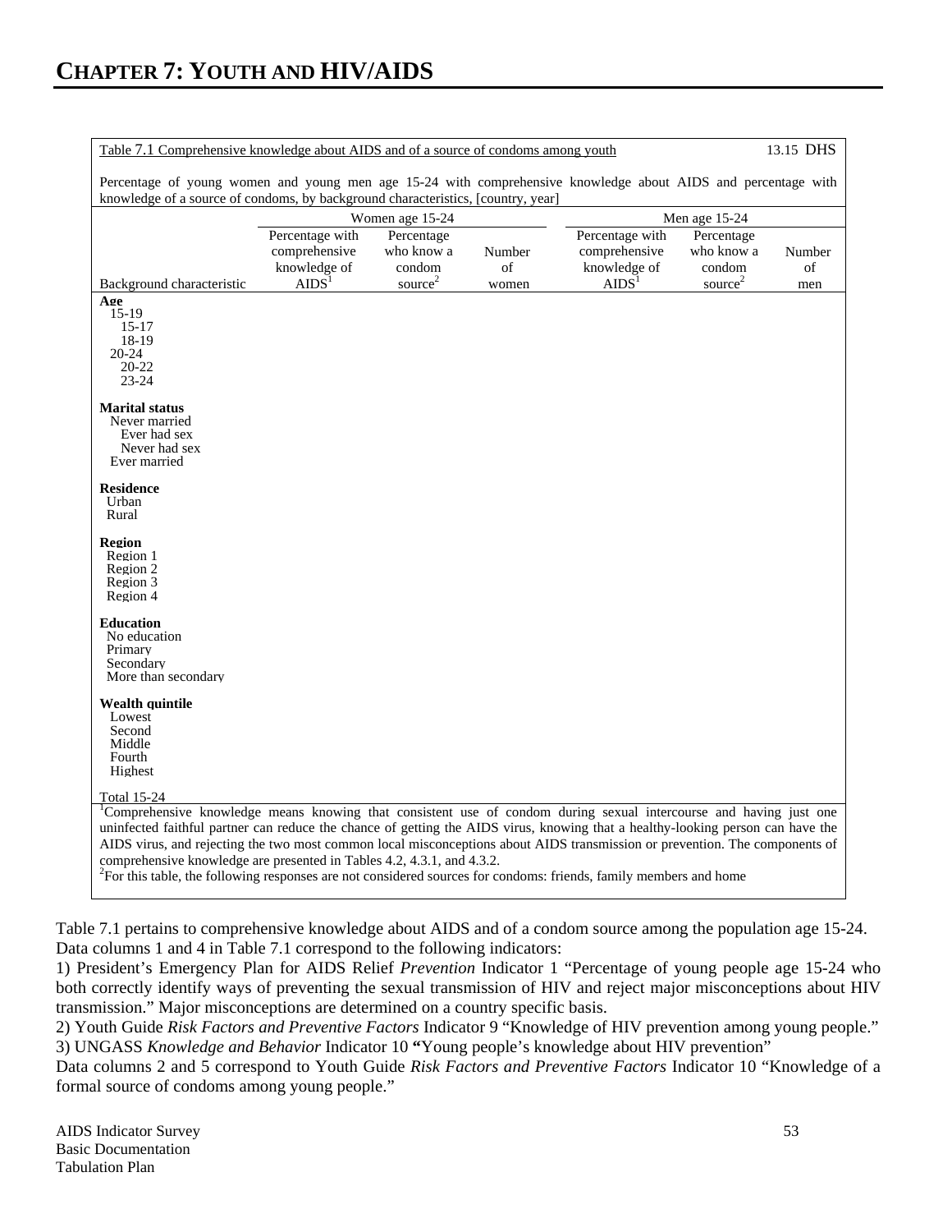# CHAPTER 7: YOUTH AND HIV/AIDS

Table 7.1 Comprehensive knowledge about AIDS and of a source of condoms among youth — 13.15 DHS

Percentage of young women and young men age 15-24 with comprehensive knowledge about AIDS and percentage with knowledge of a source of condoms, by background characteristics, [country, year]

| | Women age 15-24 | | | Men age 15-24 | | |
|---|---|---|---|---|---|---|
| Background characteristic | Percentage with comprehensive knowledge of AIDS[1] | Percentage who know a condom source[2] | Number of women | Percentage with comprehensive knowledge of AIDS[1] | Percentage who know a condom source[2] | Number of men |
| **Age** | | | | | | |
| 15-19 | | | | | | |
| 15-17 | | | | | | |
| 18-19 | | | | | | |
| 20-24 | | | | | | |
| 20-22 | | | | | | |
| 23-24 | | | | | | |
| **Marital status** | | | | | | |
| Never married | | | | | | |
| Ever had sex | | | | | | |
| Never had sex | | | | | | |
| Ever married | | | | | | |
| **Residence** | | | | | | |
| Urban | | | | | | |
| Rural | | | | | | |
| **Region** | | | | | | |
| Region 1 | | | | | | |
| Region 2 | | | | | | |
| Region 3 | | | | | | |
| Region 4 | | | | | | |
| **Education** | | | | | | |
| No education | | | | | | |
| Primary | | | | | | |
| Secondary | | | | | | |
| More than secondary | | | | | | |
| **Wealth quintile** | | | | | | |
| Lowest | | | | | | |
| Second | | | | | | |
| Middle | | | | | | |
| Fourth | | | | | | |
| Highest | | | | | | |
| Total 15-24 | | | | | | |

[1]Comprehensive knowledge means knowing that consistent use of condom during sexual intercourse and having just one uninfected faithful partner can reduce the chance of getting the AIDS virus, knowing that a healthy-looking person can have the AIDS virus, and rejecting the two most common local misconceptions about AIDS transmission or prevention. The components of comprehensive knowledge are presented in Tables 4.2, 4.3.1, and 4.3.2.
[2]For this table, the following responses are not considered sources for condoms: friends, family members and home

Table 7.1 pertains to comprehensive knowledge about AIDS and of a condom source among the population age 15-24. Data columns 1 and 4 in Table 7.1 correspond to the following indicators:

1) President's Emergency Plan for AIDS Relief *Prevention* Indicator 1 "Percentage of young people age 15-24 who both correctly identify ways of preventing the sexual transmission of HIV and reject major misconceptions about HIV transmission." Major misconceptions are determined on a country specific basis.
2) Youth Guide *Risk Factors and Preventive Factors* Indicator 9 "Knowledge of HIV prevention among young people."
3) UNGASS *Knowledge and Behavior* Indicator 10 **"**Young people's knowledge about HIV prevention"

Data columns 2 and 5 correspond to Youth Guide *Risk Factors and Preventive Factors* Indicator 10 "Knowledge of a formal source of condoms among young people."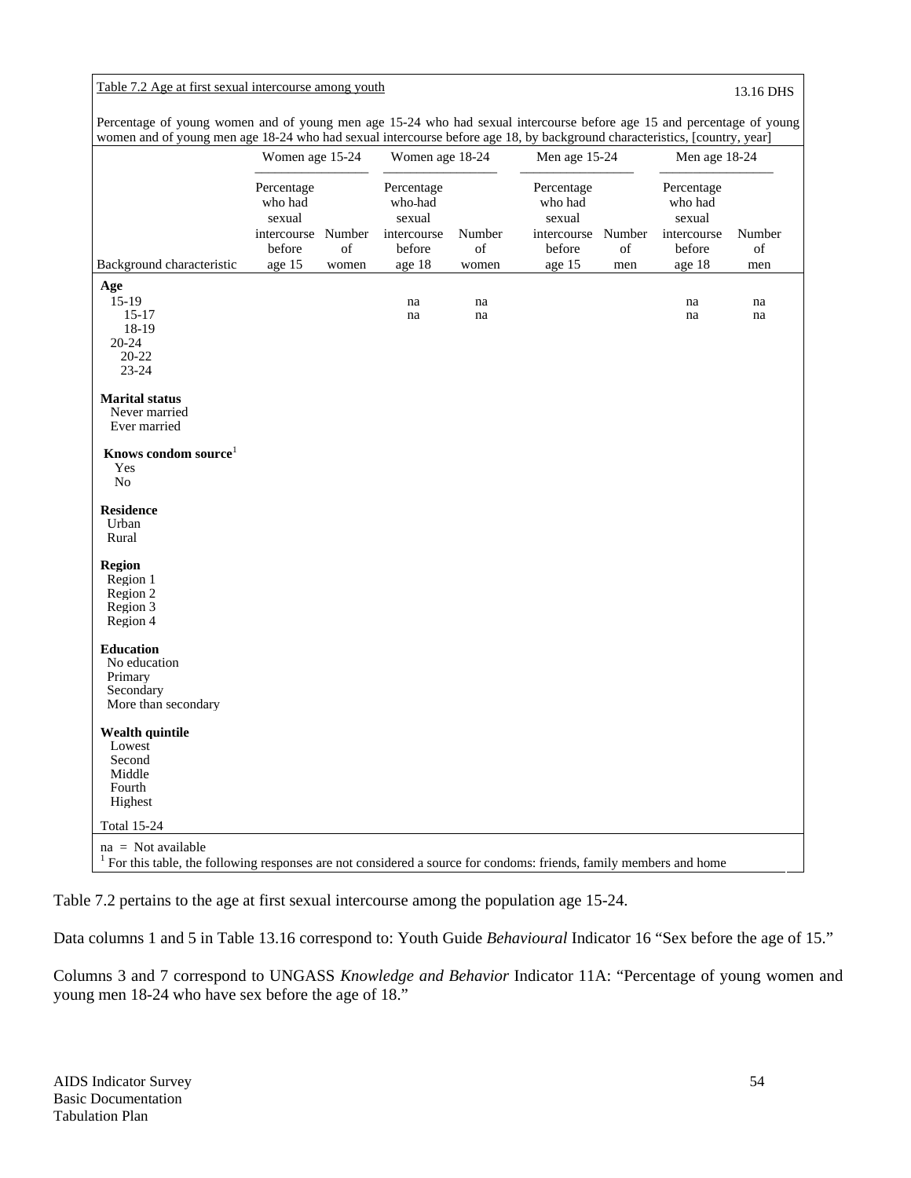Table 7.2 Age at first sexual intercourse among youth 13.16 DHS

Percentage of young women and of young men age 15-24 who had sexual intercourse before age 15 and percentage of young women and of young men age 18-24 who had sexual intercourse before age 18, by background characteristics, [country, year]

| Background characteristic | Women age 15-24 | | Women age 18-24 | | Men age 15-24 | | Men age 18-24 | |
|---|---|---|---|---|---|---|---|---|
| | Percentage who had sexual intercourse before age 15 | Number of women | Percentage who-had sexual intercourse before age 18 | Number of women | Percentage who had sexual intercourse before age 15 | Number of men | Percentage who had sexual intercourse before age 18 | Number of men |
| **Age** | | | | | | | | |
| 15-19 | | | na | na | | | na | na |
| 15-17 | | | na | na | | | na | na |
| 18-19 | | | | | | | | |
| 20-24 | | | | | | | | |
| 20-22 | | | | | | | | |
| 23-24 | | | | | | | | |
| **Marital status** | | | | | | | | |
| Never married | | | | | | | | |
| Ever married | | | | | | | | |
| **Knows condom source**[1] | | | | | | | | |
| Yes | | | | | | | | |
| No | | | | | | | | |
| **Residence** | | | | | | | | |
| Urban | | | | | | | | |
| Rural | | | | | | | | |
| **Region** | | | | | | | | |
| Region 1 | | | | | | | | |
| Region 2 | | | | | | | | |
| Region 3 | | | | | | | | |
| Region 4 | | | | | | | | |
| **Education** | | | | | | | | |
| No education | | | | | | | | |
| Primary | | | | | | | | |
| Secondary | | | | | | | | |
| More than secondary | | | | | | | | |
| **Wealth quintile** | | | | | | | | |
| Lowest | | | | | | | | |
| Second | | | | | | | | |
| Middle | | | | | | | | |
| Fourth | | | | | | | | |
| Highest | | | | | | | | |
| Total 15-24 | | | | | | | | |

na = Not available
[1] For this table, the following responses are not considered a source for condoms: friends, family members and home

Table 7.2 pertains to the age at first sexual intercourse among the population age 15-24.

Data columns 1 and 5 in Table 13.16 correspond to: Youth Guide *Behavioural* Indicator 16 "Sex before the age of 15."

Columns 3 and 7 correspond to UNGASS *Knowledge and Behavior* Indicator 11A: "Percentage of young women and young men 18-24 who have sex before the age of 18."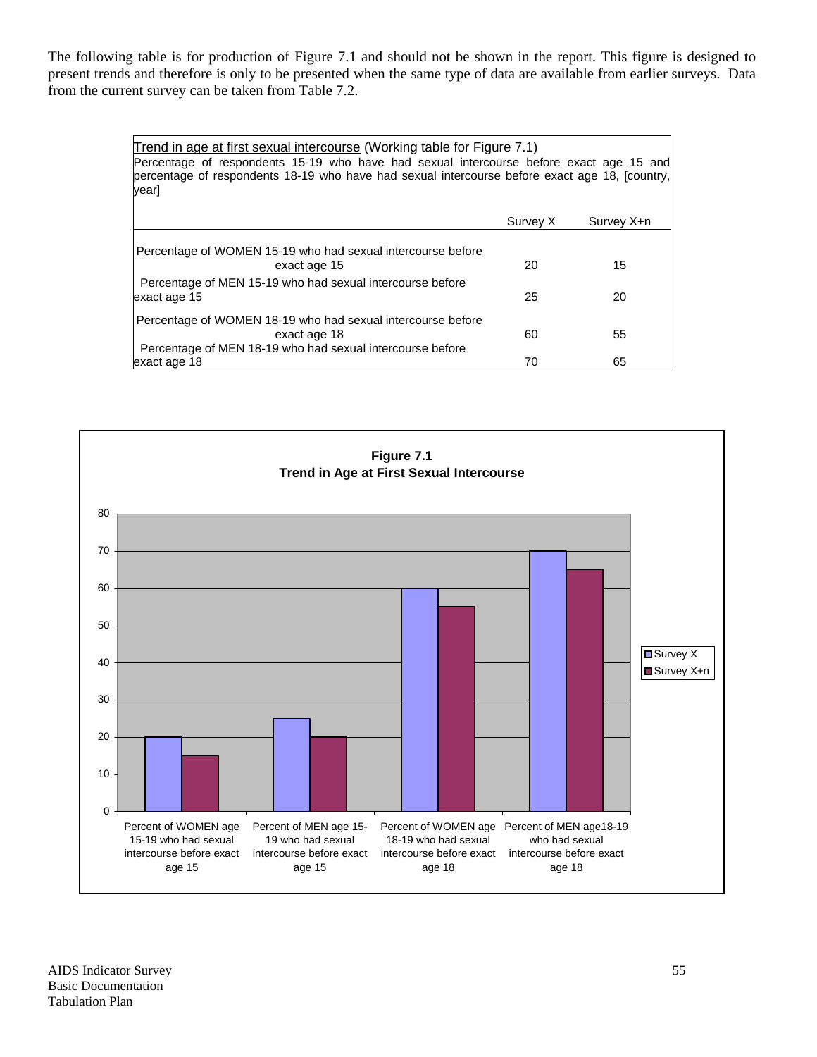The following table is for production of Figure 7.1 and should not be shown in the report. This figure is designed to present trends and therefore is only to be presented when the same type of data are available from earlier surveys. Data from the current survey can be taken from Table 7.2.

Trend in age at first sexual intercourse (Working table for Figure 7.1)

Percentage of respondents 15-19 who have had sexual intercourse before exact age 15 and percentage of respondents 18-19 who have had sexual intercourse before exact age 18, [country, year]

| | Survey X | Survey X+n |
|---|---|---|
| Percentage of WOMEN 15-19 who had sexual intercourse before exact age 15 | 20 | 15 |
| Percentage of MEN 15-19 who had sexual intercourse before exact age 15 | 25 | 20 |
| Percentage of WOMEN 18-19 who had sexual intercourse before exact age 18 | 60 | 55 |
| Percentage of MEN 18-19 who had sexual intercourse before exact age 18 | 70 | 65 |

**Figure 7.1**
**Trend in Age at First Sexual Intercourse**

| | Survey X | Survey X+n |
|---|---|---|
| Percent of WOMEN age 15-19 who had sexual intercourse before exact age 15 | 20 | 15 |
| Percent of MEN age 15-19 who had sexual intercourse before exact age 15 | 25 | 20 |
| Percent of WOMEN age 18-19 who had sexual intercourse before exact age 18 | 60 | 55 |
| Percent of MEN age18-19 who had sexual intercourse before exact age 18 | 70 | 65 |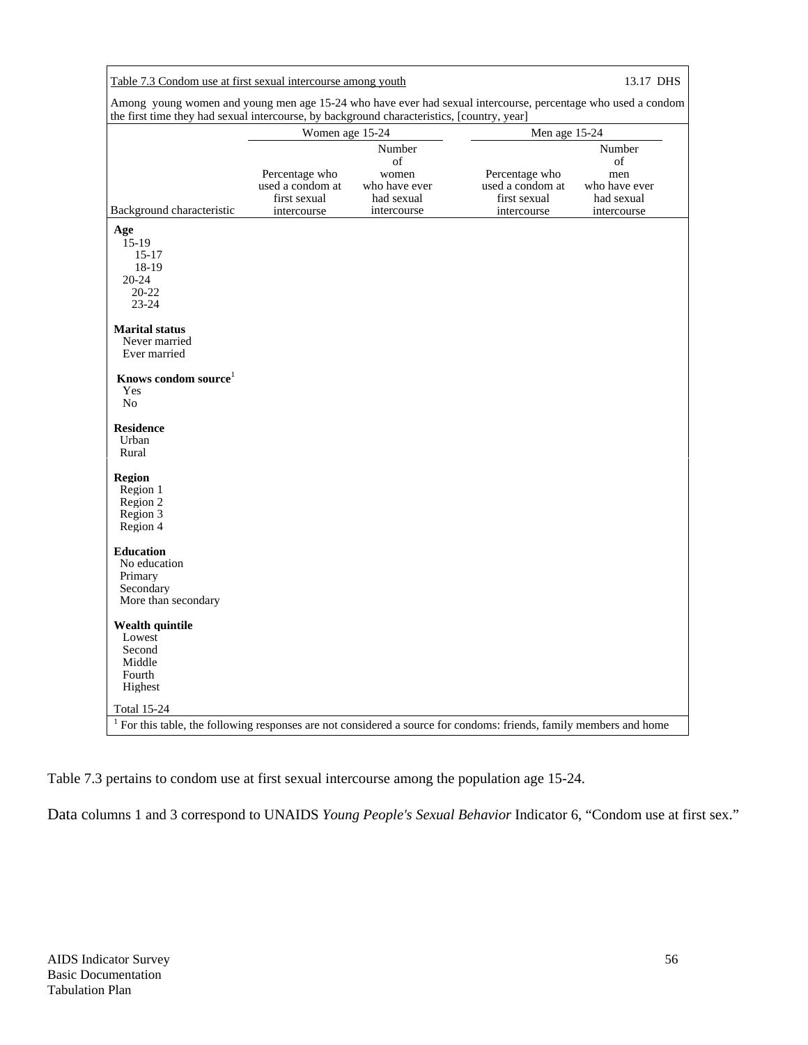Table 7.3 Condom use at first sexual intercourse among youth 13.17 DHS

Among young women and young men age 15-24 who have ever had sexual intercourse, percentage who used a condom the first time they had sexual intercourse, by background characteristics, [country, year]

| Background characteristic | Women age 15-24 | | Men age 15-24 | |
|---|---|---|---|---|
| | Percentage who used a condom at first sexual intercourse | Number of women who have ever had sexual intercourse | Percentage who used a condom at first sexual intercourse | Number of men who have ever had sexual intercourse |
| **Age** | | | | |
| 15-19 | | | | |
| 15-17 | | | | |
| 18-19 | | | | |
| 20-24 | | | | |
| 20-22 | | | | |
| 23-24 | | | | |
| **Marital status** | | | | |
| Never married | | | | |
| Ever married | | | | |
| **Knows condom source**[1] | | | | |
| Yes | | | | |
| No | | | | |
| **Residence** | | | | |
| Urban | | | | |
| Rural | | | | |
| **Region** | | | | |
| Region 1 | | | | |
| Region 2 | | | | |
| Region 3 | | | | |
| Region 4 | | | | |
| **Education** | | | | |
| No education | | | | |
| Primary | | | | |
| Secondary | | | | |
| More than secondary | | | | |
| **Wealth quintile** | | | | |
| Lowest | | | | |
| Second | | | | |
| Middle | | | | |
| Fourth | | | | |
| Highest | | | | |
| Total 15-24 | | | | |

[1] For this table, the following responses are not considered a source for condoms: friends, family members and home

Table 7.3 pertains to condom use at first sexual intercourse among the population age 15-24.

Data columns 1 and 3 correspond to UNAIDS *Young People's Sexual Behavior* Indicator 6, "Condom use at first sex."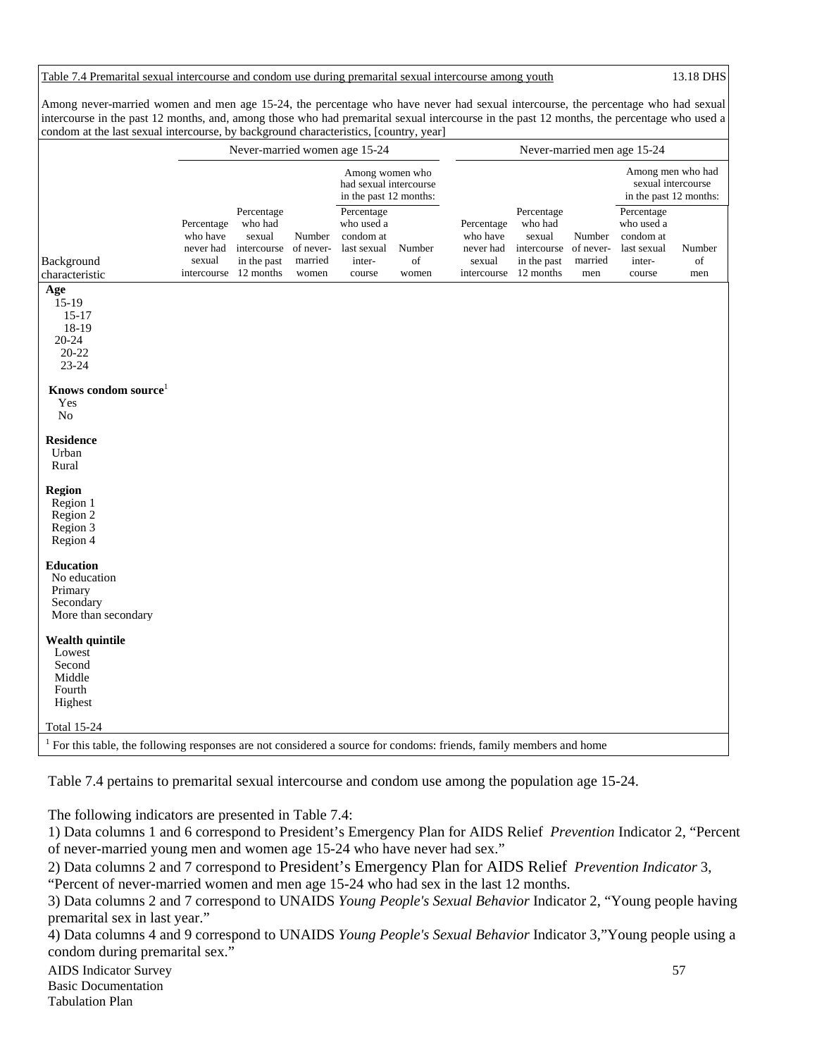Table 7.4 Premarital sexual intercourse and condom use during premarital sexual intercourse among youth 13.18 DHS

Among never-married women and men age 15-24, the percentage who have never had sexual intercourse, the percentage who had sexual intercourse in the past 12 months, and, among those who had premarital sexual intercourse in the past 12 months, the percentage who used a condom at the last sexual intercourse, by background characteristics, [country, year]

| | Never-married women age 15-24 | | | | | Never-married men age 15-24 | | | | |
|---|---|---|---|---|---|---|---|---|---|---|
| | | | | Among women who had sexual intercourse in the past 12 months: | | | | | Among men who had sexual intercourse in the past 12 months: | |
| Background characteristic | Percentage who have never had sexual intercourse | Percentage who had sexual intercourse in the past 12 months | Number of never-married women | Percentage who used a condom at last sexual inter-course | Number of women | Percentage who have never had sexual intercourse | Percentage who had sexual intercourse in the past 12 months | Number of never-married men | Percentage who used a condom at last sexual inter-course | Number of men |
| **Age** | | | | | | | | | | |
| 15-19 | | | | | | | | | | |
| 15-17 | | | | | | | | | | |
| 18-19 | | | | | | | | | | |
| 20-24 | | | | | | | | | | |
| 20-22 | | | | | | | | | | |
| 23-24 | | | | | | | | | | |
| **Knows condom source**[1] | | | | | | | | | | |
| Yes | | | | | | | | | | |
| No | | | | | | | | | | |
| **Residence** | | | | | | | | | | |
| Urban | | | | | | | | | | |
| Rural | | | | | | | | | | |
| **Region** | | | | | | | | | | |
| Region 1 | | | | | | | | | | |
| Region 2 | | | | | | | | | | |
| Region 3 | | | | | | | | | | |
| Region 4 | | | | | | | | | | |
| **Education** | | | | | | | | | | |
| No education | | | | | | | | | | |
| Primary | | | | | | | | | | |
| Secondary | | | | | | | | | | |
| More than secondary | | | | | | | | | | |
| **Wealth quintile** | | | | | | | | | | |
| Lowest | | | | | | | | | | |
| Second | | | | | | | | | | |
| Middle | | | | | | | | | | |
| Fourth | | | | | | | | | | |
| Highest | | | | | | | | | | |
| Total 15-24 | | | | | | | | | | |

[1] For this table, the following responses are not considered a source for condoms: friends, family members and home

Table 7.4 pertains to premarital sexual intercourse and condom use among the population age 15-24.

The following indicators are presented in Table 7.4:

1) Data columns 1 and 6 correspond to President's Emergency Plan for AIDS Relief *Prevention* Indicator 2, "Percent of never-married young men and women age 15-24 who have never had sex."

2) Data columns 2 and 7 correspond to President's Emergency Plan for AIDS Relief *Prevention Indicator* 3, "Percent of never-married women and men age 15-24 who had sex in the last 12 months.

3) Data columns 2 and 7 correspond to UNAIDS *Young People's Sexual Behavior* Indicator 2, "Young people having premarital sex in last year."

4) Data columns 4 and 9 correspond to UNAIDS *Young People's Sexual Behavior* Indicator 3,"Young people using a condom during premarital sex."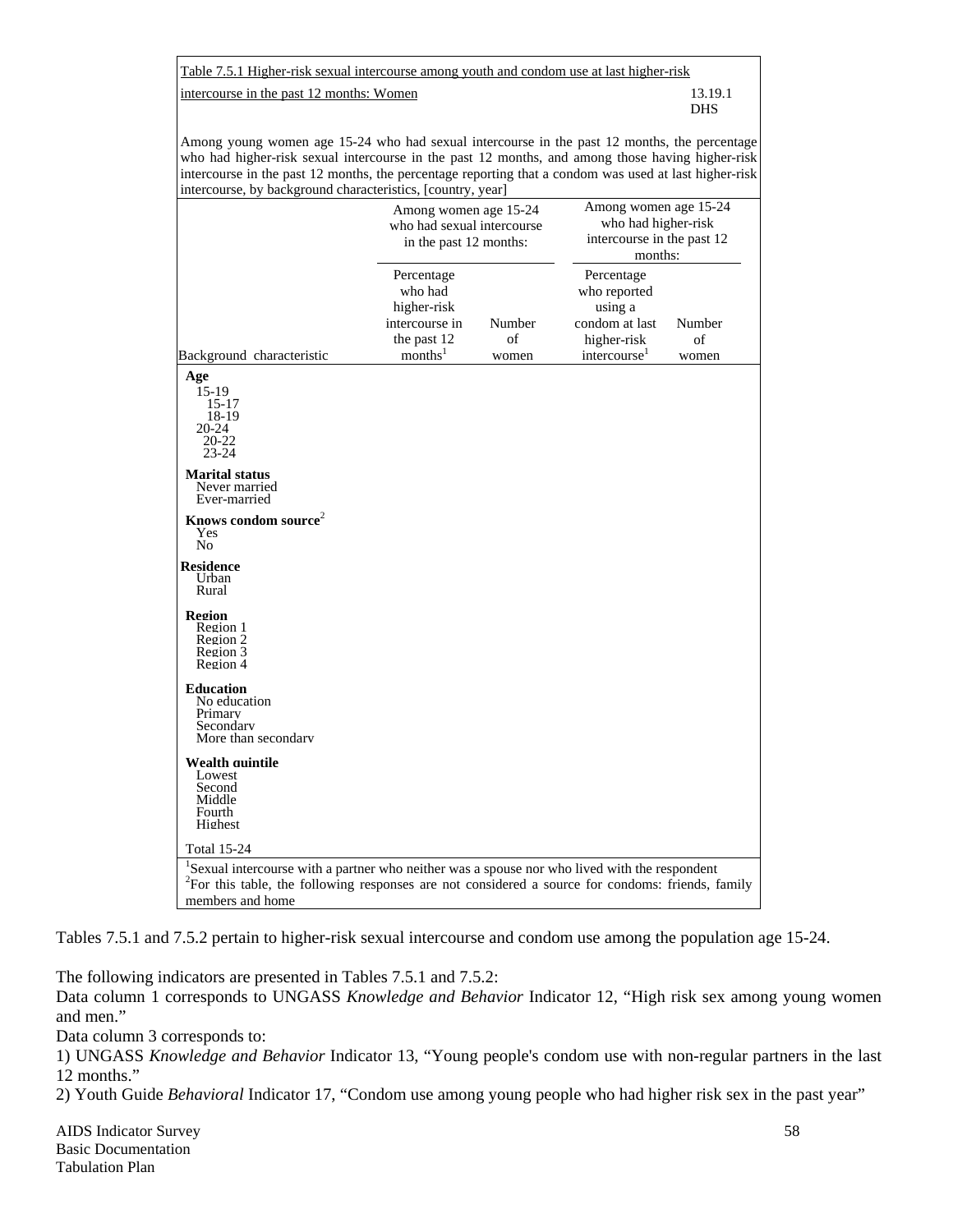Table 7.5.1 Higher-risk sexual intercourse among youth and condom use at last higher-risk intercourse in the past 12 months: Women

13.19.1
DHS

Among young women age 15-24 who had sexual intercourse in the past 12 months, the percentage who had higher-risk sexual intercourse in the past 12 months, and among those having higher-risk intercourse in the past 12 months, the percentage reporting that a condom was used at last higher-risk intercourse, by background characteristics, [country, year]

| | Among women age 15-24 who had sexual intercourse in the past 12 months: | | Among women age 15-24 who had higher-risk intercourse in the past 12 months: | |
|---|---|---|---|---|
| Background characteristic | Percentage who had higher-risk intercourse in the past 12 months[1] | Number of women | Percentage who reported using a condom at last higher-risk intercourse[1] | Number of women |
| **Age** | | | | |
| 15-19 | | | | |
| 15-17 | | | | |
| 18-19 | | | | |
| 20-24 | | | | |
| 20-22 | | | | |
| 23-24 | | | | |
| **Marital status** | | | | |
| Never married | | | | |
| Ever-married | | | | |
| **Knows condom source**[2] | | | | |
| Yes | | | | |
| No | | | | |
| **Residence** | | | | |
| Urban | | | | |
| Rural | | | | |
| **Region** | | | | |
| Region 1 | | | | |
| Region 2 | | | | |
| Region 3 | | | | |
| Region 4 | | | | |
| **Education** | | | | |
| No education | | | | |
| Primary | | | | |
| Secondary | | | | |
| More than secondary | | | | |
| **Wealth quintile** | | | | |
| Lowest | | | | |
| Second | | | | |
| Middle | | | | |
| Fourth | | | | |
| Highest | | | | |
| Total 15-24 | | | | |

[1]Sexual intercourse with a partner who neither was a spouse nor who lived with the respondent
[2]For this table, the following responses are not considered a source for condoms: friends, family members and home

Tables 7.5.1 and 7.5.2 pertain to higher-risk sexual intercourse and condom use among the population age 15-24.

The following indicators are presented in Tables 7.5.1 and 7.5.2:
Data column 1 corresponds to UNGASS *Knowledge and Behavior* Indicator 12, "High risk sex among young women and men."
Data column 3 corresponds to:
1) UNGASS *Knowledge and Behavior* Indicator 13, "Young people's condom use with non-regular partners in the last 12 months."
2) Youth Guide *Behavioral* Indicator 17, "Condom use among young people who had higher risk sex in the past year"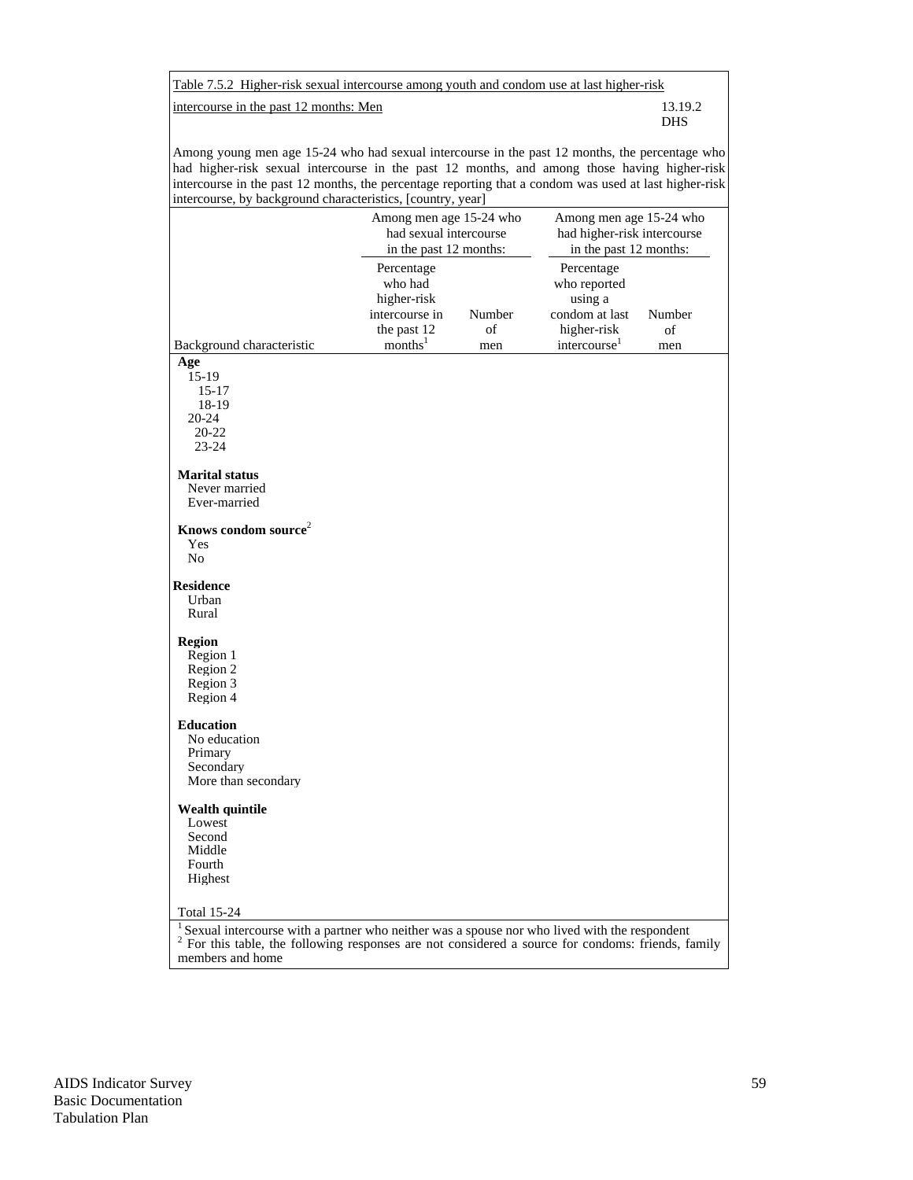Table 7.5.2 Higher-risk sexual intercourse among youth and condom use at last higher-risk intercourse in the past 12 months: Men

13.19.2
DHS

Among young men age 15-24 who had sexual intercourse in the past 12 months, the percentage who had higher-risk sexual intercourse in the past 12 months, and among those having higher-risk intercourse in the past 12 months, the percentage reporting that a condom was used at last higher-risk intercourse, by background characteristics, [country, year]

| | Among men age 15-24 who had sexual intercourse in the past 12 months: | | Among men age 15-24 who had higher-risk intercourse in the past 12 months: | |
|---|---|---|---|---|
| Background characteristic | Percentage who had higher-risk intercourse in the past 12 months[1] | Number of men | Percentage who reported using a condom at last higher-risk intercourse[1] | Number of men |
| **Age** | | | | |
| 15-19 | | | | |
| 15-17 | | | | |
| 18-19 | | | | |
| 20-24 | | | | |
| 20-22 | | | | |
| 23-24 | | | | |
| **Marital status** | | | | |
| Never married | | | | |
| Ever-married | | | | |
| **Knows condom source**[2] | | | | |
| Yes | | | | |
| No | | | | |
| **Residence** | | | | |
| Urban | | | | |
| Rural | | | | |
| **Region** | | | | |
| Region 1 | | | | |
| Region 2 | | | | |
| Region 3 | | | | |
| Region 4 | | | | |
| **Education** | | | | |
| No education | | | | |
| Primary | | | | |
| Secondary | | | | |
| More than secondary | | | | |
| **Wealth quintile** | | | | |
| Lowest | | | | |
| Second | | | | |
| Middle | | | | |
| Fourth | | | | |
| Highest | | | | |
| Total 15-24 | | | | |

[1] Sexual intercourse with a partner who neither was a spouse nor who lived with the respondent
[2] For this table, the following responses are not considered a source for condoms: friends, family members and home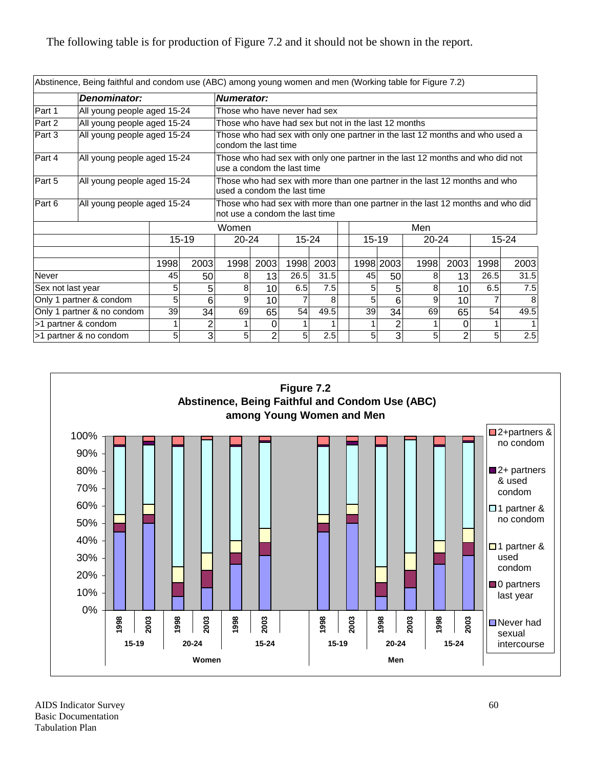The following table is for production of Figure 7.2 and it should not be shown in the report.

Abstinence, Being faithful and condom use (ABC) among young women and men (Working table for Figure 7.2)

| | *Denominator:* | *Numerator:* |
|---|---|---|
| Part 1 | All young people aged 15-24 | Those who have never had sex |
| Part 2 | All young people aged 15-24 | Those who have had sex but not in the last 12 months |
| Part 3 | All young people aged 15-24 | Those who had sex with only one partner in the last 12 months and who used a condom the last time |
| Part 4 | All young people aged 15-24 | Those who had sex with only one partner in the last 12 months and who did not use a condom the last time |
| Part 5 | All young people aged 15-24 | Those who had sex with more than one partner in the last 12 months and who used a condom the last time |
| Part 6 | All young people aged 15-24 | Those who had sex with more than one partner in the last 12 months and who did not use a condom the last time |

| | Women | | | | | | Men | | | | | |
|---|---|---|---|---|---|---|---|---|---|---|---|---|
| | 15-19 | | 20-24 | | 15-24 | | 15-19 | | 20-24 | | 15-24 | |
| | 1998 | 2003 | 1998 | 2003 | 1998 | 2003 | 1998 | 2003 | 1998 | 2003 | 1998 | 2003 |
| Never | 45 | 50 | 8 | 13 | 26.5 | 31.5 | 45 | 50 | 8 | 13 | 26.5 | 31.5 |
| Sex not last year | 5 | 5 | 8 | 10 | 6.5 | 7.5 | 5 | 5 | 8 | 10 | 6.5 | 7.5 |
| Only 1 partner & condom | 5 | 6 | 9 | 10 | 7 | 8 | 5 | 6 | 9 | 10 | 7 | 8 |
| Only 1 partner & no condom | 39 | 34 | 69 | 65 | 54 | 49.5 | 39 | 34 | 69 | 65 | 54 | 49.5 |
| >1 partner & condom | 1 | 2 | 1 | 0 | 1 | 1 | 1 | 2 | 1 | 0 | 1 | 1 |
| >1 partner & no condom | 5 | 3 | 5 | 2 | 5 | 2.5 | 5 | 3 | 5 | 2 | 5 | 2.5 |

**Figure 7.2**
**Abstinence, Being Faithful and Condom Use (ABC) among Young Women and Men**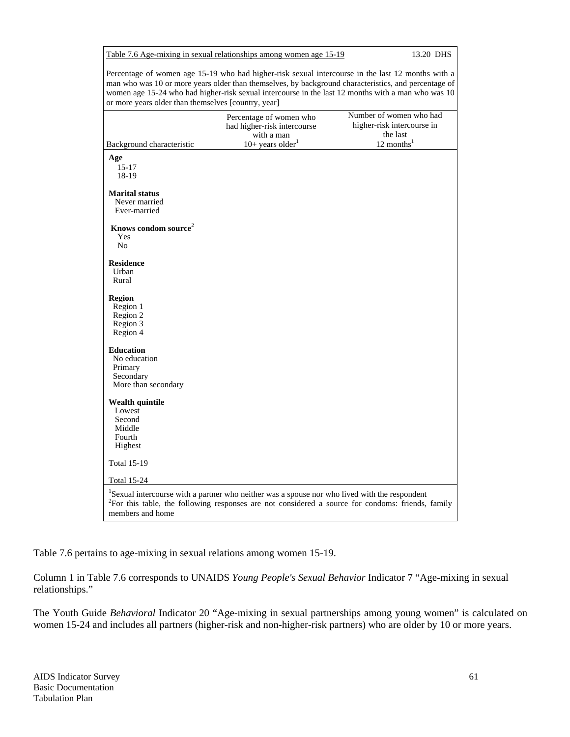| Table 7.6 Age-mixing in sexual relationships among women age 15-19 | | 13.20 DHS |
|---|---|---|
| Percentage of women age 15-19 who had higher-risk sexual intercourse in the last 12 months with a man who was 10 or more years older than themselves, by background characteristics, and percentage of women age 15-24 who had higher-risk sexual intercourse in the last 12 months with a man who was 10 or more years older than themselves [country, year] | | |
| Background characteristic | Percentage of women who had higher-risk intercourse with a man 10+ years older[1] | Number of women who had higher-risk intercourse in the last 12 months[1] |
| **Age** | | |
| 15-17 | | |
| 18-19 | | |
| **Marital status** | | |
| Never married | | |
| Ever-married | | |
| **Knows condom source**[2] | | |
| Yes | | |
| No | | |
| **Residence** | | |
| Urban | | |
| Rural | | |
| **Region** | | |
| Region 1 | | |
| Region 2 | | |
| Region 3 | | |
| Region 4 | | |
| **Education** | | |
| No education | | |
| Primary | | |
| Secondary | | |
| More than secondary | | |
| **Wealth quintile** | | |
| Lowest | | |
| Second | | |
| Middle | | |
| Fourth | | |
| Highest | | |
| Total 15-19 | | |
| Total 15-24 | | |

[1]Sexual intercourse with a partner who neither was a spouse nor who lived with the respondent
[2]For this table, the following responses are not considered a source for condoms: friends, family members and home

Table 7.6 pertains to age-mixing in sexual relations among women 15-19.

Column 1 in Table 7.6 corresponds to UNAIDS *Young People's Sexual Behavior* Indicator 7 "Age-mixing in sexual relationships."

The Youth Guide *Behavioral* Indicator 20 "Age-mixing in sexual partnerships among young women" is calculated on women 15-24 and includes all partners (higher-risk and non-higher-risk partners) who are older by 10 or more years.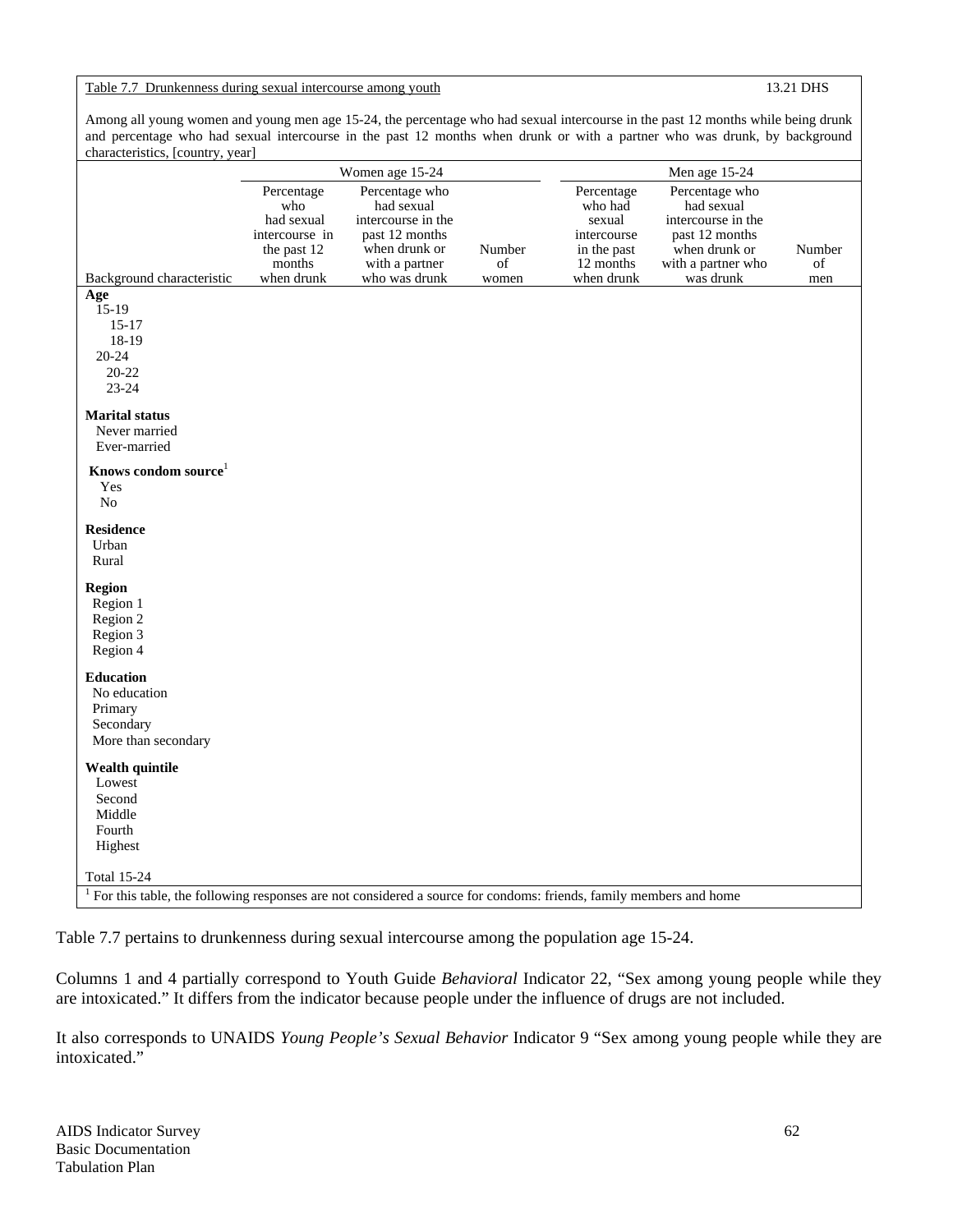Table 7.7 Drunkenness during sexual intercourse among youth — 13.21 DHS

Among all young women and young men age 15-24, the percentage who had sexual intercourse in the past 12 months while being drunk and percentage who had sexual intercourse in the past 12 months when drunk or with a partner who was drunk, by background characteristics, [country, year]

| | Women age 15-24 | | | Men age 15-24 | | |
|---|---|---|---|---|---|---|
| Background characteristic | Percentage who had sexual intercourse in the past 12 months when drunk | Percentage who had sexual intercourse in the past 12 months when drunk or with a partner who was drunk | Number of women | Percentage who had sexual intercourse in the past 12 months when drunk | Percentage who had sexual intercourse in the past 12 months when drunk or with a partner who was drunk | Number of men |
| **Age** | | | | | | |
| 15-19 | | | | | | |
| 15-17 | | | | | | |
| 18-19 | | | | | | |
| 20-24 | | | | | | |
| 20-22 | | | | | | |
| 23-24 | | | | | | |
| **Marital status** | | | | | | |
| Never married | | | | | | |
| Ever-married | | | | | | |
| **Knows condom source**[1] | | | | | | |
| Yes | | | | | | |
| No | | | | | | |
| **Residence** | | | | | | |
| Urban | | | | | | |
| Rural | | | | | | |
| **Region** | | | | | | |
| Region 1 | | | | | | |
| Region 2 | | | | | | |
| Region 3 | | | | | | |
| Region 4 | | | | | | |
| **Education** | | | | | | |
| No education | | | | | | |
| Primary | | | | | | |
| Secondary | | | | | | |
| More than secondary | | | | | | |
| **Wealth quintile** | | | | | | |
| Lowest | | | | | | |
| Second | | | | | | |
| Middle | | | | | | |
| Fourth | | | | | | |
| Highest | | | | | | |
| Total 15-24 | | | | | | |

[1] For this table, the following responses are not considered a source for condoms: friends, family members and home

Table 7.7 pertains to drunkenness during sexual intercourse among the population age 15-24.

Columns 1 and 4 partially correspond to Youth Guide *Behavioral* Indicator 22, "Sex among young people while they are intoxicated." It differs from the indicator because people under the influence of drugs are not included.

It also corresponds to UNAIDS *Young People's Sexual Behavior* Indicator 9 "Sex among young people while they are intoxicated."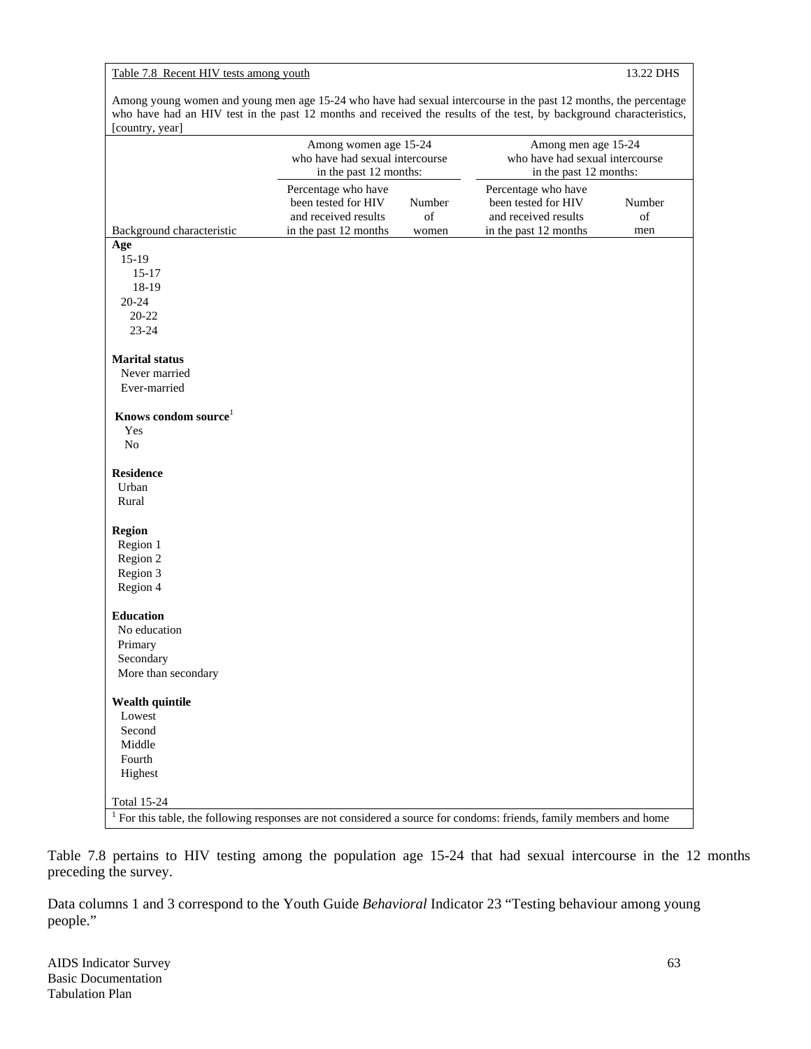Table 7.8 Recent HIV tests among youth 13.22 DHS

Among young women and young men age 15-24 who have had sexual intercourse in the past 12 months, the percentage who have had an HIV test in the past 12 months and received the results of the test, by background characteristics, [country, year]

| | Among women age 15-24 who have had sexual intercourse in the past 12 months: | | Among men age 15-24 who have had sexual intercourse in the past 12 months: | |
|---|---|---|---|---|
| Background characteristic | Percentage who have been tested for HIV and received results in the past 12 months | Number of women | Percentage who have been tested for HIV and received results in the past 12 months | Number of men |
| **Age** | | | | |
| 15-19 | | | | |
| 15-17 | | | | |
| 18-19 | | | | |
| 20-24 | | | | |
| 20-22 | | | | |
| 23-24 | | | | |
| | | | | |
| **Marital status** | | | | |
| Never married | | | | |
| Ever-married | | | | |
| | | | | |
| **Knows condom source**[1] | | | | |
| Yes | | | | |
| No | | | | |
| | | | | |
| **Residence** | | | | |
| Urban | | | | |
| Rural | | | | |
| | | | | |
| **Region** | | | | |
| Region 1 | | | | |
| Region 2 | | | | |
| Region 3 | | | | |
| Region 4 | | | | |
| | | | | |
| **Education** | | | | |
| No education | | | | |
| Primary | | | | |
| Secondary | | | | |
| More than secondary | | | | |
| | | | | |
| **Wealth quintile** | | | | |
| Lowest | | | | |
| Second | | | | |
| Middle | | | | |
| Fourth | | | | |
| Highest | | | | |
| | | | | |
| Total 15-24 | | | | |

[1] For this table, the following responses are not considered a source for condoms: friends, family members and home

Table 7.8 pertains to HIV testing among the population age 15-24 that had sexual intercourse in the 12 months preceding the survey.

Data columns 1 and 3 correspond to the Youth Guide *Behavioral* Indicator 23 "Testing behaviour among young people."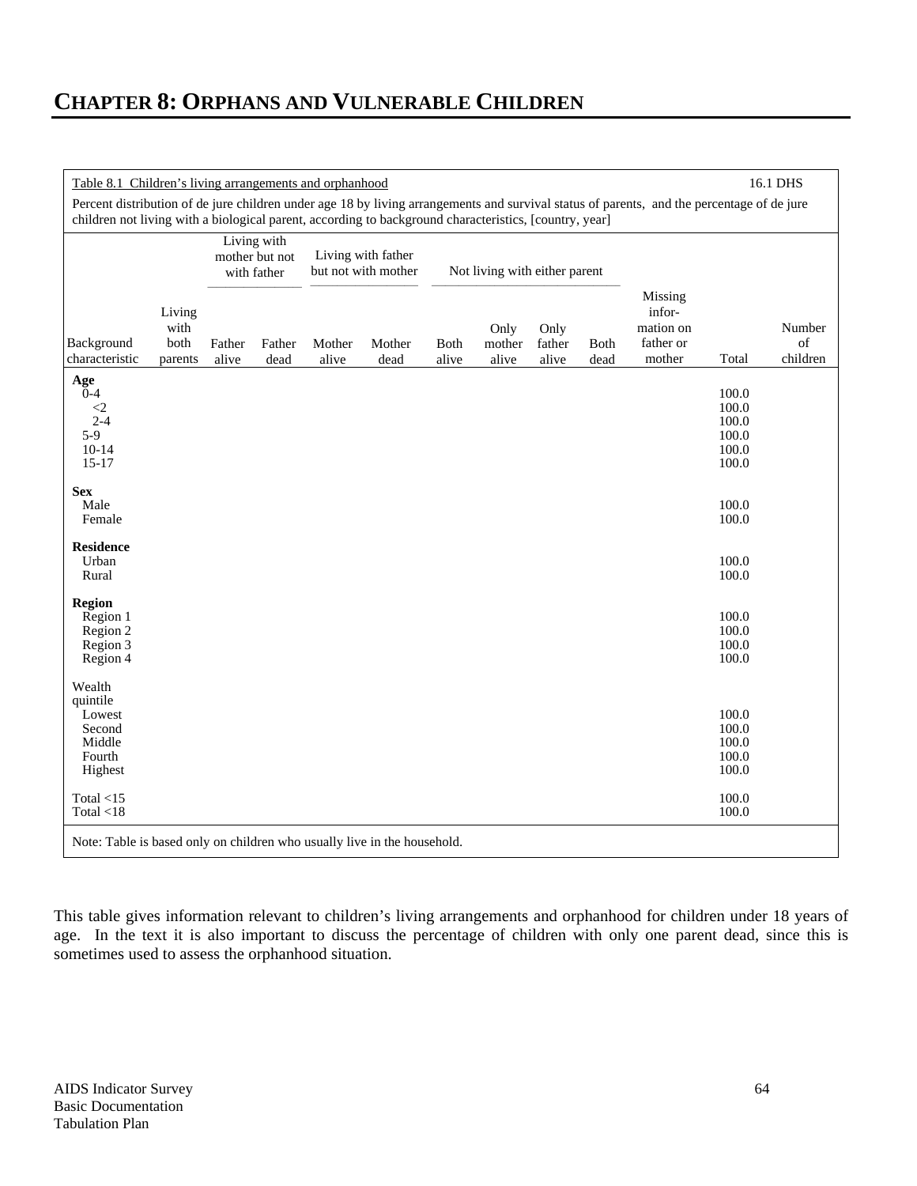# CHAPTER 8: ORPHANS AND VULNERABLE CHILDREN

Table 8.1 Children's living arrangements and orphanhood 16.1 DHS

Percent distribution of de jure children under age 18 by living arrangements and survival status of parents, and the percentage of de jure children not living with a biological parent, according to background characteristics, [country, year]

| | | Living with mother but not with father | | Living with father but not with mother | | Not living with either parent | | | | | | |
|---|---|---|---|---|---|---|---|---|---|---|---|---|
| Background characteristic | Living with both parents | Father alive | Father dead | Mother alive | Mother dead | Both alive | Only mother alive | Only father alive | Both dead | Missing information on father or mother | Total | Number of children |
| **Age** | | | | | | | | | | | | |
| 0-4 | | | | | | | | | | | 100.0 | |
| <2 | | | | | | | | | | | 100.0 | |
| 2-4 | | | | | | | | | | | 100.0 | |
| 5-9 | | | | | | | | | | | 100.0 | |
| 10-14 | | | | | | | | | | | 100.0 | |
| 15-17 | | | | | | | | | | | 100.0 | |
| **Sex** | | | | | | | | | | | | |
| Male | | | | | | | | | | | 100.0 | |
| Female | | | | | | | | | | | 100.0 | |
| **Residence** | | | | | | | | | | | | |
| Urban | | | | | | | | | | | 100.0 | |
| Rural | | | | | | | | | | | 100.0 | |
| **Region** | | | | | | | | | | | | |
| Region 1 | | | | | | | | | | | 100.0 | |
| Region 2 | | | | | | | | | | | 100.0 | |
| Region 3 | | | | | | | | | | | 100.0 | |
| Region 4 | | | | | | | | | | | 100.0 | |
| Wealth quintile | | | | | | | | | | | | |
| Lowest | | | | | | | | | | | 100.0 | |
| Second | | | | | | | | | | | 100.0 | |
| Middle | | | | | | | | | | | 100.0 | |
| Fourth | | | | | | | | | | | 100.0 | |
| Highest | | | | | | | | | | | 100.0 | |
| Total <15 | | | | | | | | | | | 100.0 | |
| Total <18 | | | | | | | | | | | 100.0 | |

Note: Table is based only on children who usually live in the household.

This table gives information relevant to children's living arrangements and orphanhood for children under 18 years of age. In the text it is also important to discuss the percentage of children with only one parent dead, since this is sometimes used to assess the orphanhood situation.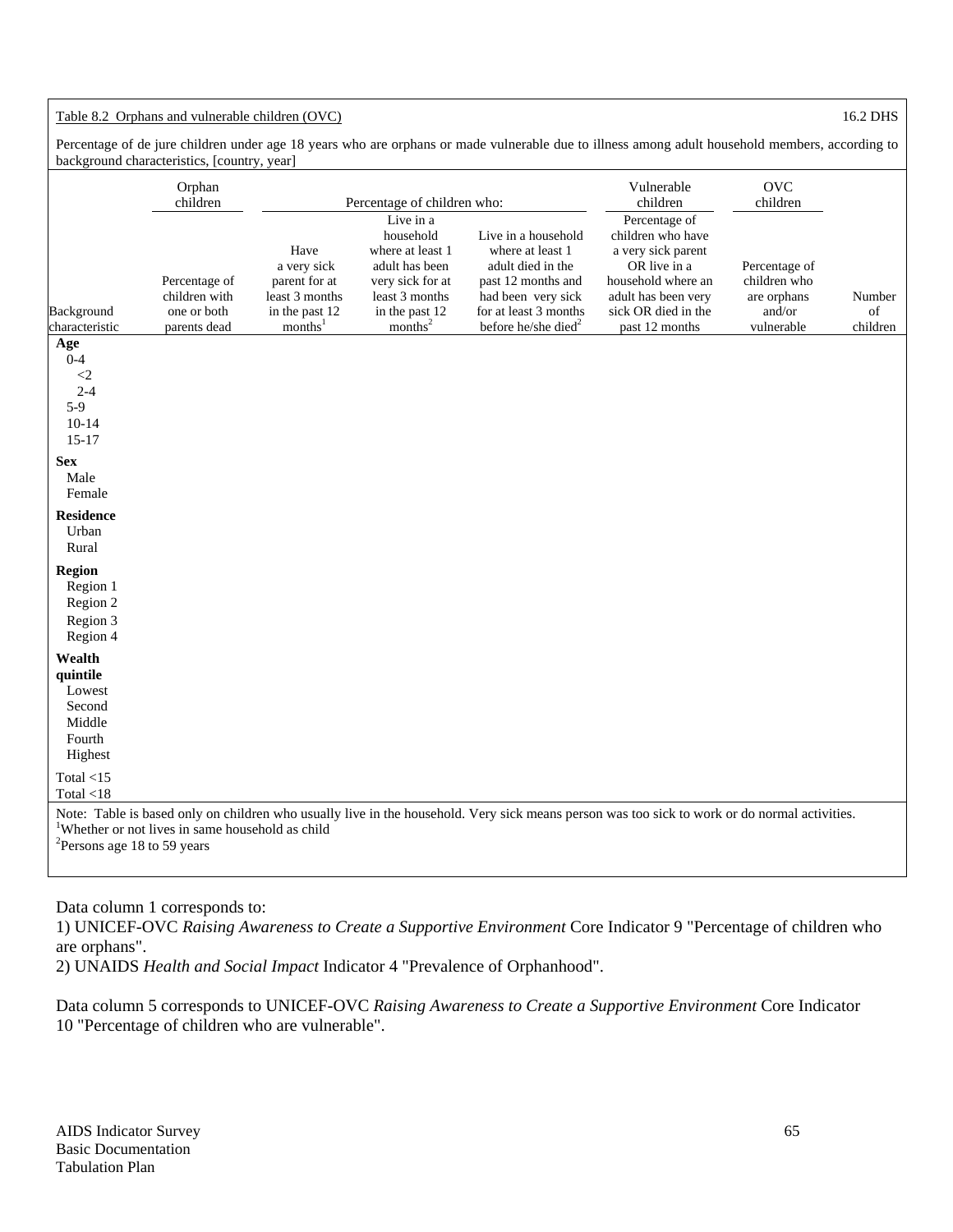Table 8.2 Orphans and vulnerable children (OVC) — 16.2 DHS

Percentage of de jure children under age 18 years who are orphans or made vulnerable due to illness among adult household members, according to background characteristics, [country, year]

| Background characteristic | Orphan children | Percentage of children who: | | | Vulnerable children | OVC children | |
|---|---|---|---|---|---|---|---|
| | Percentage of children with one or both parents dead | Have a very sick parent for at least 3 months in the past 12 months[1] | Live in a household where at least 1 adult has been very sick for at least 3 months in the past 12 months[2] | Live in a household where at least 1 adult died in the past 12 months and had been very sick for at least 3 months before he/she died[2] | Percentage of children who have a very sick parent OR live in a household where an adult has been very sick OR died in the past 12 months | Percentage of children who are orphans and/or vulnerable | Number of children |
| **Age** | | | | | | | |
| 0-4 | | | | | | | |
| <2 | | | | | | | |
| 2-4 | | | | | | | |
| 5-9 | | | | | | | |
| 10-14 | | | | | | | |
| 15-17 | | | | | | | |
| **Sex** | | | | | | | |
| Male | | | | | | | |
| Female | | | | | | | |
| **Residence** | | | | | | | |
| Urban | | | | | | | |
| Rural | | | | | | | |
| **Region** | | | | | | | |
| Region 1 | | | | | | | |
| Region 2 | | | | | | | |
| Region 3 | | | | | | | |
| Region 4 | | | | | | | |
| **Wealth quintile** | | | | | | | |
| Lowest | | | | | | | |
| Second | | | | | | | |
| Middle | | | | | | | |
| Fourth | | | | | | | |
| Highest | | | | | | | |
| Total <15 | | | | | | | |
| Total <18 | | | | | | | |

Note: Table is based only on children who usually live in the household. Very sick means person was too sick to work or do normal activities.
[1]Whether or not lives in same household as child
[2]Persons age 18 to 59 years

Data column 1 corresponds to:
1) UNICEF-OVC *Raising Awareness to Create a Supportive Environment* Core Indicator 9 "Percentage of children who are orphans".
2) UNAIDS *Health and Social Impact* Indicator 4 "Prevalence of Orphanhood".

Data column 5 corresponds to UNICEF-OVC *Raising Awareness to Create a Supportive Environment* Core Indicator 10 "Percentage of children who are vulnerable".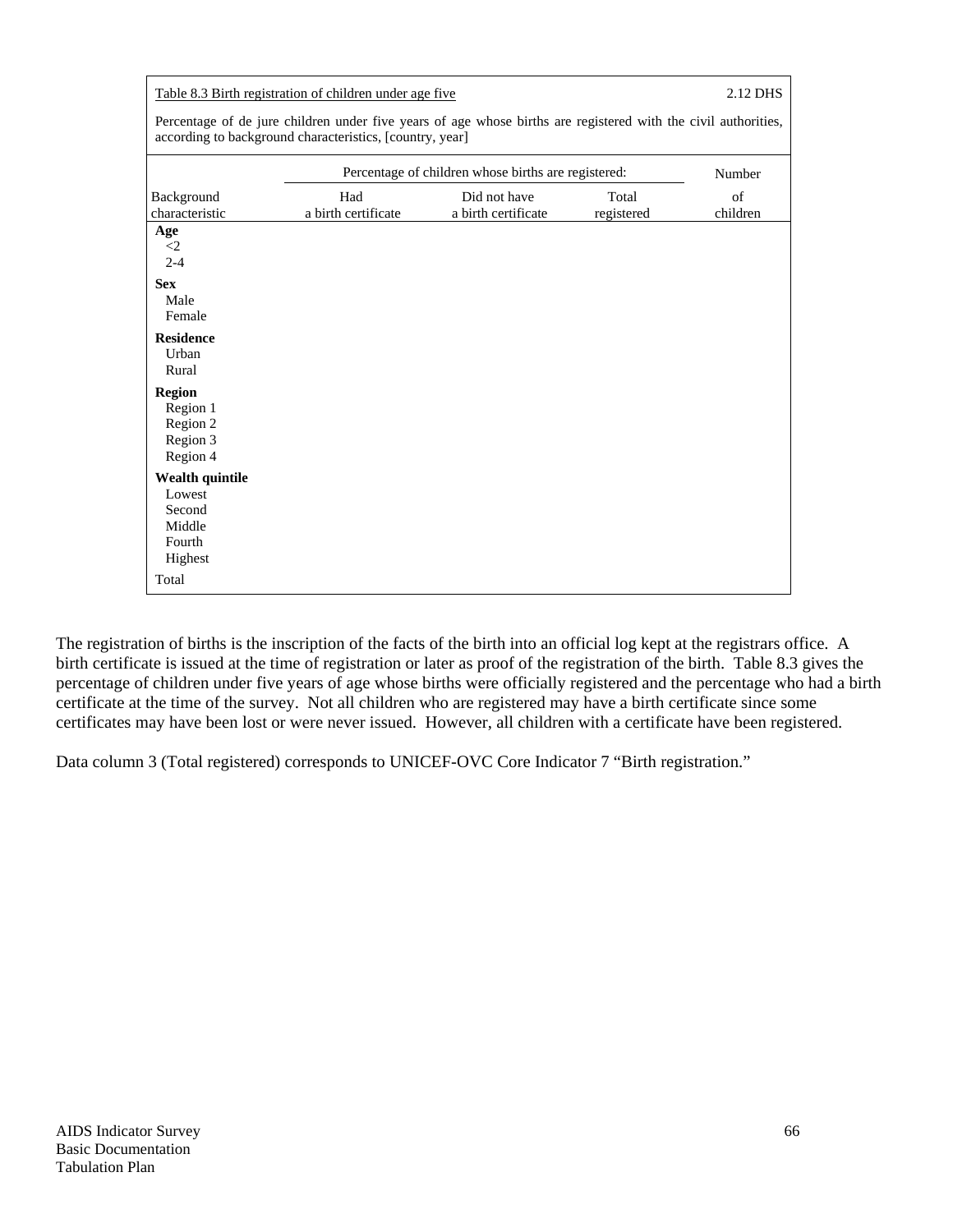Table 8.3 Birth registration of children under age five 2.12 DHS

Percentage of de jure children under five years of age whose births are registered with the civil authorities, according to background characteristics, [country, year]

| Background characteristic | Percentage of children whose births are registered: | | | Number of children |
|---|---|---|---|---|
| | Had a birth certificate | Did not have a birth certificate | Total registered | |
| **Age** | | | | |
| <2 | | | | |
| 2-4 | | | | |
| **Sex** | | | | |
| Male | | | | |
| Female | | | | |
| **Residence** | | | | |
| Urban | | | | |
| Rural | | | | |
| **Region** | | | | |
| Region 1 | | | | |
| Region 2 | | | | |
| Region 3 | | | | |
| Region 4 | | | | |
| **Wealth quintile** | | | | |
| Lowest | | | | |
| Second | | | | |
| Middle | | | | |
| Fourth | | | | |
| Highest | | | | |
| Total | | | | |

The registration of births is the inscription of the facts of the birth into an official log kept at the registrars office. A birth certificate is issued at the time of registration or later as proof of the registration of the birth. Table 8.3 gives the percentage of children under five years of age whose births were officially registered and the percentage who had a birth certificate at the time of the survey. Not all children who are registered may have a birth certificate since some certificates may have been lost or were never issued. However, all children with a certificate have been registered.

Data column 3 (Total registered) corresponds to UNICEF-OVC Core Indicator 7 "Birth registration."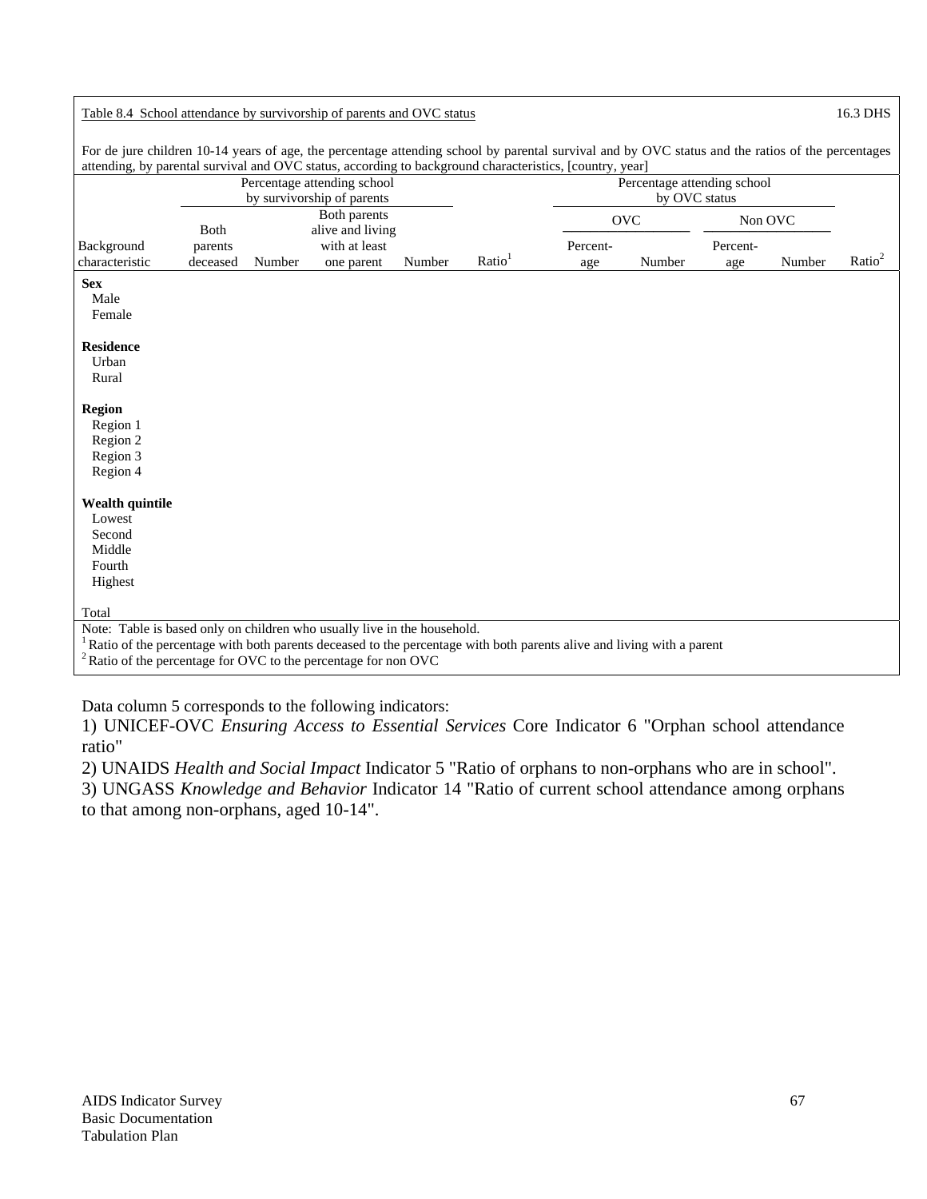Table 8.4 School attendance by survivorship of parents and OVC status 16.3 DHS

For de jure children 10-14 years of age, the percentage attending school by parental survival and by OVC status and the ratios of the percentages attending, by parental survival and OVC status, according to background characteristics, [country, year]

| | Percentage attending school by survivorship of parents | | | | | Percentage attending school by OVC status | | | | |
|---|---|---|---|---|---|---|---|---|---|---|
| | | | | | | OVC | | Non OVC | | |
| Background characteristic | Both parents deceased | Number | Both parents alive and living with at least one parent | Number | Ratio[1] | Percent-age | Number | Percent-age | Number | Ratio[2] |
| **Sex** | | | | | | | | | | |
| Male | | | | | | | | | | |
| Female | | | | | | | | | | |
| **Residence** | | | | | | | | | | |
| Urban | | | | | | | | | | |
| Rural | | | | | | | | | | |
| **Region** | | | | | | | | | | |
| Region 1 | | | | | | | | | | |
| Region 2 | | | | | | | | | | |
| Region 3 | | | | | | | | | | |
| Region 4 | | | | | | | | | | |
| **Wealth quintile** | | | | | | | | | | |
| Lowest | | | | | | | | | | |
| Second | | | | | | | | | | |
| Middle | | | | | | | | | | |
| Fourth | | | | | | | | | | |
| Highest | | | | | | | | | | |
| Total | | | | | | | | | | |

Note: Table is based only on children who usually live in the household.
[1] Ratio of the percentage with both parents deceased to the percentage with both parents alive and living with a parent
[2] Ratio of the percentage for OVC to the percentage for non OVC

Data column 5 corresponds to the following indicators:
1) UNICEF-OVC *Ensuring Access to Essential Services* Core Indicator 6 "Orphan school attendance ratio"
2) UNAIDS *Health and Social Impact* Indicator 5 "Ratio of orphans to non-orphans who are in school".
3) UNGASS *Knowledge and Behavior* Indicator 14 "Ratio of current school attendance among orphans to that among non-orphans, aged 10-14".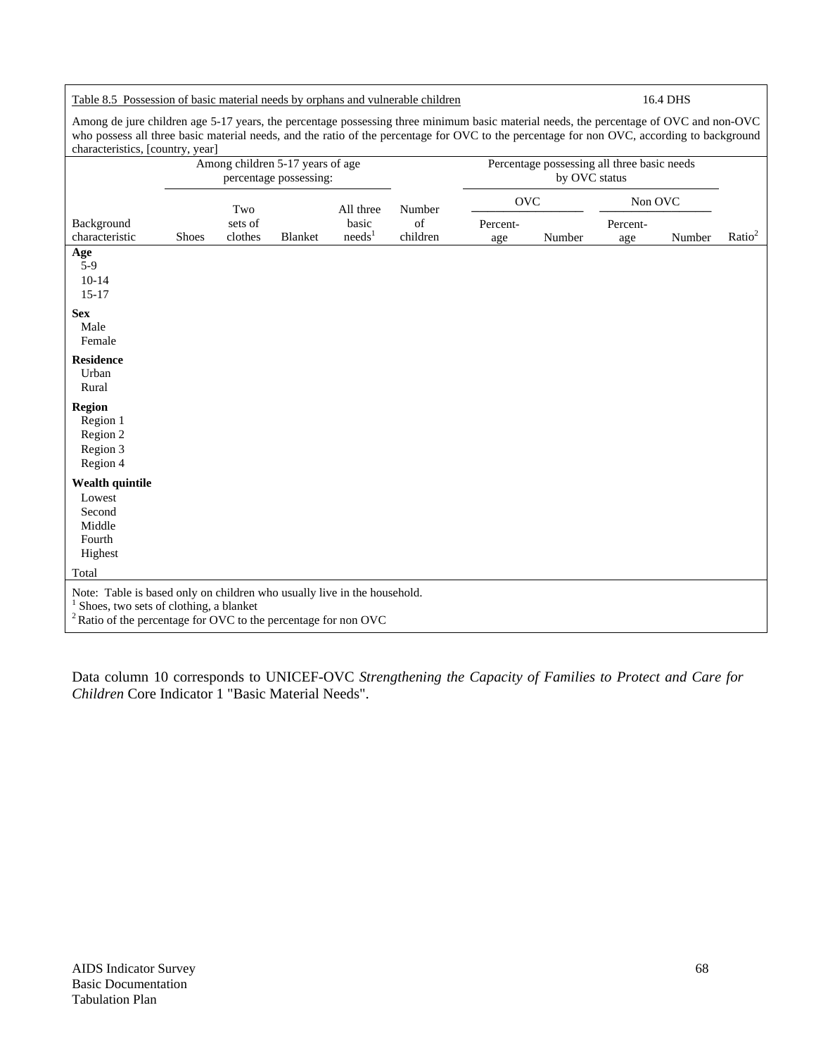Table 8.5 Possession of basic material needs by orphans and vulnerable children 16.4 DHS

Among de jure children age 5-17 years, the percentage possessing three minimum basic material needs, the percentage of OVC and non-OVC who possess all three basic material needs, and the ratio of the percentage for OVC to the percentage for non OVC, according to background characteristics, [country, year]

| | Among children 5-17 years of age percentage possessing: | | | | | Percentage possessing all three basic needs by OVC status | | | | |
|---|---|---|---|---|---|---|---|---|---|---|
| | | | | | | OVC | | Non OVC | | |
| Background characteristic | Shoes | Two sets of clothes | Blanket | All three basic needs[1] | Number of children | Percent-age | Number | Percent-age | Number | Ratio[2] |
| **Age** | | | | | | | | | | |
| 5-9 | | | | | | | | | | |
| 10-14 | | | | | | | | | | |
| 15-17 | | | | | | | | | | |
| **Sex** | | | | | | | | | | |
| Male | | | | | | | | | | |
| Female | | | | | | | | | | |
| **Residence** | | | | | | | | | | |
| Urban | | | | | | | | | | |
| Rural | | | | | | | | | | |
| **Region** | | | | | | | | | | |
| Region 1 | | | | | | | | | | |
| Region 2 | | | | | | | | | | |
| Region 3 | | | | | | | | | | |
| Region 4 | | | | | | | | | | |
| **Wealth quintile** | | | | | | | | | | |
| Lowest | | | | | | | | | | |
| Second | | | | | | | | | | |
| Middle | | | | | | | | | | |
| Fourth | | | | | | | | | | |
| Highest | | | | | | | | | | |
| Total | | | | | | | | | | |

Note: Table is based only on children who usually live in the household.
[1] Shoes, two sets of clothing, a blanket
[2] Ratio of the percentage for OVC to the percentage for non OVC

Data column 10 corresponds to UNICEF-OVC *Strengthening the Capacity of Families to Protect and Care for Children* Core Indicator 1 "Basic Material Needs".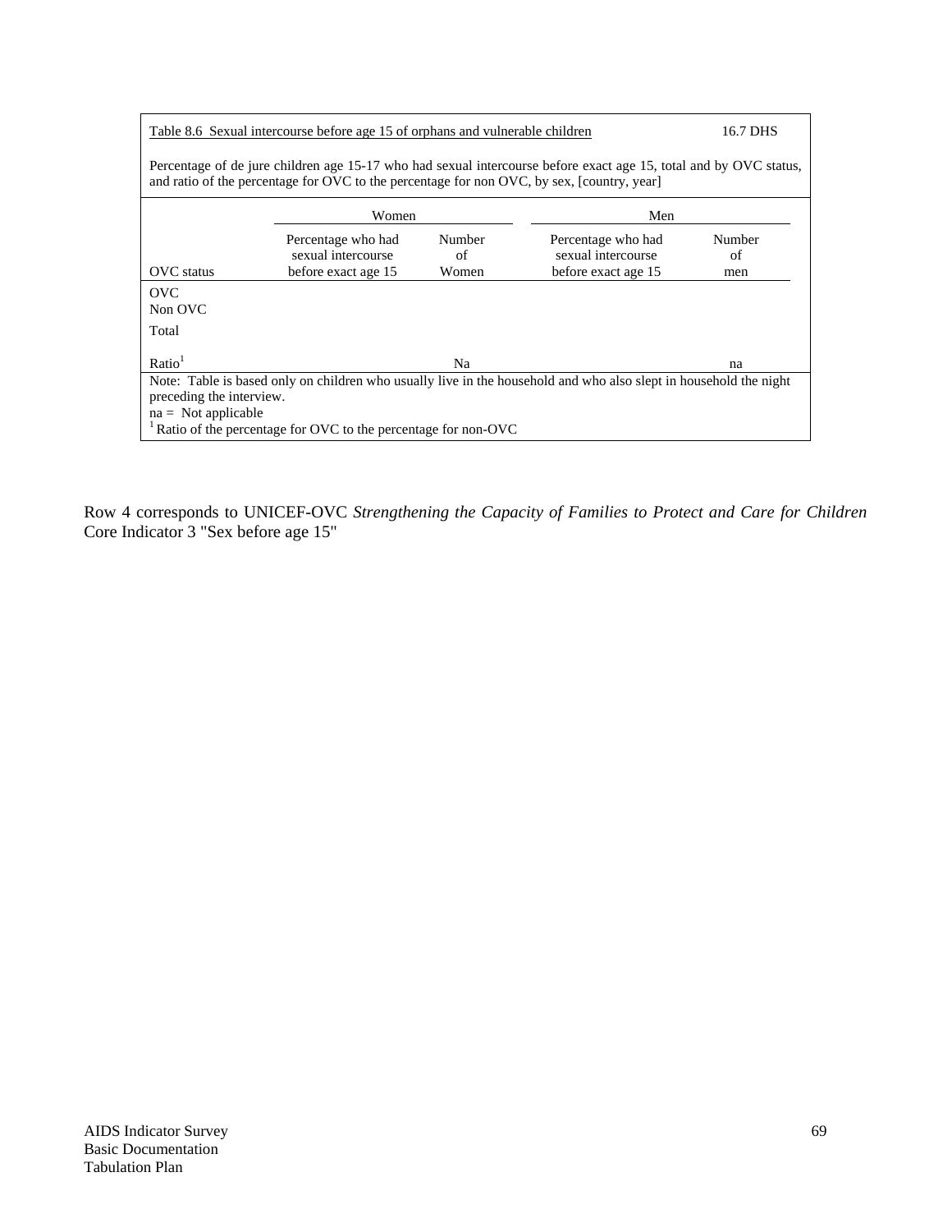Table 8.6 Sexual intercourse before age 15 of orphans and vulnerable children 16.7 DHS

Percentage of de jure children age 15-17 who had sexual intercourse before exact age 15, total and by OVC status, and ratio of the percentage for OVC to the percentage for non OVC, by sex, [country, year]

| | Women | | Men | |
|---|---|---|---|---|
| OVC status | Percentage who had sexual intercourse before exact age 15 | Number of Women | Percentage who had sexual intercourse before exact age 15 | Number of men |
| OVC | | | | |
| Non OVC | | | | |
| Total | | | | |
| Ratio[1] | | Na | | na |

Note: Table is based only on children who usually live in the household and who also slept in household the night preceding the interview.
na = Not applicable
[1] Ratio of the percentage for OVC to the percentage for non-OVC

Row 4 corresponds to UNICEF-OVC *Strengthening the Capacity of Families to Protect and Care for Children* Core Indicator 3 "Sex before age 15"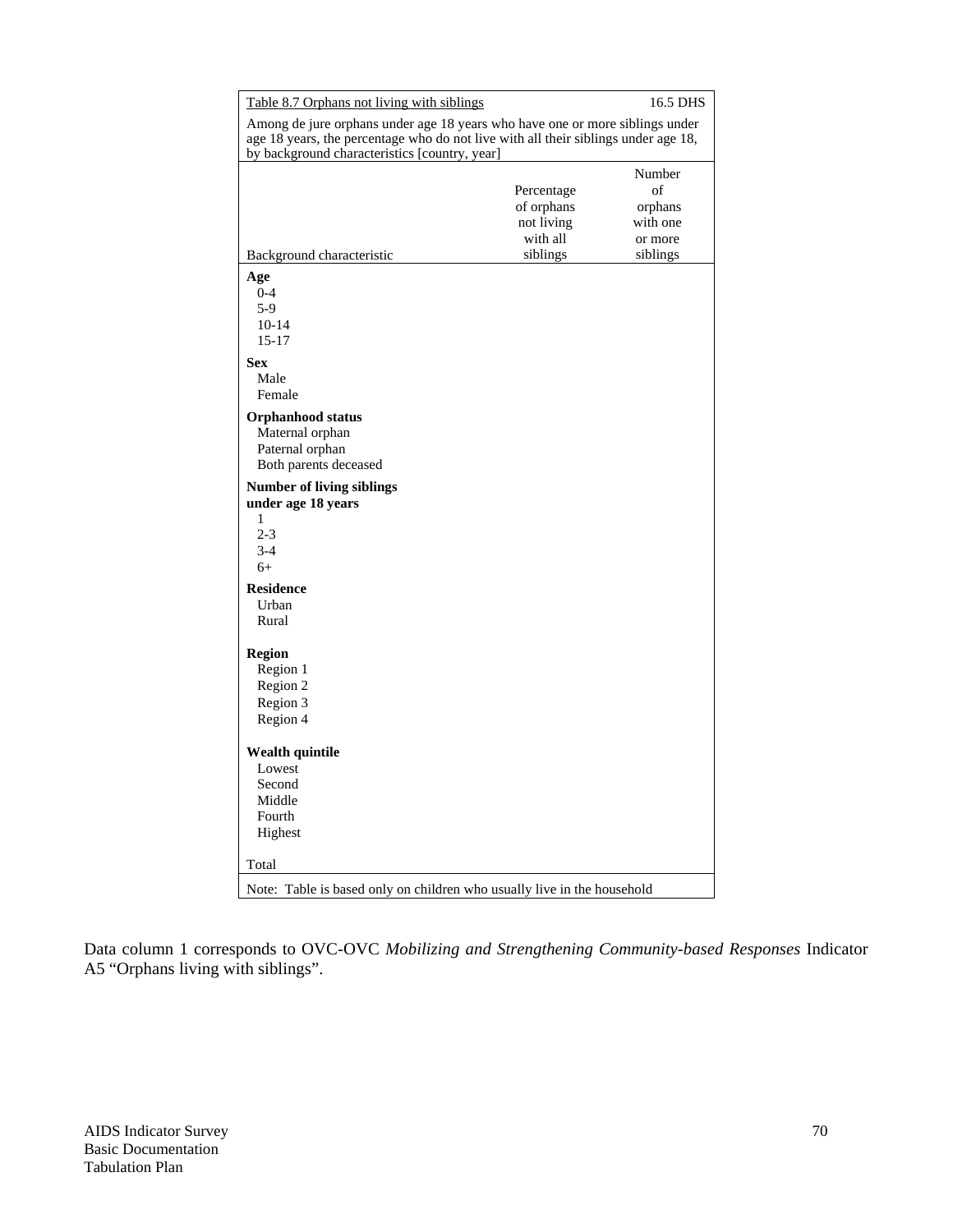| Table 8.7 Orphans not living with siblings | | 16.5 DHS |
|---|---|---|
| Among de jure orphans under age 18 years who have one or more siblings under age 18 years, the percentage who do not live with all their siblings under age 18, by background characteristics [country, year] | | |
| Background characteristic | Percentage of orphans not living with all siblings | Number of orphans with one or more siblings |
| **Age** | | |
| 0-4 | | |
| 5-9 | | |
| 10-14 | | |
| 15-17 | | |
| **Sex** | | |
| Male | | |
| Female | | |
| **Orphanhood status** | | |
| Maternal orphan | | |
| Paternal orphan | | |
| Both parents deceased | | |
| **Number of living siblings under age 18 years** | | |
| 1 | | |
| 2-3 | | |
| 3-4 | | |
| 6+ | | |
| **Residence** | | |
| Urban | | |
| Rural | | |
| **Region** | | |
| Region 1 | | |
| Region 2 | | |
| Region 3 | | |
| Region 4 | | |
| **Wealth quintile** | | |
| Lowest | | |
| Second | | |
| Middle | | |
| Fourth | | |
| Highest | | |
| Total | | |

Note: Table is based only on children who usually live in the household

Data column 1 corresponds to OVC-OVC *Mobilizing and Strengthening Community-based Responses* Indicator A5 "Orphans living with siblings".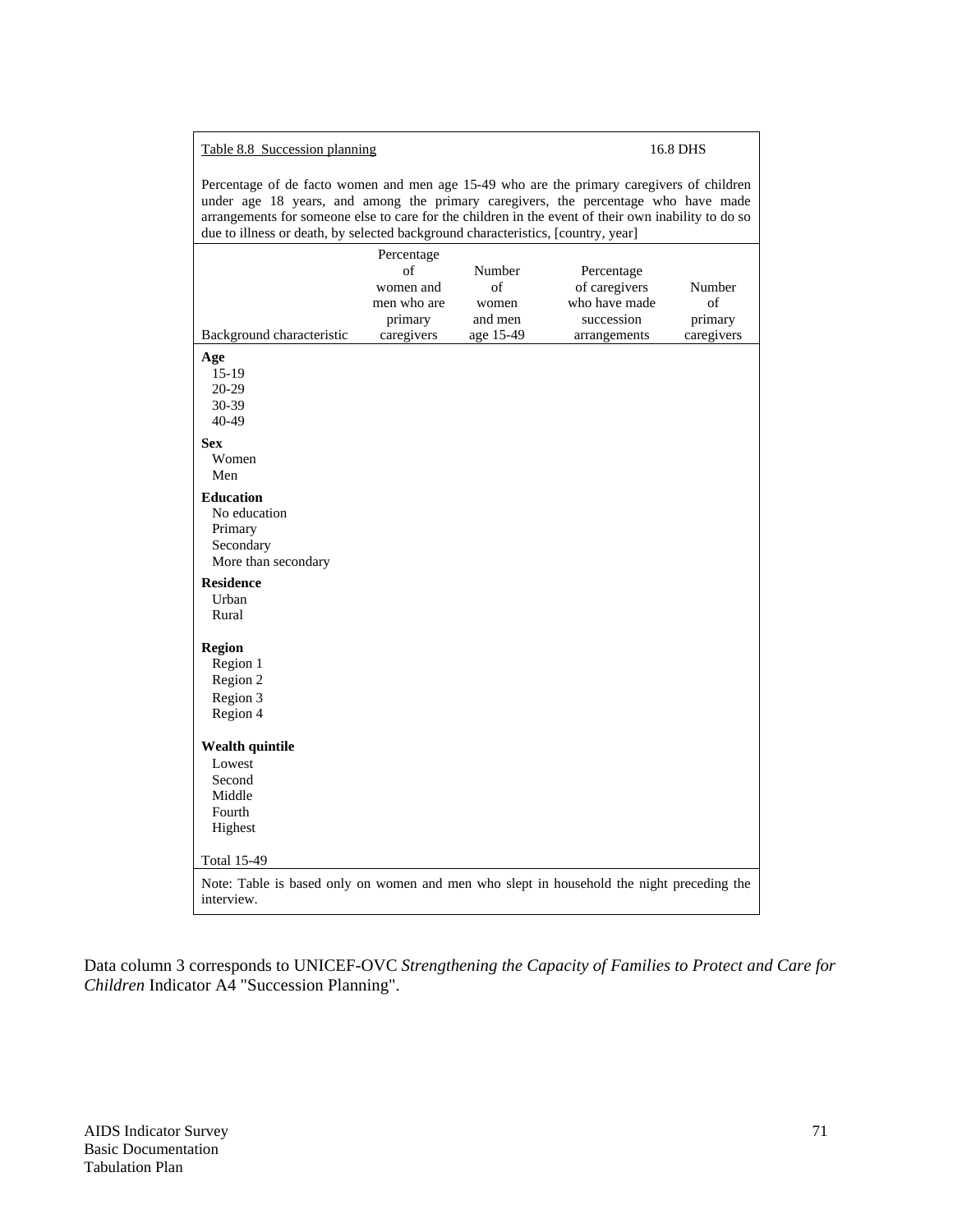Table 8.8 Succession planning 16.8 DHS

Percentage of de facto women and men age 15-49 who are the primary caregivers of children under age 18 years, and among the primary caregivers, the percentage who have made arrangements for someone else to care for the children in the event of their own inability to do so due to illness or death, by selected background characteristics, [country, year]

| Background characteristic | Percentage of women and men who are primary caregivers | Number of women and men age 15-49 | Percentage of caregivers who have made succession arrangements | Number of primary caregivers |
|---|---|---|---|---|
| **Age** | | | | |
| 15-19 | | | | |
| 20-29 | | | | |
| 30-39 | | | | |
| 40-49 | | | | |
| **Sex** | | | | |
| Women | | | | |
| Men | | | | |
| **Education** | | | | |
| No education | | | | |
| Primary | | | | |
| Secondary | | | | |
| More than secondary | | | | |
| **Residence** | | | | |
| Urban | | | | |
| Rural | | | | |
| **Region** | | | | |
| Region 1 | | | | |
| Region 2 | | | | |
| Region 3 | | | | |
| Region 4 | | | | |
| **Wealth quintile** | | | | |
| Lowest | | | | |
| Second | | | | |
| Middle | | | | |
| Fourth | | | | |
| Highest | | | | |
| Total 15-49 | | | | |

Note: Table is based only on women and men who slept in household the night preceding the interview.

Data column 3 corresponds to UNICEF-OVC *Strengthening the Capacity of Families to Protect and Care for Children* Indicator A4 "Succession Planning".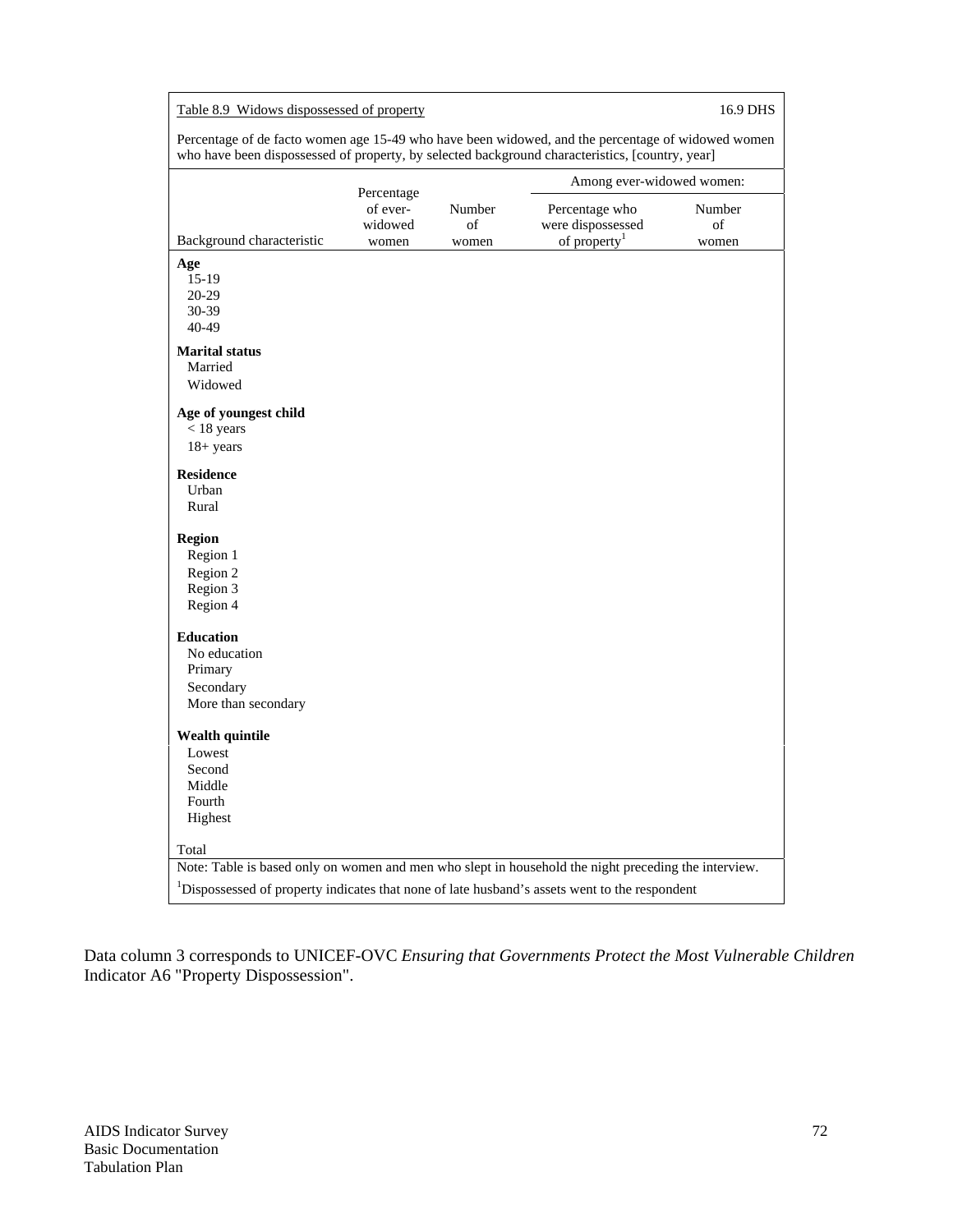Table 8.9 Widows dispossessed of property 16.9 DHS

Percentage of de facto women age 15-49 who have been widowed, and the percentage of widowed women who have been dispossessed of property, by selected background characteristics, [country, year]

| Background characteristic | Percentage of ever-widowed women | Number of women | Among ever-widowed women: Percentage who were dispossessed of property[1] | Number of women |
|---|---|---|---|---|
| **Age** | | | | |
| 15-19 | | | | |
| 20-29 | | | | |
| 30-39 | | | | |
| 40-49 | | | | |
| **Marital status** | | | | |
| Married | | | | |
| Widowed | | | | |
| **Age of youngest child** | | | | |
| < 18 years | | | | |
| 18+ years | | | | |
| **Residence** | | | | |
| Urban | | | | |
| Rural | | | | |
| **Region** | | | | |
| Region 1 | | | | |
| Region 2 | | | | |
| Region 3 | | | | |
| Region 4 | | | | |
| **Education** | | | | |
| No education | | | | |
| Primary | | | | |
| Secondary | | | | |
| More than secondary | | | | |
| **Wealth quintile** | | | | |
| Lowest | | | | |
| Second | | | | |
| Middle | | | | |
| Fourth | | | | |
| Highest | | | | |
| Total | | | | |

Note: Table is based only on women and men who slept in household the night preceding the interview.

[1]Dispossessed of property indicates that none of late husband's assets went to the respondent

Data column 3 corresponds to UNICEF-OVC *Ensuring that Governments Protect the Most Vulnerable Children* Indicator A6 "Property Dispossession".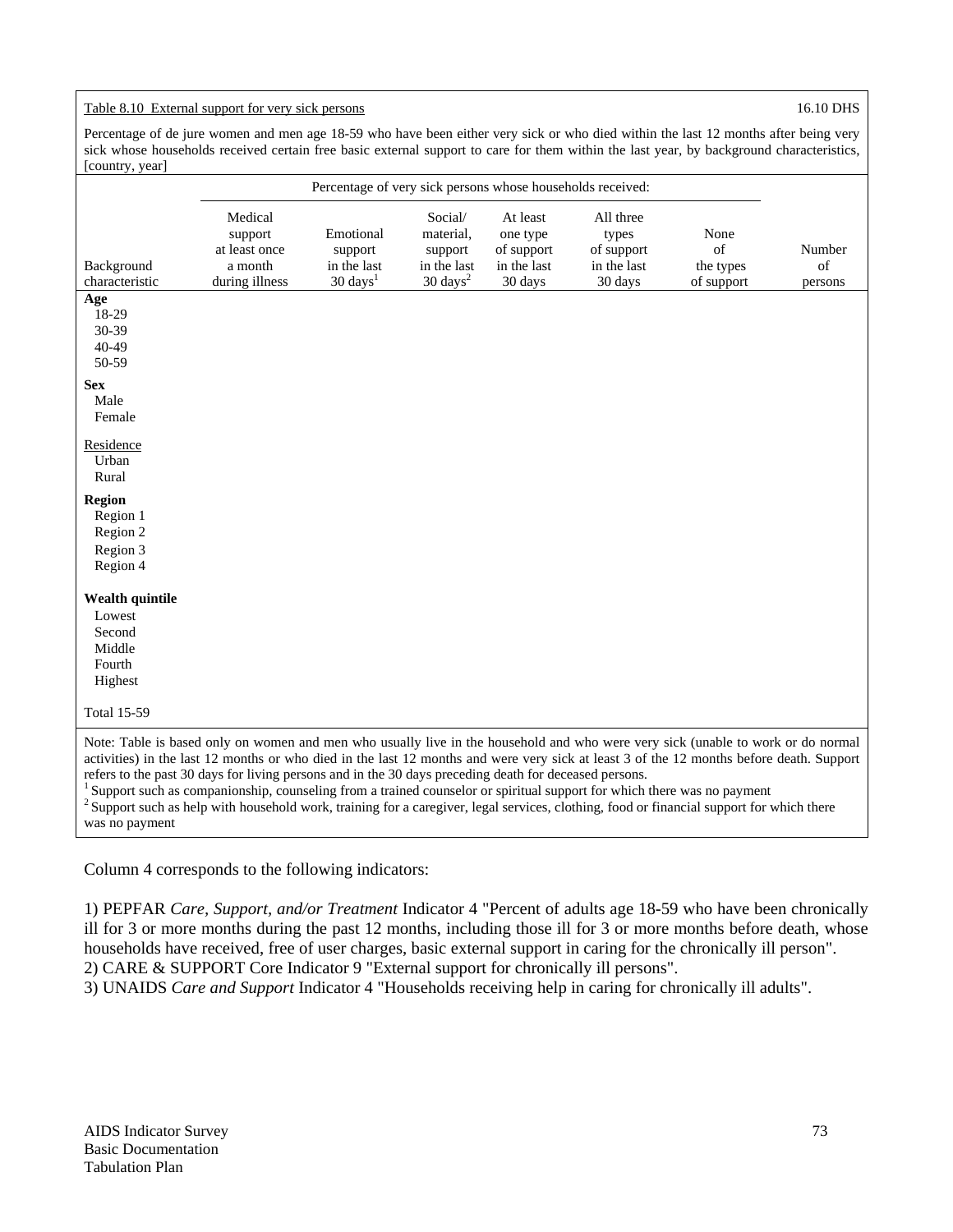Table 8.10 External support for very sick persons 16.10 DHS

Percentage of de jure women and men age 18-59 who have been either very sick or who died within the last 12 months after being very sick whose households received certain free basic external support to care for them within the last year, by background characteristics, [country, year]

| | Percentage of very sick persons whose households received: | | | | | | |
|---|---|---|---|---|---|---|---|
| Background characteristic | Medical support at least once a month during illness | Emotional support in the last 30 days[1] | Social/ material, support in the last 30 days[2] | At least one type of support in the last 30 days | All three types of support in the last 30 days | None of the types of support | Number of persons |
| **Age** | | | | | | | |
| 18-29 | | | | | | | |
| 30-39 | | | | | | | |
| 40-49 | | | | | | | |
| 50-59 | | | | | | | |
| **Sex** | | | | | | | |
| Male | | | | | | | |
| Female | | | | | | | |
| Residence | | | | | | | |
| Urban | | | | | | | |
| Rural | | | | | | | |
| **Region** | | | | | | | |
| Region 1 | | | | | | | |
| Region 2 | | | | | | | |
| Region 3 | | | | | | | |
| Region 4 | | | | | | | |
| **Wealth quintile** | | | | | | | |
| Lowest | | | | | | | |
| Second | | | | | | | |
| Middle | | | | | | | |
| Fourth | | | | | | | |
| Highest | | | | | | | |
| Total 15-59 | | | | | | | |

Note: Table is based only on women and men who usually live in the household and who were very sick (unable to work or do normal activities) in the last 12 months or who died in the last 12 months and were very sick at least 3 of the 12 months before death. Support refers to the past 30 days for living persons and in the 30 days preceding death for deceased persons.
[1] Support such as companionship, counseling from a trained counselor or spiritual support for which there was no payment
[2] Support such as help with household work, training for a caregiver, legal services, clothing, food or financial support for which there was no payment

Column 4 corresponds to the following indicators:

1) PEPFAR *Care, Support, and/or Treatment* Indicator 4 "Percent of adults age 18-59 who have been chronically ill for 3 or more months during the past 12 months, including those ill for 3 or more months before death, whose households have received, free of user charges, basic external support in caring for the chronically ill person".
2) CARE & SUPPORT Core Indicator 9 "External support for chronically ill persons".
3) UNAIDS *Care and Support* Indicator 4 "Households receiving help in caring for chronically ill adults".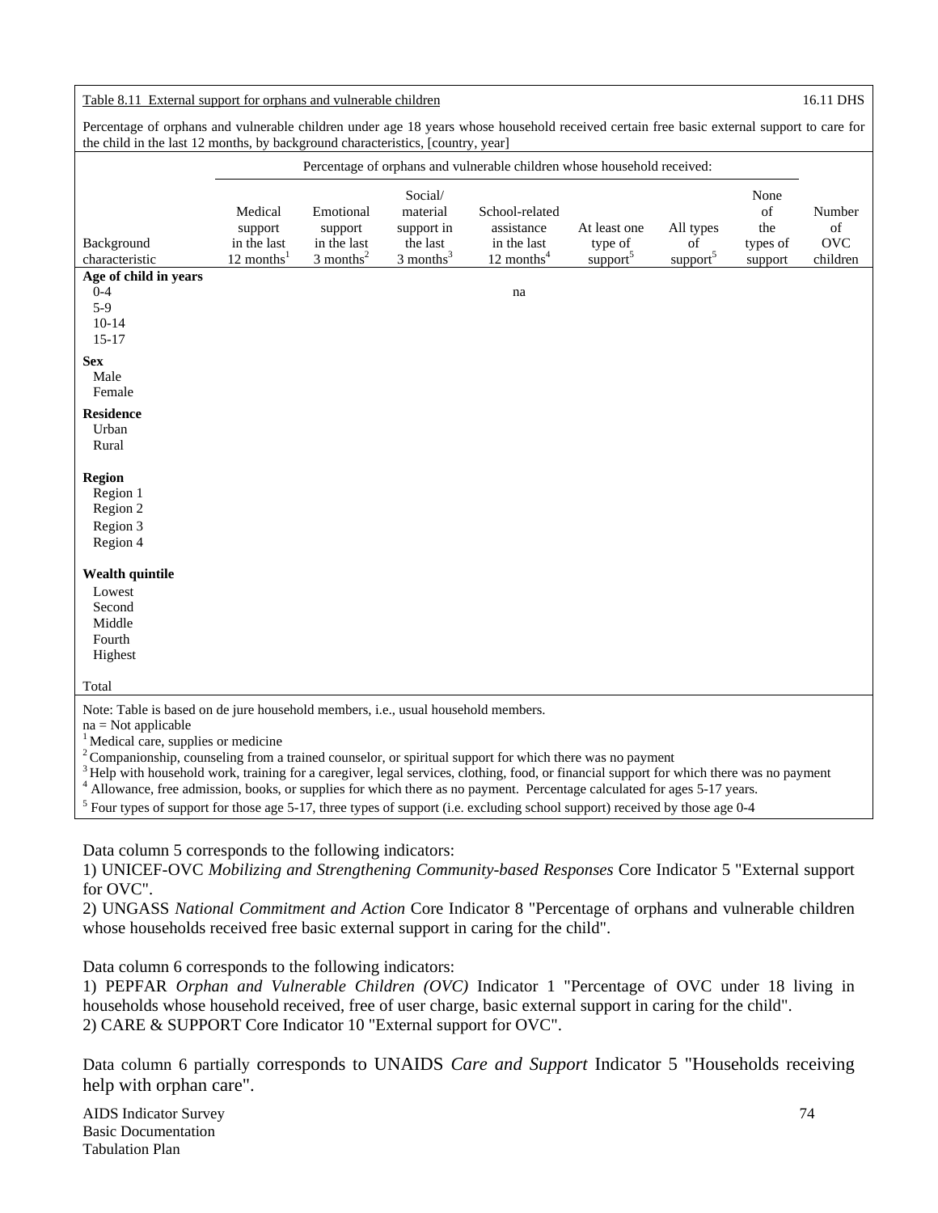Table 8.11 External support for orphans and vulnerable children 16.11 DHS

Percentage of orphans and vulnerable children under age 18 years whose household received certain free basic external support to care for the child in the last 12 months, by background characteristics, [country, year]

| | Percentage of orphans and vulnerable children whose household received: | | | | | | | |
|---|---|---|---|---|---|---|---|---|
| Background characteristic | Medical support in the last 12 months[1] | Emotional support in the last 3 months[2] | Social/ material support in the last 3 months[3] | School-related assistance in the last 12 months[4] | At least one type of support[5] | All types of support[5] | None of the types of support | Number of OVC children |
| **Age of child in years** | | | | | | | | |
| 0-4 | | | | na | | | | |
| 5-9 | | | | | | | | |
| 10-14 | | | | | | | | |
| 15-17 | | | | | | | | |
| **Sex** | | | | | | | | |
| Male | | | | | | | | |
| Female | | | | | | | | |
| **Residence** | | | | | | | | |
| Urban | | | | | | | | |
| Rural | | | | | | | | |
| **Region** | | | | | | | | |
| Region 1 | | | | | | | | |
| Region 2 | | | | | | | | |
| Region 3 | | | | | | | | |
| Region 4 | | | | | | | | |
| **Wealth quintile** | | | | | | | | |
| Lowest | | | | | | | | |
| Second | | | | | | | | |
| Middle | | | | | | | | |
| Fourth | | | | | | | | |
| Highest | | | | | | | | |
| Total | | | | | | | | |

Note: Table is based on de jure household members, i.e., usual household members.
na = Not applicable
[1] Medical care, supplies or medicine
[2] Companionship, counseling from a trained counselor, or spiritual support for which there was no payment
[3] Help with household work, training for a caregiver, legal services, clothing, food, or financial support for which there was no payment
[4] Allowance, free admission, books, or supplies for which there as no payment. Percentage calculated for ages 5-17 years.
[5] Four types of support for those age 5-17, three types of support (i.e. excluding school support) received by those age 0-4

Data column 5 corresponds to the following indicators:
1) UNICEF-OVC *Mobilizing and Strengthening Community-based Responses* Core Indicator 5 "External support for OVC".
2) UNGASS *National Commitment and Action* Core Indicator 8 "Percentage of orphans and vulnerable children whose households received free basic external support in caring for the child".

Data column 6 corresponds to the following indicators:
1) PEPFAR *Orphan and Vulnerable Children (OVC)* Indicator 1 "Percentage of OVC under 18 living in households whose household received, free of user charge, basic external support in caring for the child".
2) CARE & SUPPORT Core Indicator 10 "External support for OVC".

Data column 6 partially corresponds to UNAIDS *Care and Support* Indicator 5 "Households receiving help with orphan care".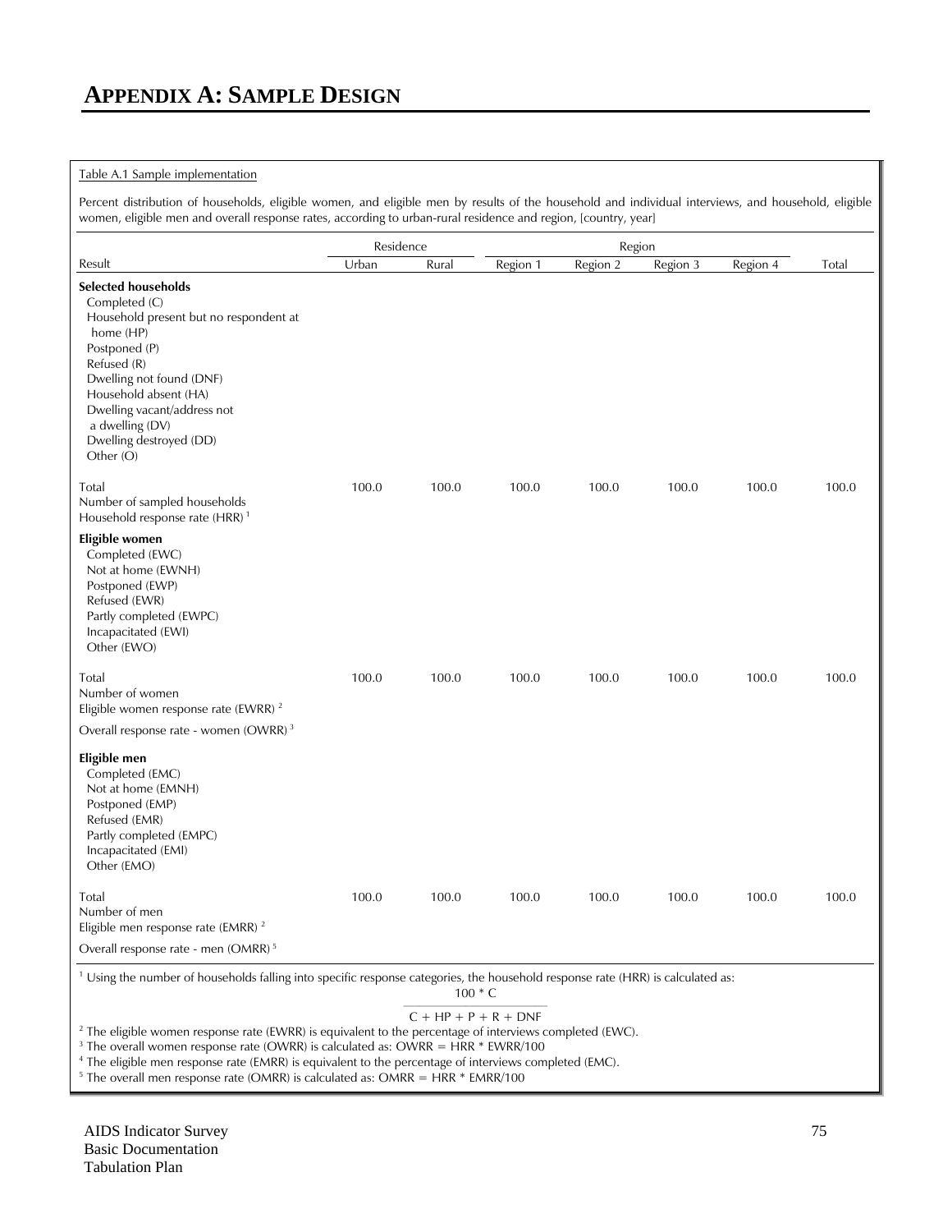# APPENDIX A: SAMPLE DESIGN

Table A.1 Sample implementation

Percent distribution of households, eligible women, and eligible men by results of the household and individual interviews, and household, eligible women, eligible men and overall response rates, according to urban-rural residence and region, [country, year]

| Result | Residence | | Region | | | | Total |
|---|---|---|---|---|---|---|---|
| | Urban | Rural | Region 1 | Region 2 | Region 3 | Region 4 | |
| **Selected households** | | | | | | | |
| Completed (C) | | | | | | | |
| Household present but no respondent at home (HP) | | | | | | | |
| Postponed (P) | | | | | | | |
| Refused (R) | | | | | | | |
| Dwelling not found (DNF) | | | | | | | |
| Household absent (HA) | | | | | | | |
| Dwelling vacant/address not a dwelling (DV) | | | | | | | |
| Dwelling destroyed (DD) | | | | | | | |
| Other (O) | | | | | | | |
| Total | 100.0 | 100.0 | 100.0 | 100.0 | 100.0 | 100.0 | 100.0 |
| Number of sampled households | | | | | | | |
| Household response rate (HRR) [1] | | | | | | | |
| **Eligible women** | | | | | | | |
| Completed (EWC) | | | | | | | |
| Not at home (EWNH) | | | | | | | |
| Postponed (EWP) | | | | | | | |
| Refused (EWR) | | | | | | | |
| Partly completed (EWPC) | | | | | | | |
| Incapacitated (EWI) | | | | | | | |
| Other (EWO) | | | | | | | |
| Total | 100.0 | 100.0 | 100.0 | 100.0 | 100.0 | 100.0 | 100.0 |
| Number of women | | | | | | | |
| Eligible women response rate (EWRR) [2] | | | | | | | |
| Overall response rate - women (OWRR) [3] | | | | | | | |
| **Eligible men** | | | | | | | |
| Completed (EMC) | | | | | | | |
| Not at home (EMNH) | | | | | | | |
| Postponed (EMP) | | | | | | | |
| Refused (EMR) | | | | | | | |
| Partly completed (EMPC) | | | | | | | |
| Incapacitated (EMI) | | | | | | | |
| Other (EMO) | | | | | | | |
| Total | 100.0 | 100.0 | 100.0 | 100.0 | 100.0 | 100.0 | 100.0 |
| Number of men | | | | | | | |
| Eligible men response rate (EMRR) [2] | | | | | | | |
| Overall response rate - men (OMRR) [5] | | | | | | | |

[1] Using the number of households falling into specific response categories, the household response rate (HRR) is calculated as:

$$\frac{100 * C}{C + HP + P + R + DNF}$$

[2] The eligible women response rate (EWRR) is equivalent to the percentage of interviews completed (EWC).
[3] The overall women response rate (OWRR) is calculated as: OWRR = HRR * EWRR/100
[4] The eligible men response rate (EMRR) is equivalent to the percentage of interviews completed (EMC).
[5] The overall men response rate (OMRR) is calculated as: OMRR = HRR * EMRR/100

AIDS Indicator Survey
Basic Documentation
Tabulation Plan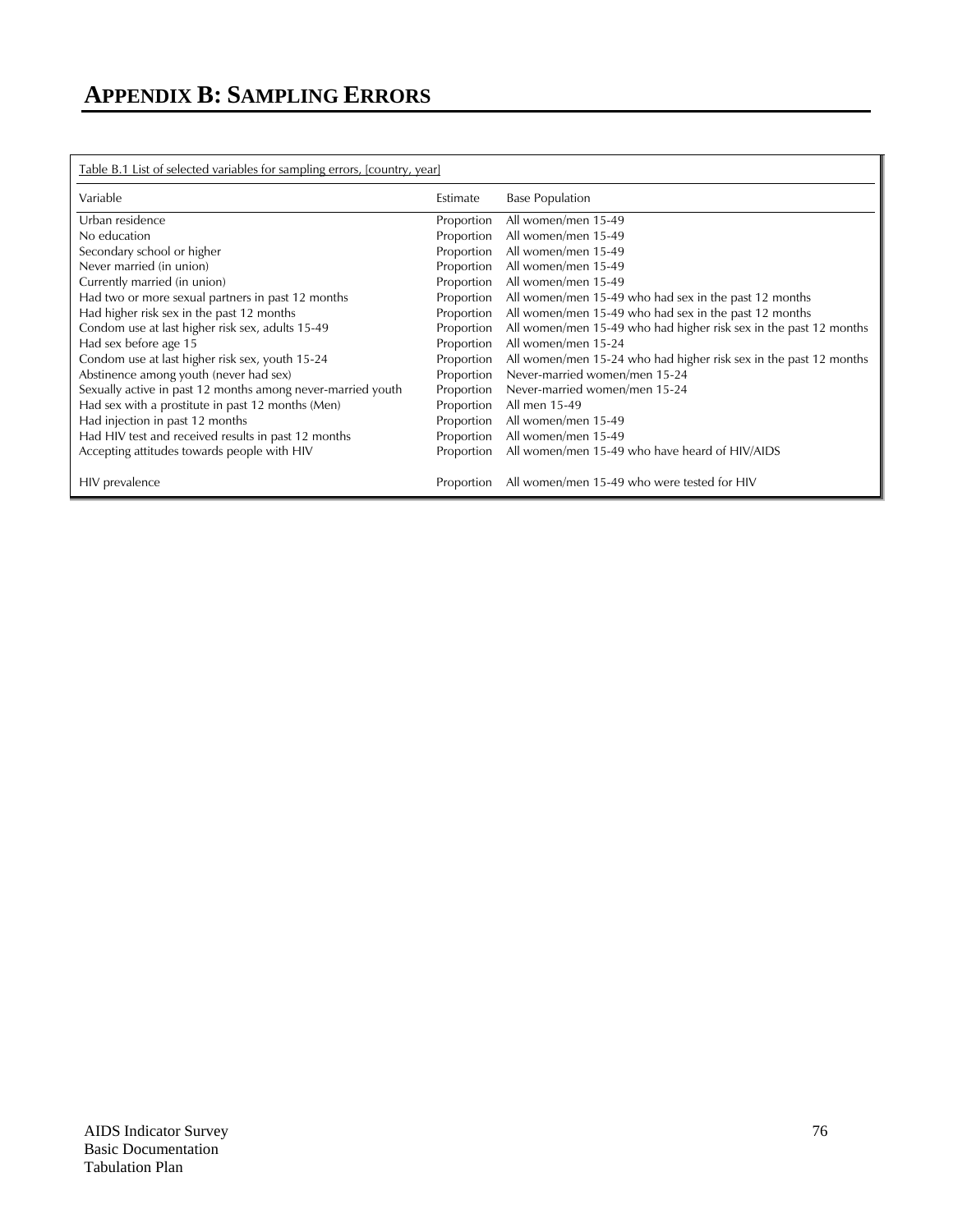# APPENDIX B: SAMPLING ERRORS

Table B.1 List of selected variables for sampling errors, [country, year]

| Variable | Estimate | Base Population |
|---|---|---|
| Urban residence | Proportion | All women/men 15-49 |
| No education | Proportion | All women/men 15-49 |
| Secondary school or higher | Proportion | All women/men 15-49 |
| Never married (in union) | Proportion | All women/men 15-49 |
| Currently married (in union) | Proportion | All women/men 15-49 |
| Had two or more sexual partners in past 12 months | Proportion | All women/men 15-49 who had sex in the past 12 months |
| Had higher risk sex in the past 12 months | Proportion | All women/men 15-49 who had sex in the past 12 months |
| Condom use at last higher risk sex, adults 15-49 | Proportion | All women/men 15-49 who had higher risk sex in the past 12 months |
| Had sex before age 15 | Proportion | All women/men 15-24 |
| Condom use at last higher risk sex, youth 15-24 | Proportion | All women/men 15-24 who had higher risk sex in the past 12 months |
| Abstinence among youth (never had sex) | Proportion | Never-married women/men 15-24 |
| Sexually active in past 12 months among never-married youth | Proportion | Never-married women/men 15-24 |
| Had sex with a prostitute in past 12 months (Men) | Proportion | All men 15-49 |
| Had injection in past 12 months | Proportion | All women/men 15-49 |
| Had HIV test and received results in past 12 months | Proportion | All women/men 15-49 |
| Accepting attitudes towards people with HIV | Proportion | All women/men 15-49 who have heard of HIV/AIDS |
| HIV prevalence | Proportion | All women/men 15-49 who were tested for HIV |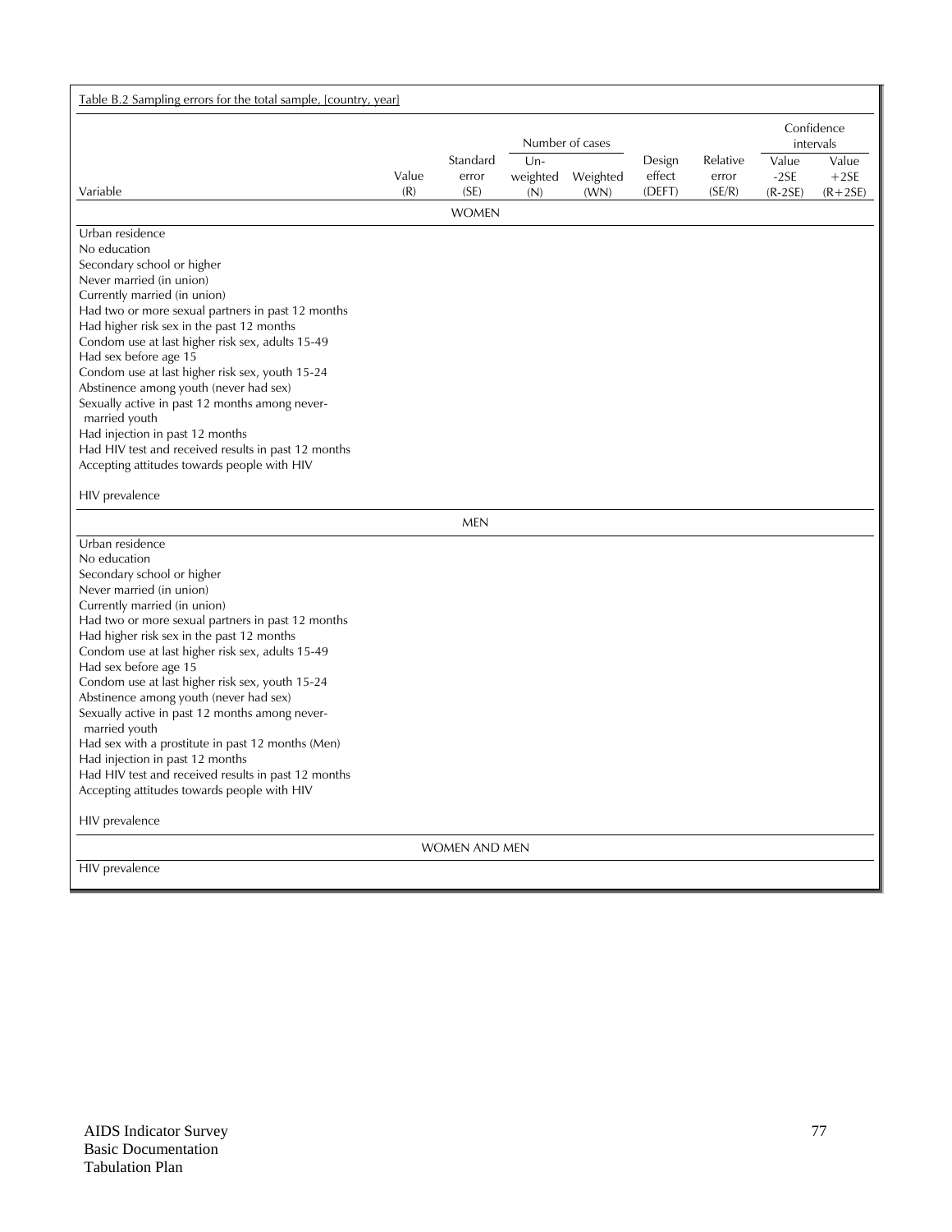Table B.2 Sampling errors for the total sample, [country, year]

| Variable | Value (R) | Standard error (SE) | Number of cases | | Design effect (DEFT) | Relative error (SE/R) | Confidence intervals | |
|---|---|---|---|---|---|---|---|---|
| | | | Un-weighted (N) | Weighted (WN) | | | Value -2SE (R-2SE) | Value +2SE (R+2SE) |
| **WOMEN** | | | | | | | | |
| Urban residence | | | | | | | | |
| No education | | | | | | | | |
| Secondary school or higher | | | | | | | | |
| Never married (in union) | | | | | | | | |
| Currently married (in union) | | | | | | | | |
| Had two or more sexual partners in past 12 months | | | | | | | | |
| Had higher risk sex in the past 12 months | | | | | | | | |
| Condom use at last higher risk sex, adults 15-49 | | | | | | | | |
| Had sex before age 15 | | | | | | | | |
| Condom use at last higher risk sex, youth 15-24 | | | | | | | | |
| Abstinence among youth (never had sex) | | | | | | | | |
| Sexually active in past 12 months among never-married youth | | | | | | | | |
| Had injection in past 12 months | | | | | | | | |
| Had HIV test and received results in past 12 months | | | | | | | | |
| Accepting attitudes towards people with HIV | | | | | | | | |
| HIV prevalence | | | | | | | | |
| **MEN** | | | | | | | | |
| Urban residence | | | | | | | | |
| No education | | | | | | | | |
| Secondary school or higher | | | | | | | | |
| Never married (in union) | | | | | | | | |
| Currently married (in union) | | | | | | | | |
| Had two or more sexual partners in past 12 months | | | | | | | | |
| Had higher risk sex in the past 12 months | | | | | | | | |
| Condom use at last higher risk sex, adults 15-49 | | | | | | | | |
| Had sex before age 15 | | | | | | | | |
| Condom use at last higher risk sex, youth 15-24 | | | | | | | | |
| Abstinence among youth (never had sex) | | | | | | | | |
| Sexually active in past 12 months among never-married youth | | | | | | | | |
| Had sex with a prostitute in past 12 months (Men) | | | | | | | | |
| Had injection in past 12 months | | | | | | | | |
| Had HIV test and received results in past 12 months | | | | | | | | |
| Accepting attitudes towards people with HIV | | | | | | | | |
| HIV prevalence | | | | | | | | |
| **WOMEN AND MEN** | | | | | | | | |
| HIV prevalence | | | | | | | | |

AIDS Indicator Survey
Basic Documentation
Tabulation Plan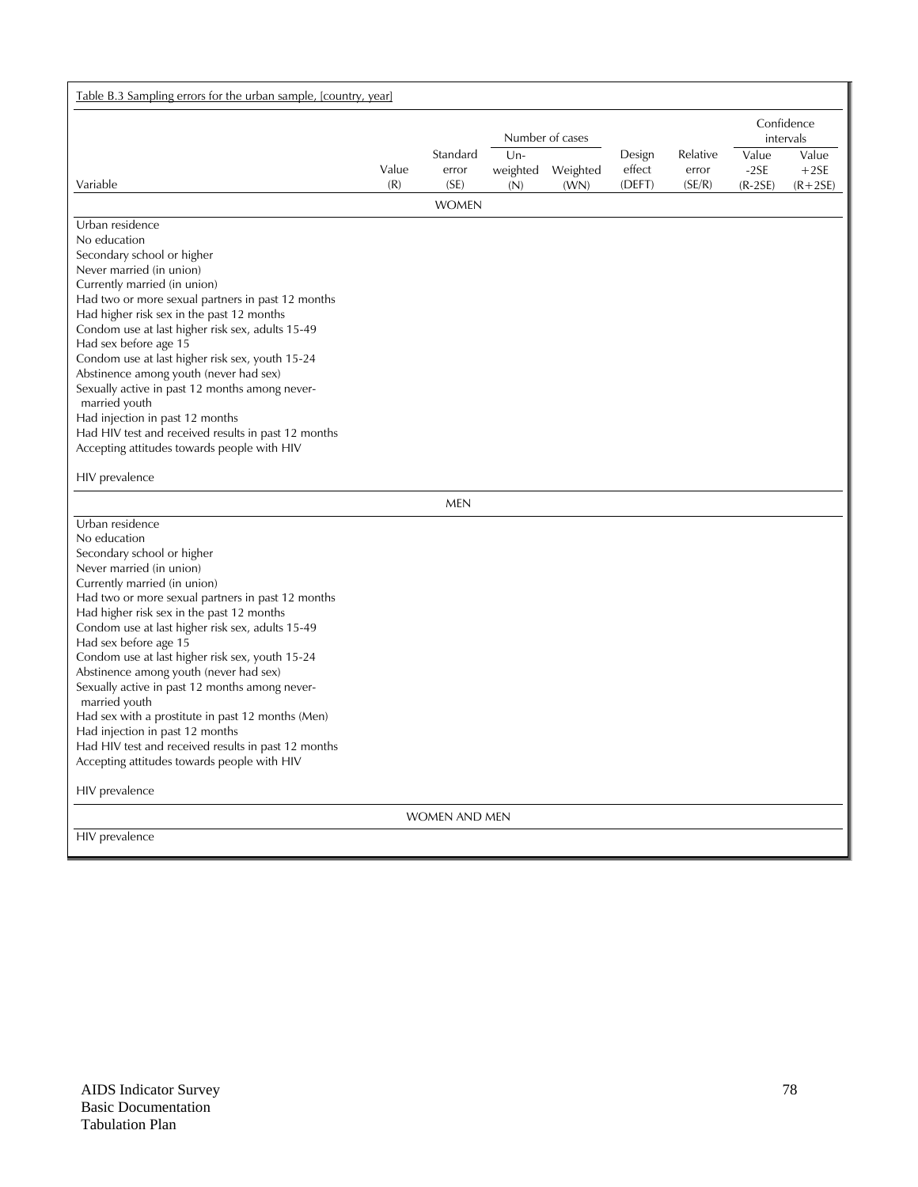| Table B.3 Sampling errors for the urban sample, [country, year] | | | | | | | | |
|---|---|---|---|---|---|---|---|---|
| | | | Number of cases | | | | Confidence intervals | |
| Variable | Value (R) | Standard error (SE) | Un-weighted (N) | Weighted (WN) | Design effect (DEFT) | Relative error (SE/R) | Value -2SE (R-2SE) | Value +2SE (R+2SE) |
| | | WOMEN | | | | | | |
| Urban residence | | | | | | | | |
| No education | | | | | | | | |
| Secondary school or higher | | | | | | | | |
| Never married (in union) | | | | | | | | |
| Currently married (in union) | | | | | | | | |
| Had two or more sexual partners in past 12 months | | | | | | | | |
| Had higher risk sex in the past 12 months | | | | | | | | |
| Condom use at last higher risk sex, adults 15-49 | | | | | | | | |
| Had sex before age 15 | | | | | | | | |
| Condom use at last higher risk sex, youth 15-24 | | | | | | | | |
| Abstinence among youth (never had sex) | | | | | | | | |
| Sexually active in past 12 months among never-married youth | | | | | | | | |
| Had injection in past 12 months | | | | | | | | |
| Had HIV test and received results in past 12 months | | | | | | | | |
| Accepting attitudes towards people with HIV | | | | | | | | |
| HIV prevalence | | | | | | | | |
| | | MEN | | | | | | |
| Urban residence | | | | | | | | |
| No education | | | | | | | | |
| Secondary school or higher | | | | | | | | |
| Never married (in union) | | | | | | | | |
| Currently married (in union) | | | | | | | | |
| Had two or more sexual partners in past 12 months | | | | | | | | |
| Had higher risk sex in the past 12 months | | | | | | | | |
| Condom use at last higher risk sex, adults 15-49 | | | | | | | | |
| Had sex before age 15 | | | | | | | | |
| Condom use at last higher risk sex, youth 15-24 | | | | | | | | |
| Abstinence among youth (never had sex) | | | | | | | | |
| Sexually active in past 12 months among never-married youth | | | | | | | | |
| Had sex with a prostitute in past 12 months (Men) | | | | | | | | |
| Had injection in past 12 months | | | | | | | | |
| Had HIV test and received results in past 12 months | | | | | | | | |
| Accepting attitudes towards people with HIV | | | | | | | | |
| HIV prevalence | | | | | | | | |
| | | WOMEN AND MEN | | | | | | |
| HIV prevalence | | | | | | | | |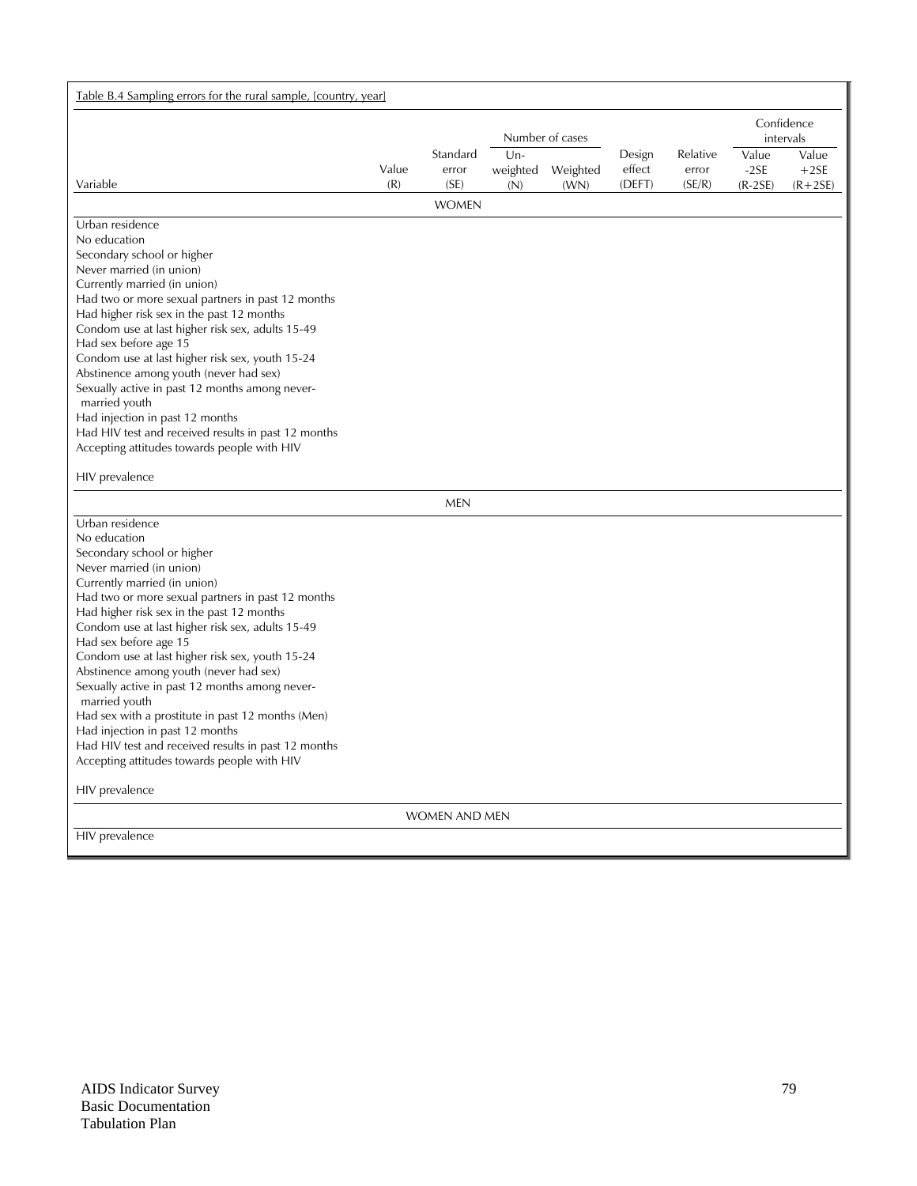Table B.4 Sampling errors for the rural sample, [country, year]

| Variable | Value (R) | Standard error (SE) | Number of cases | | Design effect (DEFT) | Relative error (SE/R) | Confidence intervals | |
|---|---|---|---|---|---|---|---|---|
| | | | Un-weighted (N) | Weighted (WN) | | | Value -2SE (R-2SE) | Value +2SE (R+2SE) |
| **WOMEN** | | | | | | | | |
| Urban residence | | | | | | | | |
| No education | | | | | | | | |
| Secondary school or higher | | | | | | | | |
| Never married (in union) | | | | | | | | |
| Currently married (in union) | | | | | | | | |
| Had two or more sexual partners in past 12 months | | | | | | | | |
| Had higher risk sex in the past 12 months | | | | | | | | |
| Condom use at last higher risk sex, adults 15-49 | | | | | | | | |
| Had sex before age 15 | | | | | | | | |
| Condom use at last higher risk sex, youth 15-24 | | | | | | | | |
| Abstinence among youth (never had sex) | | | | | | | | |
| Sexually active in past 12 months among never-married youth | | | | | | | | |
| Had injection in past 12 months | | | | | | | | |
| Had HIV test and received results in past 12 months | | | | | | | | |
| Accepting attitudes towards people with HIV | | | | | | | | |
| HIV prevalence | | | | | | | | |
| **MEN** | | | | | | | | |
| Urban residence | | | | | | | | |
| No education | | | | | | | | |
| Secondary school or higher | | | | | | | | |
| Never married (in union) | | | | | | | | |
| Currently married (in union) | | | | | | | | |
| Had two or more sexual partners in past 12 months | | | | | | | | |
| Had higher risk sex in the past 12 months | | | | | | | | |
| Condom use at last higher risk sex, adults 15-49 | | | | | | | | |
| Had sex before age 15 | | | | | | | | |
| Condom use at last higher risk sex, youth 15-24 | | | | | | | | |
| Abstinence among youth (never had sex) | | | | | | | | |
| Sexually active in past 12 months among never-married youth | | | | | | | | |
| Had sex with a prostitute in past 12 months (Men) | | | | | | | | |
| Had injection in past 12 months | | | | | | | | |
| Had HIV test and received results in past 12 months | | | | | | | | |
| Accepting attitudes towards people with HIV | | | | | | | | |
| HIV prevalence | | | | | | | | |
| **WOMEN AND MEN** | | | | | | | | |
| HIV prevalence | | | | | | | | |

AIDS Indicator Survey
Basic Documentation
Tabulation Plan